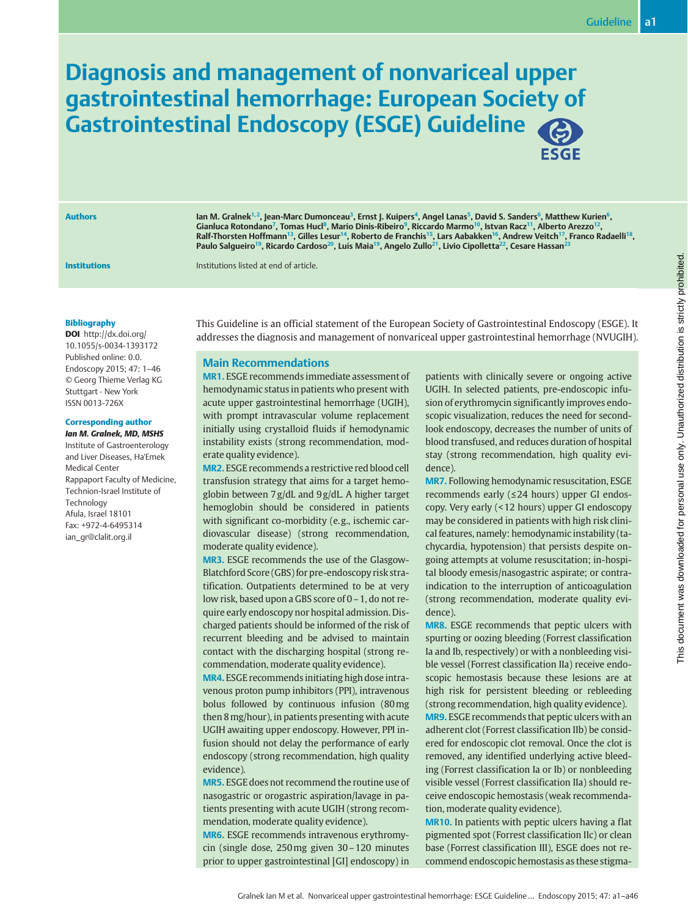# Diagnosis and management of nonvariceal upper gastrointestinal hemorrhage: European Society of Gastrointestinal Endoscopy (ESGE) Guideline

**Authors**

Ian M. Gralnek[1,2], Jean-Marc Dumonceau[3], Ernst J. Kuipers[4], Angel Lanas[5], David S. Sanders[6], Matthew Kurien[6], Gianluca Rotondano[7], Tomas Hucl[8], Mario Dinis-Ribeiro[9], Riccardo Marmo[10], Istvan Racz[11], Alberto Arezzo[12], Ralf-Thorsten Hoffmann[13], Gilles Lesur[14], Roberto de Franchis[15], Lars Aabakken[16], Andrew Veitch[17], Franco Radaelli[18], Paulo Salgueiro[19], Ricardo Cardoso[20], Luís Maia[19], Angelo Zullo[21], Livio Cipolletta[22], Cesare Hassan[23]

**Institutions**

Institutions listed at end of article.

**Bibliography**

**DOI** http://dx.doi.org/10.1055/s-0034-1393172
Published online: 0.0.
Endoscopy 2015; 47: 1–46
© Georg Thieme Verlag KG Stuttgart · New York
ISSN 0013-726X

**Corresponding author**

***Ian M. Gralnek, MD, MSHS***
Institute of Gastroenterology and Liver Diseases, Ha'Emek Medical Center
Rappaport Faculty of Medicine, Technion-Israel Institute of Technology
Afula, Israel 18101
Fax: +972-4-6495314
ian_gr@clalit.org.il

This Guideline is an official statement of the European Society of Gastrointestinal Endoscopy (ESGE). It addresses the diagnosis and management of nonvariceal upper gastrointestinal hemorrhage (NVUGIH).

## Main Recommendations

**MR1.** ESGE recommends immediate assessment of hemodynamic status in patients who present with acute upper gastrointestinal hemorrhage (UGIH), with prompt intravascular volume replacement initially using crystalloid fluids if hemodynamic instability exists (strong recommendation, moderate quality evidence).

**MR2.** ESGE recommends a restrictive red blood cell transfusion strategy that aims for a target hemoglobin between 7 g/dL and 9 g/dL. A higher target hemoglobin should be considered in patients with significant co-morbidity (e.g., ischemic cardiovascular disease) (strong recommendation, moderate quality evidence).

**MR3.** ESGE recommends the use of the Glasgow-Blatchford Score (GBS) for pre-endoscopy risk stratification. Outpatients determined to be at very low risk, based upon a GBS score of 0 – 1, do not require early endoscopy nor hospital admission. Discharged patients should be informed of the risk of recurrent bleeding and be advised to maintain contact with the discharging hospital (strong recommendation, moderate quality evidence).

**MR4.** ESGE recommends initiating high dose intravenous proton pump inhibitors (PPI), intravenous bolus followed by continuous infusion (80 mg then 8 mg/hour), in patients presenting with acute UGIH awaiting upper endoscopy. However, PPI infusion should not delay the performance of early endoscopy (strong recommendation, high quality evidence).

**MR5.** ESGE does not recommend the routine use of nasogastric or orogastric aspiration/lavage in patients presenting with acute UGIH (strong recommendation, moderate quality evidence).

**MR6.** ESGE recommends intravenous erythromycin (single dose, 250 mg given 30 – 120 minutes prior to upper gastrointestinal [GI] endoscopy) in patients with clinically severe or ongoing active UGIH. In selected patients, pre-endoscopic infusion of erythromycin significantly improves endoscopic visualization, reduces the need for second-look endoscopy, decreases the number of units of blood transfused, and reduces duration of hospital stay (strong recommendation, high quality evidence).

**MR7.** Following hemodynamic resuscitation, ESGE recommends early (≤ 24 hours) upper GI endoscopy. Very early (< 12 hours) upper GI endoscopy may be considered in patients with high risk clinical features, namely: hemodynamic instability (tachycardia, hypotension) that persists despite ongoing attempts at volume resuscitation; in-hospital bloody emesis/nasogastric aspirate; or contraindication to the interruption of anticoagulation (strong recommendation, moderate quality evidence).

**MR8.** ESGE recommends that peptic ulcers with spurting or oozing bleeding (Forrest classification Ia and Ib, respectively) or with a nonbleeding visible vessel (Forrest classification IIa) receive endoscopic hemostasis because these lesions are at high risk for persistent bleeding or rebleeding (strong recommendation, high quality evidence).

**MR9.** ESGE recommends that peptic ulcers with an adherent clot (Forrest classification IIb) be considered for endoscopic clot removal. Once the clot is removed, any identified underlying active bleeding (Forrest classification Ia or Ib) or nonbleeding visible vessel (Forrest classification IIa) should receive endoscopic hemostasis (weak recommendation, moderate quality evidence).

**MR10.** In patients with peptic ulcers having a flat pigmented spot (Forrest classification IIc) or clean base (Forrest classification III), ESGE does not recommend endoscopic hemostasis as these stigma-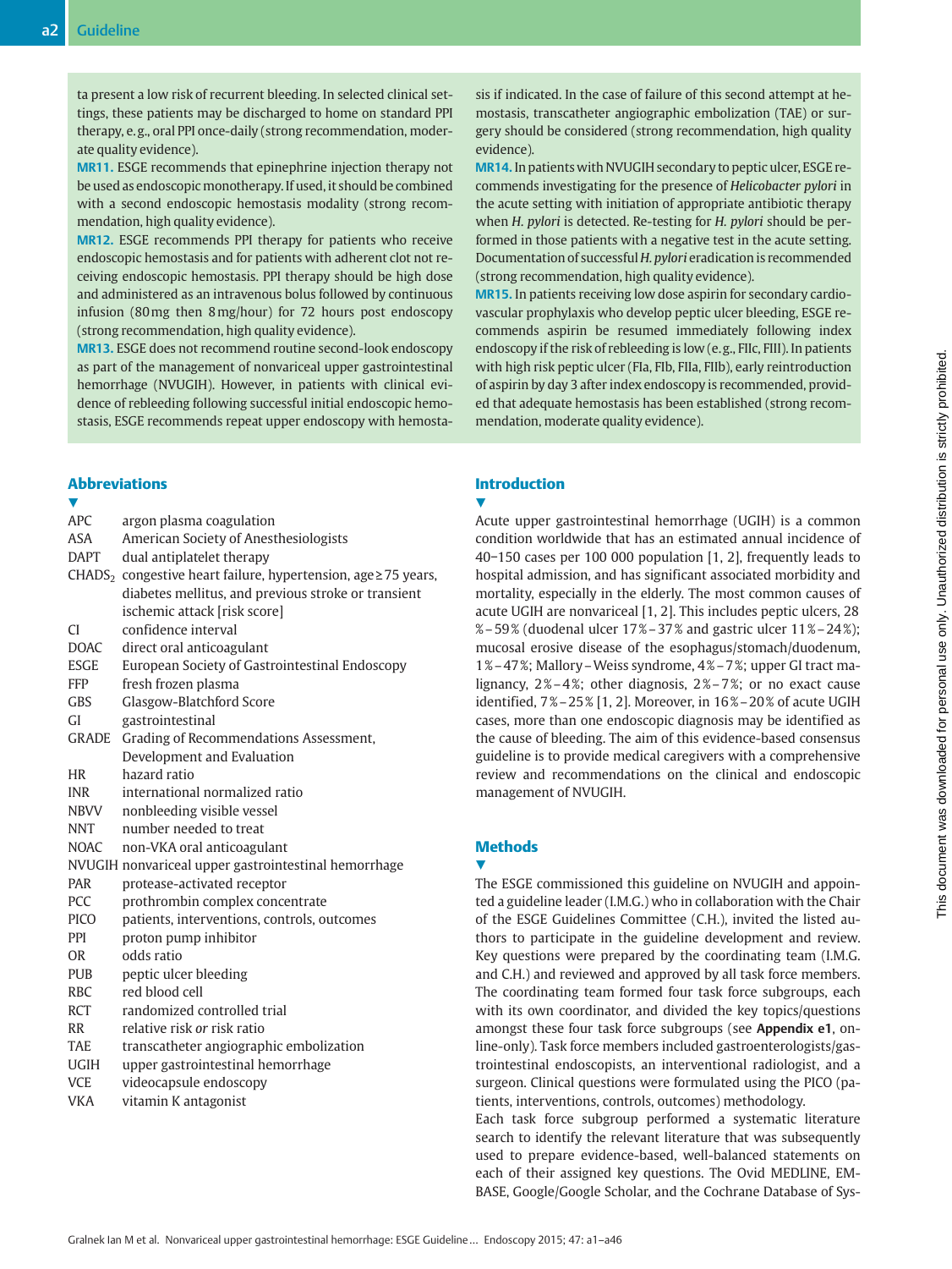ta present a low risk of recurrent bleeding. In selected clinical settings, these patients may be discharged to home on standard PPI therapy, e.g., oral PPI once-daily (strong recommendation, moderate quality evidence).

**MR11.** ESGE recommends that epinephrine injection therapy not be used as endoscopic monotherapy. If used, it should be combined with a second endoscopic hemostasis modality (strong recommendation, high quality evidence).

**MR12.** ESGE recommends PPI therapy for patients who receive endoscopic hemostasis and for patients with adherent clot not receiving endoscopic hemostasis. PPI therapy should be high dose and administered as an intravenous bolus followed by continuous infusion (80 mg then 8 mg/hour) for 72 hours post endoscopy (strong recommendation, high quality evidence).

**MR13.** ESGE does not recommend routine second-look endoscopy as part of the management of nonvariceal upper gastrointestinal hemorrhage (NVUGIH). However, in patients with clinical evidence of rebleeding following successful initial endoscopic hemostasis, ESGE recommends repeat upper endoscopy with hemostasis if indicated. In the case of failure of this second attempt at hemostasis, transcatheter angiographic embolization (TAE) or surgery should be considered (strong recommendation, high quality evidence).

**MR14.** In patients with NVUGIH secondary to peptic ulcer, ESGE recommends investigating for the presence of *Helicobacter pylori* in the acute setting with initiation of appropriate antibiotic therapy when *H. pylori* is detected. Re-testing for *H. pylori* should be performed in those patients with a negative test in the acute setting. Documentation of successful *H. pylori* eradication is recommended (strong recommendation, high quality evidence).

**MR15.** In patients receiving low dose aspirin for secondary cardiovascular prophylaxis who develop peptic ulcer bleeding, ESGE recommends aspirin be resumed immediately following index endoscopy if the risk of rebleeding is low (e.g., FIIc, FIII). In patients with high risk peptic ulcer (FIa, FIb, FIIa, FIIb), early reintroduction of aspirin by day 3 after index endoscopy is recommended, provided that adequate hemostasis has been established (strong recommendation, moderate quality evidence).

## Abbreviations

| | |
|---|---|
| APC | argon plasma coagulation |
| ASA | American Society of Anesthesiologists |
| DAPT | dual antiplatelet therapy |
| $CHADS_2$ | congestive heart failure, hypertension, age ≥ 75 years, diabetes mellitus, and previous stroke or transient ischemic attack [risk score] |
| CI | confidence interval |
| DOAC | direct oral anticoagulant |
| ESGE | European Society of Gastrointestinal Endoscopy |
| FFP | fresh frozen plasma |
| GBS | Glasgow-Blatchford Score |
| GI | gastrointestinal |
| GRADE | Grading of Recommendations Assessment, Development and Evaluation |
| HR | hazard ratio |
| INR | international normalized ratio |
| NBVV | nonbleeding visible vessel |
| NNT | number needed to treat |
| NOAC | non-VKA oral anticoagulant |
| NVUGIH | nonvariceal upper gastrointestinal hemorrhage |
| PAR | protease-activated receptor |
| PCC | prothrombin complex concentrate |
| PICO | patients, interventions, controls, outcomes |
| PPI | proton pump inhibitor |
| OR | odds ratio |
| PUB | peptic ulcer bleeding |
| RBC | red blood cell |
| RCT | randomized controlled trial |
| RR | relative risk *or* risk ratio |
| TAE | transcatheter angiographic embolization |
| UGIH | upper gastrointestinal hemorrhage |
| VCE | videocapsule endoscopy |
| VKA | vitamin K antagonist |

## Introduction

Acute upper gastrointestinal hemorrhage (UGIH) is a common condition worldwide that has an estimated annual incidence of 40−150 cases per 100 000 population [1, 2], frequently leads to hospital admission, and has significant associated morbidity and mortality, especially in the elderly. The most common causes of acute UGIH are nonvariceal [1, 2]. This includes peptic ulcers, 28 %–59 % (duodenal ulcer 17 %–37 % and gastric ulcer 11 %–24 %); mucosal erosive disease of the esophagus/stomach/duodenum, 1 %–47 %; Mallory–Weiss syndrome, 4 %–7 %; upper GI tract malignancy, 2 %–4 %; other diagnosis, 2 %–7 %; or no exact cause identified, 7 %–25 % [1, 2]. Moreover, in 16 %–20 % of acute UGIH cases, more than one endoscopic diagnosis may be identified as the cause of bleeding. The aim of this evidence-based consensus guideline is to provide medical caregivers with a comprehensive review and recommendations on the clinical and endoscopic management of NVUGIH.

## Methods

The ESGE commissioned this guideline on NVUGIH and appointed a guideline leader (I.M.G.) who in collaboration with the Chair of the ESGE Guidelines Committee (C.H.), invited the listed authors to participate in the guideline development and review. Key questions were prepared by the coordinating team (I.M.G. and C.H.) and reviewed and approved by all task force members. The coordinating team formed four task force subgroups, each with its own coordinator, and divided the key topics/questions amongst these four task force subgroups (see **Appendix e1**, online-only). Task force members included gastroenterologists/gastrointestinal endoscopists, an interventional radiologist, and a surgeon. Clinical questions were formulated using the PICO (patients, interventions, controls, outcomes) methodology.

Each task force subgroup performed a systematic literature search to identify the relevant literature that was subsequently used to prepare evidence-based, well-balanced statements on each of their assigned key questions. The Ovid MEDLINE, EMBASE, Google/Google Scholar, and the Cochrane Database of Sys-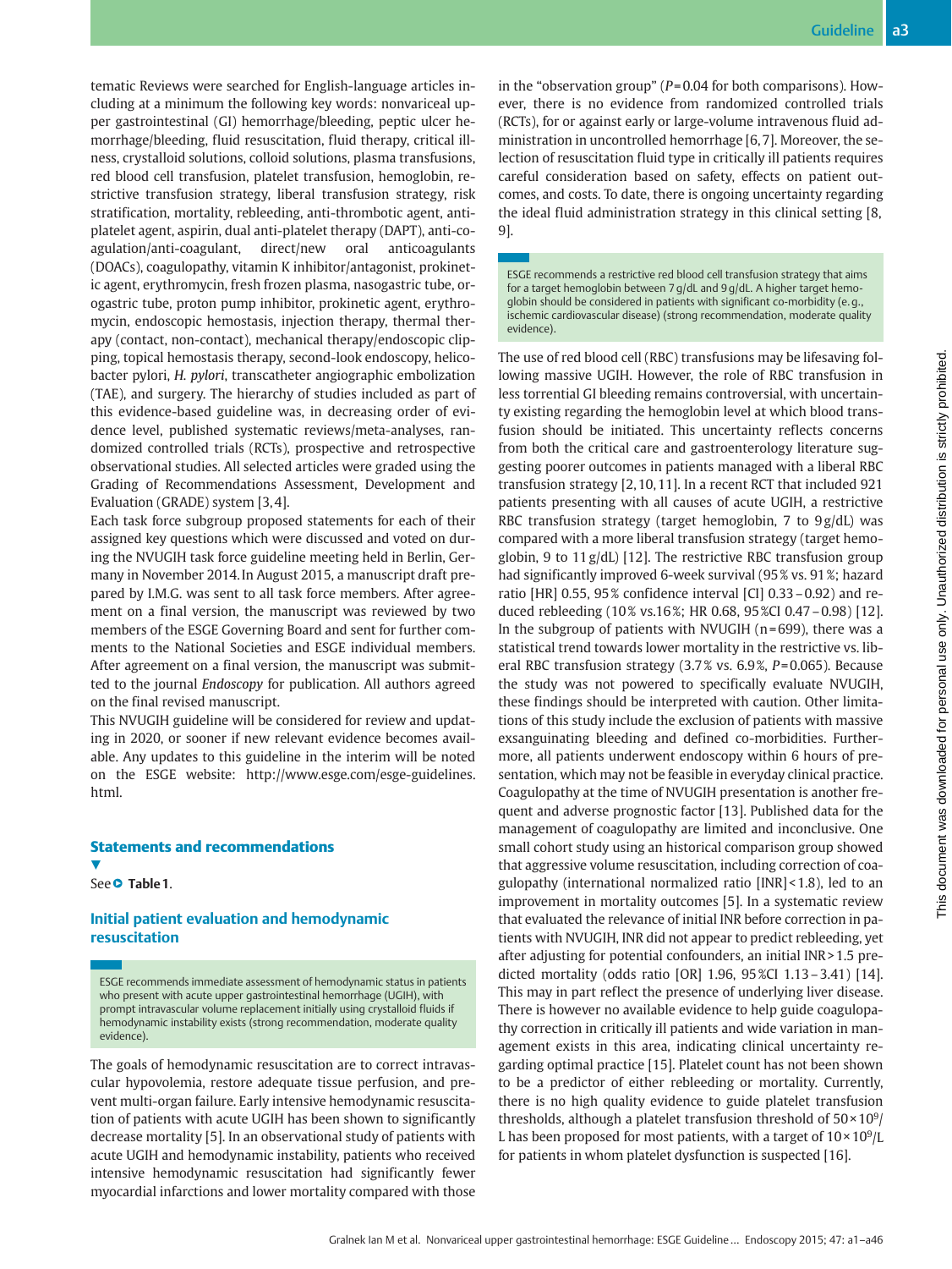tematic Reviews were searched for English-language articles including at a minimum the following key words: nonvariceal upper gastrointestinal (GI) hemorrhage/bleeding, peptic ulcer hemorrhage/bleeding, fluid resuscitation, fluid therapy, critical illness, crystalloid solutions, colloid solutions, plasma transfusions, red blood cell transfusion, platelet transfusion, hemoglobin, restrictive transfusion strategy, liberal transfusion strategy, risk stratification, mortality, rebleeding, anti-thrombotic agent, antiplatelet agent, aspirin, dual anti-platelet therapy (DAPT), anti-coagulation/anti-coagulant, direct/new oral anticoagulants (DOACs), coagulopathy, vitamin K inhibitor/antagonist, prokinetic agent, erythromycin, fresh frozen plasma, nasogastric tube, orogastric tube, proton pump inhibitor, prokinetic agent, erythromycin, endoscopic hemostasis, injection therapy, thermal therapy (contact, non-contact), mechanical therapy/endoscopic clipping, topical hemostasis therapy, second-look endoscopy, helicobacter pylori, *H. pylori*, transcatheter angiographic embolization (TAE), and surgery. The hierarchy of studies included as part of this evidence-based guideline was, in decreasing order of evidence level, published systematic reviews/meta-analyses, randomized controlled trials (RCTs), prospective and retrospective observational studies. All selected articles were graded using the Grading of Recommendations Assessment, Development and Evaluation (GRADE) system [3,4].

Each task force subgroup proposed statements for each of their assigned key questions which were discussed and voted on during the NVUGIH task force guideline meeting held in Berlin, Germany in November 2014. In August 2015, a manuscript draft prepared by I.M.G. was sent to all task force members. After agreement on a final version, the manuscript was reviewed by two members of the ESGE Governing Board and sent for further comments to the National Societies and ESGE individual members. After agreement on a final version, the manuscript was submitted to the journal *Endoscopy* for publication. All authors agreed on the final revised manuscript.

This NVUGIH guideline will be considered for review and updating in 2020, or sooner if new relevant evidence becomes available. Any updates to this guideline in the interim will be noted on the ESGE website: http://www.esge.com/esge-guidelines.html.

## Statements and recommendations

See Table 1.

## Initial patient evaluation and hemodynamic resuscitation

> ESGE recommends immediate assessment of hemodynamic status in patients who present with acute upper gastrointestinal hemorrhage (UGIH), with prompt intravascular volume replacement initially using crystalloid fluids if hemodynamic instability exists (strong recommendation, moderate quality evidence).

The goals of hemodynamic resuscitation are to correct intravascular hypovolemia, restore adequate tissue perfusion, and prevent multi-organ failure. Early intensive hemodynamic resuscitation of patients with acute UGIH has been shown to significantly decrease mortality [5]. In an observational study of patients with acute UGIH and hemodynamic instability, patients who received intensive hemodynamic resuscitation had significantly fewer myocardial infarctions and lower mortality compared with those in the "observation group" ($P=0.04$ for both comparisons). However, there is no evidence from randomized controlled trials (RCTs), for or against early or large-volume intravenous fluid administration in uncontrolled hemorrhage [6,7]. Moreover, the selection of resuscitation fluid type in critically ill patients requires careful consideration based on safety, effects on patient outcomes, and costs. To date, there is ongoing uncertainty regarding the ideal fluid administration strategy in this clinical setting [8, 9].

> ESGE recommends a restrictive red blood cell transfusion strategy that aims for a target hemoglobin between 7 g/dL and 9 g/dL. A higher target hemoglobin should be considered in patients with significant co-morbidity (e.g., ischemic cardiovascular disease) (strong recommendation, moderate quality evidence).

The use of red blood cell (RBC) transfusions may be lifesaving following massive UGIH. However, the role of RBC transfusion in less torrential GI bleeding remains controversial, with uncertainty existing regarding the hemoglobin level at which blood transfusion should be initiated. This uncertainty reflects concerns from both the critical care and gastroenterology literature suggesting poorer outcomes in patients managed with a liberal RBC transfusion strategy [2, 10, 11]. In a recent RCT that included 921 patients presenting with all causes of acute UGIH, a restrictive RBC transfusion strategy (target hemoglobin, 7 to 9 g/dL) was compared with a more liberal transfusion strategy (target hemoglobin, 9 to 11 g/dL) [12]. The restrictive RBC transfusion group had significantly improved 6-week survival (95 % vs. 91 %; hazard ratio [HR] 0.55, 95 % confidence interval [CI] 0.33 – 0.92) and reduced rebleeding (10 % vs.16 %; HR 0.68, 95 %CI 0.47 – 0.98) [12]. In the subgroup of patients with NVUGIH ($n=699$), there was a statistical trend towards lower mortality in the restrictive vs. liberal RBC transfusion strategy (3.7 % vs. 6.9 %, $P=0.065$). Because the study was not powered to specifically evaluate NVUGIH, these findings should be interpreted with caution. Other limitations of this study include the exclusion of patients with massive exsanguinating bleeding and defined co-morbidities. Furthermore, all patients underwent endoscopy within 6 hours of presentation, which may not be feasible in everyday clinical practice. Coagulopathy at the time of NVUGIH presentation is another frequent and adverse prognostic factor [13]. Published data for the management of coagulopathy are limited and inconclusive. One small cohort study using an historical comparison group showed that aggressive volume resuscitation, including correction of coagulopathy (international normalized ratio [INR] < 1.8), led to an improvement in mortality outcomes [5]. In a systematic review that evaluated the relevance of initial INR before correction in patients with NVUGIH, INR did not appear to predict rebleeding, yet after adjusting for potential confounders, an initial INR > 1.5 predicted mortality (odds ratio [OR] 1.96, 95 %CI 1.13 – 3.41) [14]. This may in part reflect the presence of underlying liver disease. There is however no available evidence to help guide coagulopathy correction in critically ill patients and wide variation in management exists in this area, indicating clinical uncertainty regarding optimal practice [15]. Platelet count has not been shown to be a predictor of either rebleeding or mortality. Currently, there is no high quality evidence to guide platelet transfusion thresholds, although a platelet transfusion threshold of $50 \times 10^9$/L has been proposed for most patients, with a target of $10 \times 10^9$/L for patients in whom platelet dysfunction is suspected [16].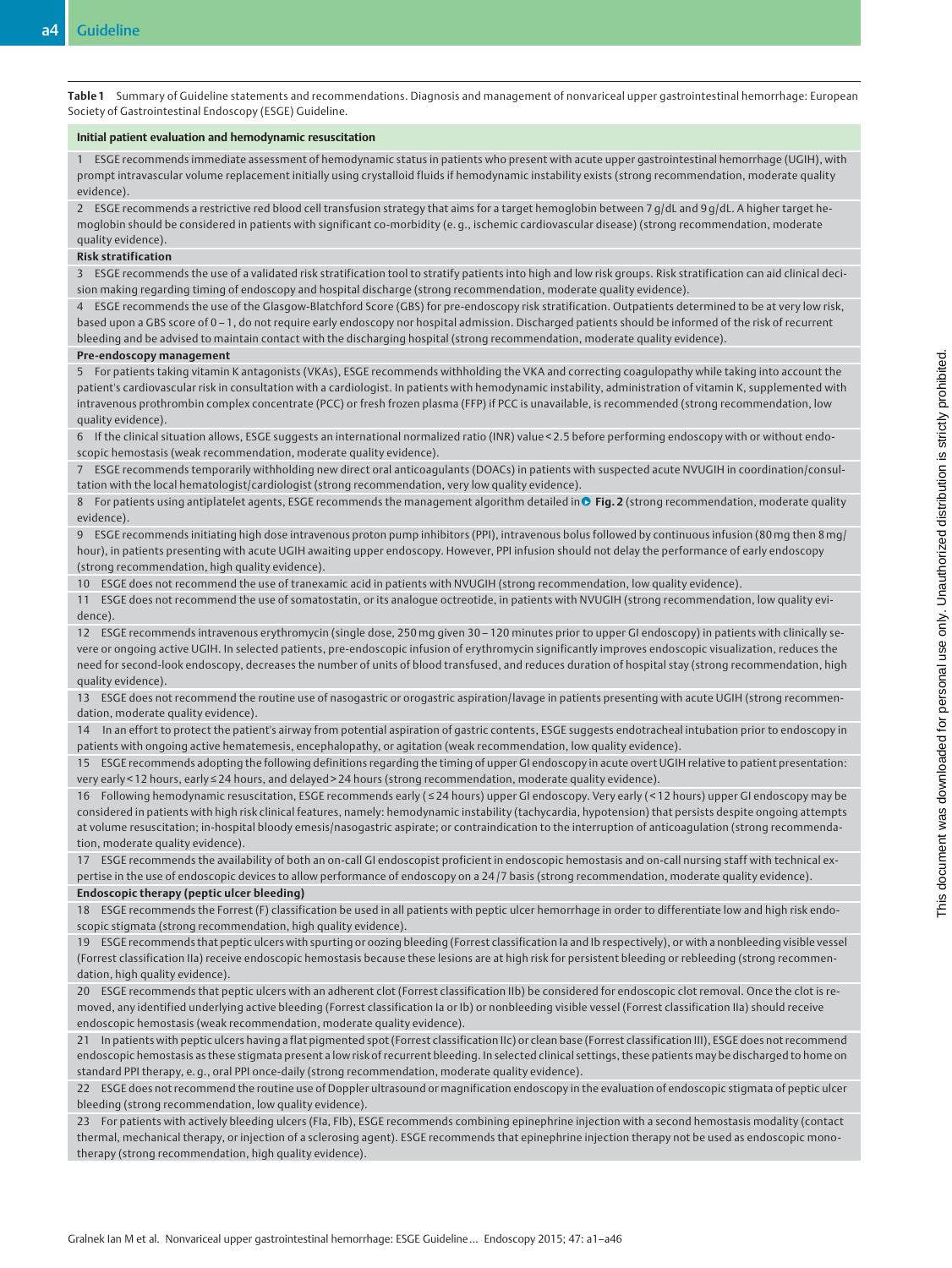**Table 1** Summary of Guideline statements and recommendations. Diagnosis and management of nonvariceal upper gastrointestinal hemorrhage: European Society of Gastrointestinal Endoscopy (ESGE) Guideline.

**Initial patient evaluation and hemodynamic resuscitation**

1 ESGE recommends immediate assessment of hemodynamic status in patients who present with acute upper gastrointestinal hemorrhage (UGIH), with prompt intravascular volume replacement initially using crystalloid fluids if hemodynamic instability exists (strong recommendation, moderate quality evidence).

2 ESGE recommends a restrictive red blood cell transfusion strategy that aims for a target hemoglobin between 7 g/dL and 9 g/dL. A higher target hemoglobin should be considered in patients with significant co-morbidity (e. g., ischemic cardiovascular disease) (strong recommendation, moderate quality evidence).

**Risk stratification**

3 ESGE recommends the use of a validated risk stratification tool to stratify patients into high and low risk groups. Risk stratification can aid clinical decision making regarding timing of endoscopy and hospital discharge (strong recommendation, moderate quality evidence).

4 ESGE recommends the use of the Glasgow-Blatchford Score (GBS) for pre-endoscopy risk stratification. Outpatients determined to be at very low risk, based upon a GBS score of 0 – 1, do not require early endoscopy nor hospital admission. Discharged patients should be informed of the risk of recurrent bleeding and be advised to maintain contact with the discharging hospital (strong recommendation, moderate quality evidence).

**Pre-endoscopy management**

5 For patients taking vitamin K antagonists (VKAs), ESGE recommends withholding the VKA and correcting coagulopathy while taking into account the patient's cardiovascular risk in consultation with a cardiologist. In patients with hemodynamic instability, administration of vitamin K, supplemented with intravenous prothrombin complex concentrate (PCC) or fresh frozen plasma (FFP) if PCC is unavailable, is recommended (strong recommendation, low quality evidence).

6 If the clinical situation allows, ESGE suggests an international normalized ratio (INR) value < 2.5 before performing endoscopy with or without endoscopic hemostasis (weak recommendation, moderate quality evidence).

7 ESGE recommends temporarily withholding new direct oral anticoagulants (DOACs) in patients with suspected acute NVUGIH in coordination/consultation with the local hematologist/cardiologist (strong recommendation, very low quality evidence).

8 For patients using antiplatelet agents, ESGE recommends the management algorithm detailed in **Fig. 2** (strong recommendation, moderate quality evidence).

9 ESGE recommends initiating high dose intravenous proton pump inhibitors (PPI), intravenous bolus followed by continuous infusion (80 mg then 8 mg/hour), in patients presenting with acute UGIH awaiting upper endoscopy. However, PPI infusion should not delay the performance of early endoscopy (strong recommendation, high quality evidence).

10 ESGE does not recommend the use of tranexamic acid in patients with NVUGIH (strong recommendation, low quality evidence).

11 ESGE does not recommend the use of somatostatin, or its analogue octreotide, in patients with NVUGIH (strong recommendation, low quality evidence).

12 ESGE recommends intravenous erythromycin (single dose, 250 mg given 30 – 120 minutes prior to upper GI endoscopy) in patients with clinically severe or ongoing active UGIH. In selected patients, pre-endoscopic infusion of erythromycin significantly improves endoscopic visualization, reduces the need for second-look endoscopy, decreases the number of units of blood transfused, and reduces duration of hospital stay (strong recommendation, high quality evidence).

13 ESGE does not recommend the routine use of nasogastric or orogastric aspiration/lavage in patients presenting with acute UGIH (strong recommendation, moderate quality evidence).

14 In an effort to protect the patient's airway from potential aspiration of gastric contents, ESGE suggests endotracheal intubation prior to endoscopy in patients with ongoing active hematemesis, encephalopathy, or agitation (weak recommendation, low quality evidence).

15 ESGE recommends adopting the following definitions regarding the timing of upper GI endoscopy in acute overt UGIH relative to patient presentation: very early < 12 hours, early ≤ 24 hours, and delayed > 24 hours (strong recommendation, moderate quality evidence).

16 Following hemodynamic resuscitation, ESGE recommends early (≤ 24 hours) upper GI endoscopy. Very early (< 12 hours) upper GI endoscopy may be considered in patients with high risk clinical features, namely: hemodynamic instability (tachycardia, hypotension) that persists despite ongoing attempts at volume resuscitation; in-hospital bloody emesis/nasogastric aspirate; or contraindication to the interruption of anticoagulation (strong recommendation, moderate quality evidence).

17 ESGE recommends the availability of both an on-call GI endoscopist proficient in endoscopic hemostasis and on-call nursing staff with technical expertise in the use of endoscopic devices to allow performance of endoscopy on a 24 /7 basis (strong recommendation, moderate quality evidence).

**Endoscopic therapy (peptic ulcer bleeding)**

18 ESGE recommends the Forrest (F) classification be used in all patients with peptic ulcer hemorrhage in order to differentiate low and high risk endoscopic stigmata (strong recommendation, high quality evidence).

19 ESGE recommends that peptic ulcers with spurting or oozing bleeding (Forrest classification Ia and Ib respectively), or with a nonbleeding visible vessel (Forrest classification IIa) receive endoscopic hemostasis because these lesions are at high risk for persistent bleeding or rebleeding (strong recommendation, high quality evidence).

20 ESGE recommends that peptic ulcers with an adherent clot (Forrest classification IIb) be considered for endoscopic clot removal. Once the clot is removed, any identified underlying active bleeding (Forrest classification Ia or Ib) or nonbleeding visible vessel (Forrest classification IIa) should receive endoscopic hemostasis (weak recommendation, moderate quality evidence).

21 In patients with peptic ulcers having a flat pigmented spot (Forrest classification IIc) or clean base (Forrest classification III), ESGE does not recommend endoscopic hemostasis as these stigmata present a low risk of recurrent bleeding. In selected clinical settings, these patients may be discharged to home on standard PPI therapy, e. g., oral PPI once-daily (strong recommendation, moderate quality evidence).

22 ESGE does not recommend the routine use of Doppler ultrasound or magnification endoscopy in the evaluation of endoscopic stigmata of peptic ulcer bleeding (strong recommendation, low quality evidence).

23 For patients with actively bleeding ulcers (FIa, FIb), ESGE recommends combining epinephrine injection with a second hemostasis modality (contact thermal, mechanical therapy, or injection of a sclerosing agent). ESGE recommends that epinephrine injection therapy not be used as endoscopic monotherapy (strong recommendation, high quality evidence).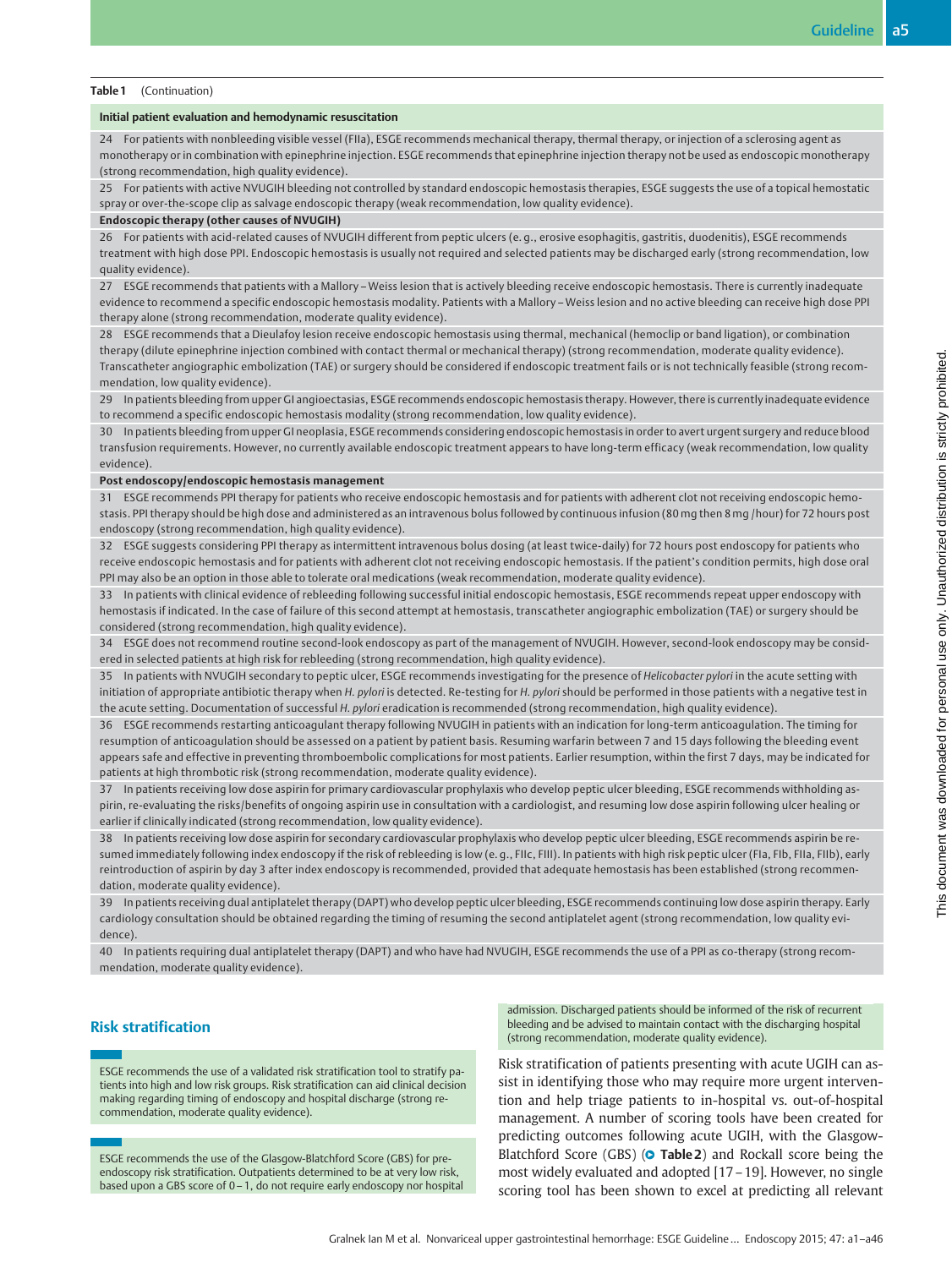**Table 1** (Continuation)

| **Initial patient evaluation and hemodynamic resuscitation** |
|---|
| 24 For patients with nonbleeding visible vessel (FIIa), ESGE recommends mechanical therapy, thermal therapy, or injection of a sclerosing agent as monotherapy or in combination with epinephrine injection. ESGE recommends that epinephrine injection therapy not be used as endoscopic monotherapy (strong recommendation, high quality evidence). |
| 25 For patients with active NVUGIH bleeding not controlled by standard endoscopic hemostasis therapies, ESGE suggests the use of a topical hemostatic spray or over-the-scope clip as salvage endoscopic therapy (weak recommendation, low quality evidence). |
| **Endoscopic therapy (other causes of NVUGIH)** |
| 26 For patients with acid-related causes of NVUGIH different from peptic ulcers (e. g., erosive esophagitis, gastritis, duodenitis), ESGE recommends treatment with high dose PPI. Endoscopic hemostasis is usually not required and selected patients may be discharged early (strong recommendation, low quality evidence). |
| 27 ESGE recommends that patients with a Mallory–Weiss lesion that is actively bleeding receive endoscopic hemostasis. There is currently inadequate evidence to recommend a specific endoscopic hemostasis modality. Patients with a Mallory–Weiss lesion and no active bleeding can receive high dose PPI therapy alone (strong recommendation, moderate quality evidence). |
| 28 ESGE recommends that a Dieulafoy lesion receive endoscopic hemostasis using thermal, mechanical (hemoclip or band ligation), or combination therapy (dilute epinephrine injection combined with contact thermal or mechanical therapy) (strong recommendation, moderate quality evidence). Transcatheter angiographic embolization (TAE) or surgery should be considered if endoscopic treatment fails or is not technically feasible (strong recommendation, low quality evidence). |
| 29 In patients bleeding from upper GI angioectasias, ESGE recommends endoscopic hemostasis therapy. However, there is currently inadequate evidence to recommend a specific endoscopic hemostasis modality (strong recommendation, low quality evidence). |
| 30 In patients bleeding from upper GI neoplasia, ESGE recommends considering endoscopic hemostasis in order to avert urgent surgery and reduce blood transfusion requirements. However, no currently available endoscopic treatment appears to have long-term efficacy (weak recommendation, low quality evidence). |
| **Post endoscopy/endoscopic hemostasis management** |
| 31 ESGE recommends PPI therapy for patients who receive endoscopic hemostasis and for patients with adherent clot not receiving endoscopic hemostasis. PPI therapy should be high dose and administered as an intravenous bolus followed by continuous infusion (80 mg then 8 mg/hour) for 72 hours post endoscopy (strong recommendation, high quality evidence). |
| 32 ESGE suggests considering PPI therapy as intermittent intravenous bolus dosing (at least twice-daily) for 72 hours post endoscopy for patients who receive endoscopic hemostasis and for patients with adherent clot not receiving endoscopic hemostasis. If the patient's condition permits, high dose oral PPI may also be an option in those able to tolerate oral medications (weak recommendation, moderate quality evidence). |
| 33 In patients with clinical evidence of rebleeding following successful initial endoscopic hemostasis, ESGE recommends repeat upper endoscopy with hemostasis if indicated. In the case of failure of this second attempt at hemostasis, transcatheter angiographic embolization (TAE) or surgery should be considered (strong recommendation, high quality evidence). |
| 34 ESGE does not recommend routine second-look endoscopy as part of the management of NVUGIH. However, second-look endoscopy may be considered in selected patients at high risk for rebleeding (strong recommendation, high quality evidence). |
| 35 In patients with NVUGIH secondary to peptic ulcer, ESGE recommends investigating for the presence of *Helicobacter pylori* in the acute setting with initiation of appropriate antibiotic therapy when *H. pylori* is detected. Re-testing for *H. pylori* should be performed in those patients with a negative test in the acute setting. Documentation of successful *H. pylori* eradication is recommended (strong recommendation, high quality evidence). |
| 36 ESGE recommends restarting anticoagulant therapy following NVUGIH in patients with an indication for long-term anticoagulation. The timing for resumption of anticoagulation should be assessed on a patient by patient basis. Resuming warfarin between 7 and 15 days following the bleeding event appears safe and effective in preventing thromboembolic complications for most patients. Earlier resumption, within the first 7 days, may be indicated for patients at high thrombotic risk (strong recommendation, moderate quality evidence). |
| 37 In patients receiving low dose aspirin for primary cardiovascular prophylaxis who develop peptic ulcer bleeding, ESGE recommends withholding aspirin, re-evaluating the risks/benefits of ongoing aspirin use in consultation with a cardiologist, and resuming low dose aspirin following ulcer healing or earlier if clinically indicated (strong recommendation, low quality evidence). |
| 38 In patients receiving low dose aspirin for secondary cardiovascular prophylaxis who develop peptic ulcer bleeding, ESGE recommends aspirin be resumed immediately following index endoscopy if the risk of rebleeding is low (e. g., FIIc, FIII). In patients with high risk peptic ulcer (FIa, FIb, FIIa, FIIb), early reintroduction of aspirin by day 3 after index endoscopy is recommended, provided that adequate hemostasis has been established (strong recommendation, moderate quality evidence). |
| 39 In patients receiving dual antiplatelet therapy (DAPT) who develop peptic ulcer bleeding, ESGE recommends continuing low dose aspirin therapy. Early cardiology consultation should be obtained regarding the timing of resuming the second antiplatelet agent (strong recommendation, low quality evidence). |
| 40 In patients requiring dual antiplatelet therapy (DAPT) and who have had NVUGIH, ESGE recommends the use of a PPI as co-therapy (strong recommendation, moderate quality evidence). |

## Risk stratification

ESGE recommends the use of a validated risk stratification tool to stratify patients into high and low risk groups. Risk stratification can aid clinical decision making regarding timing of endoscopy and hospital discharge (strong recommendation, moderate quality evidence).

ESGE recommends the use of the Glasgow-Blatchford Score (GBS) for pre-endoscopy risk stratification. Outpatients determined to be at very low risk, based upon a GBS score of 0–1, do not require early endoscopy nor hospital admission. Discharged patients should be informed of the risk of recurrent bleeding and be advised to maintain contact with the discharging hospital (strong recommendation, moderate quality evidence).

Risk stratification of patients presenting with acute UGIH can assist in identifying those who may require more urgent intervention and help triage patients to in-hospital vs. out-of-hospital management. A number of scoring tools have been created for predicting outcomes following acute UGIH, with the Glasgow-Blatchford Score (GBS) (Table 2) and Rockall score being the most widely evaluated and adopted [17–19]. However, no single scoring tool has been shown to excel at predicting all relevant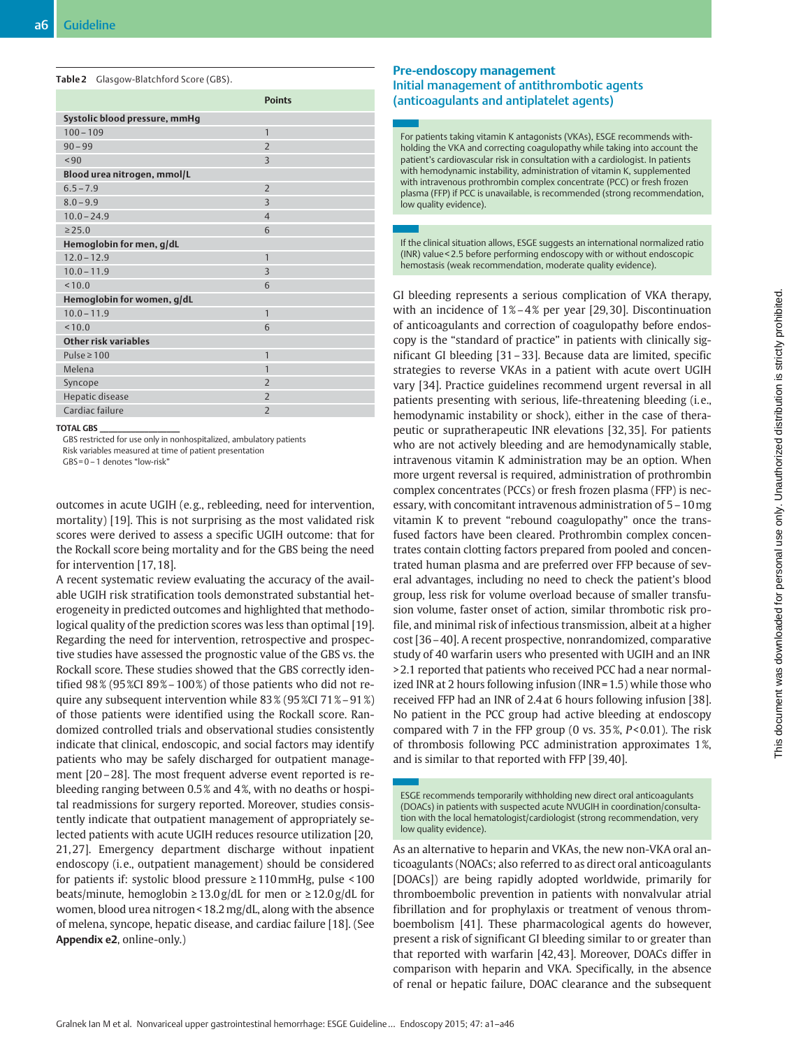**Table 2** Glasgow-Blatchford Score (GBS).

| | Points |
|---|---|
| **Systolic blood pressure, mmHg** | |
| 100–109 | 1 |
| 90–99 | 2 |
| <90 | 3 |
| **Blood urea nitrogen, mmol/L** | |
| 6.5–7.9 | 2 |
| 8.0–9.9 | 3 |
| 10.0–24.9 | 4 |
| ≥25.0 | 6 |
| **Hemoglobin for men, g/dL** | |
| 12.0–12.9 | 1 |
| 10.0–11.9 | 3 |
| <10.0 | 6 |
| **Hemoglobin for women, g/dL** | |
| 10.0–11.9 | 1 |
| <10.0 | 6 |
| **Other risk variables** | |
| Pulse ≥100 | 1 |
| Melena | 1 |
| Syncope | 2 |
| Hepatic disease | 2 |
| Cardiac failure | 2 |

**TOTAL GBS** ________________

GBS restricted for use only in nonhospitalized, ambulatory patients
Risk variables measured at time of patient presentation
GBS = 0–1 denotes "low-risk"

outcomes in acute UGIH (e.g., rebleeding, need for intervention, mortality) [19]. This is not surprising as the most validated risk scores were derived to assess a specific UGIH outcome: that for the Rockall score being mortality and for the GBS being the need for intervention [17,18].

A recent systematic review evaluating the accuracy of the available UGIH risk stratification tools demonstrated substantial heterogeneity in predicted outcomes and highlighted that methodological quality of the prediction scores was less than optimal [19]. Regarding the need for intervention, retrospective and prospective studies have assessed the prognostic value of the GBS vs. the Rockall score. These studies showed that the GBS correctly identified 98% (95%CI 89%–100%) of those patients who did not require any subsequent intervention while 83% (95%CI 71%–91%) of those patients were identified using the Rockall score. Randomized controlled trials and observational studies consistently indicate that clinical, endoscopic, and social factors may identify patients who may be safely discharged for outpatient management [20–28]. The most frequent adverse event reported is rebleeding ranging between 0.5% and 4%, with no deaths or hospital readmissions for surgery reported. Moreover, studies consistently indicate that outpatient management of appropriately selected patients with acute UGIH reduces resource utilization [20, 21,27]. Emergency department discharge without inpatient endoscopy (i.e., outpatient management) should be considered for patients if: systolic blood pressure ≥110mmHg, pulse <100 beats/minute, hemoglobin ≥13.0g/dL for men or ≥12.0g/dL for women, blood urea nitrogen <18.2mg/dL, along with the absence of melena, syncope, hepatic disease, and cardiac failure [18]. (See **Appendix e2**, online-only.)

## Pre-endoscopy management
### Initial management of antithrombotic agents (anticoagulants and antiplatelet agents)

> For patients taking vitamin K antagonists (VKAs), ESGE recommends withholding the VKA and correcting coagulopathy while taking into account the patient's cardiovascular risk in consultation with a cardiologist. In patients with hemodynamic instability, administration of vitamin K, supplemented with intravenous prothrombin complex concentrate (PCC) or fresh frozen plasma (FFP) if PCC is unavailable, is recommended (strong recommendation, low quality evidence).

> If the clinical situation allows, ESGE suggests an international normalized ratio (INR) value <2.5 before performing endoscopy with or without endoscopic hemostasis (weak recommendation, moderate quality evidence).

GI bleeding represents a serious complication of VKA therapy, with an incidence of 1%–4% per year [29,30]. Discontinuation of anticoagulants and correction of coagulopathy before endoscopy is the "standard of practice" in patients with clinically significant GI bleeding [31–33]. Because data are limited, specific strategies to reverse VKAs in a patient with acute overt UGIH vary [34]. Practice guidelines recommend urgent reversal in all patients presenting with serious, life-threatening bleeding (i.e., hemodynamic instability or shock), either in the case of therapeutic or supratherapeutic INR elevations [32,35]. For patients who are not actively bleeding and are hemodynamically stable, intravenous vitamin K administration may be an option. When more urgent reversal is required, administration of prothrombin complex concentrates (PCCs) or fresh frozen plasma (FFP) is necessary, with concomitant intravenous administration of 5–10mg vitamin K to prevent "rebound coagulopathy" once the transfused factors have been cleared. Prothrombin complex concentrates contain clotting factors prepared from pooled and concentrated human plasma and are preferred over FFP because of several advantages, including no need to check the patient's blood group, less risk for volume overload because of smaller transfusion volume, faster onset of action, similar thrombotic risk profile, and minimal risk of infectious transmission, albeit at a higher cost [36–40]. A recent prospective, nonrandomized, comparative study of 40 warfarin users who presented with UGIH and an INR >2.1 reported that patients who received PCC had a near normalized INR at 2 hours following infusion (INR = 1.5) while those who received FFP had an INR of 2.4 at 6 hours following infusion [38]. No patient in the PCC group had active bleeding at endoscopy compared with 7 in the FFP group (0 vs. 35%, $P<0.01$). The risk of thrombosis following PCC administration approximates 1%, and is similar to that reported with FFP [39,40].

> ESGE recommends temporarily withholding new direct oral anticoagulants (DOACs) in patients with suspected acute NVUGIH in coordination/consultation with the local hematologist/cardiologist (strong recommendation, very low quality evidence).

As an alternative to heparin and VKAs, the new non-VKA oral anticoagulants (NOACs; also referred to as direct oral anticoagulants [DOACs]) are being rapidly adopted worldwide, primarily for thromboembolic prevention in patients with nonvalvular atrial fibrillation and for prophylaxis or treatment of venous thromboembolism [41]. These pharmacological agents do however, present a risk of significant GI bleeding similar to or greater than that reported with warfarin [42,43]. Moreover, DOACs differ in comparison with heparin and VKA. Specifically, in the absence of renal or hepatic failure, DOAC clearance and the subsequent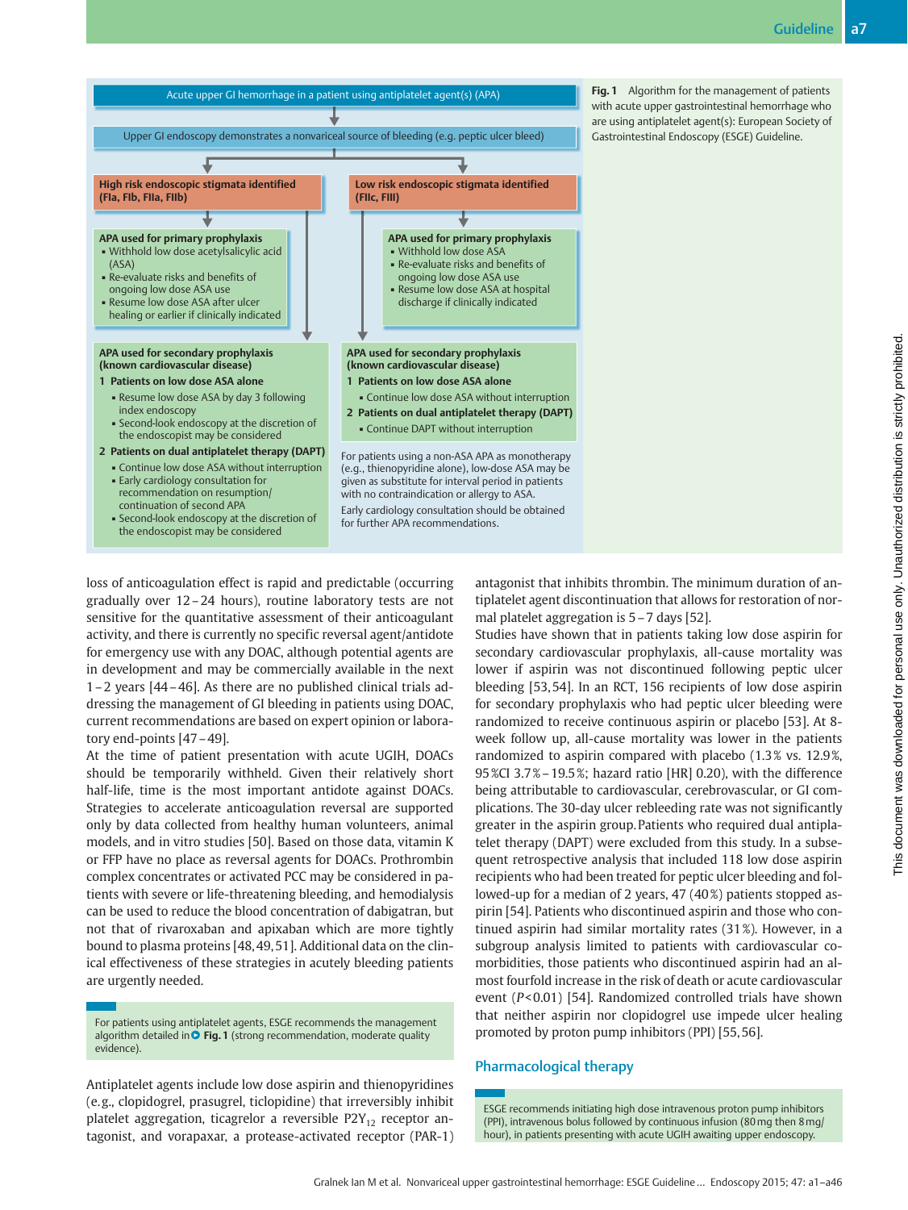Acute upper GI hemorrhage in a patient using antiplatelet agent(s) (APA)

Upper GI endoscopy demonstrates a nonvariceal source of bleeding (e.g. peptic ulcer bleed)

**High risk endoscopic stigmata identified (FIa, FIb, FIIa, FIIb)**

**APA used for primary prophylaxis**
- Withhold low dose acetylsalicylic acid (ASA)
- Re-evaluate risks and benefits of ongoing low dose ASA use
- Resume low dose ASA after ulcer healing or earlier if clinically indicated

**APA used for secondary prophylaxis (known cardiovascular disease)**

**1 Patients on low dose ASA alone**
- Resume low dose ASA by day 3 following index endoscopy
- Second-look endoscopy at the discretion of the endoscopist may be considered

**2 Patients on dual antiplatelet therapy (DAPT)**
- Continue low dose ASA without interruption
- Early cardiology consultation for recommendation on resumption/continuation of second APA
- Second-look endoscopy at the discretion of the endoscopist may be considered

**Low risk endoscopic stigmata identified (FIIc, FIII)**

**APA used for primary prophylaxis**
- Withhold low dose ASA
- Re-evaluate risks and benefits of ongoing low dose ASA use
- Resume low dose ASA at hospital discharge if clinically indicated

**APA used for secondary prophylaxis (known cardiovascular disease)**

**1 Patients on low dose ASA alone**
- Continue low dose ASA without interruption

**2 Patients on dual antiplatelet therapy (DAPT)**
- Continue DAPT without interruption

For patients using a non-ASA APA as monotherapy (e.g., thienopyridine alone), low-dose ASA may be given as substitute for interval period in patients with no contraindication or allergy to ASA.

Early cardiology consultation should be obtained for further APA recommendations.

**Fig. 1** Algorithm for the management of patients with acute upper gastrointestinal hemorrhage who are using antiplatelet agent(s): European Society of Gastrointestinal Endoscopy (ESGE) Guideline.

loss of anticoagulation effect is rapid and predictable (occurring gradually over 12 – 24 hours), routine laboratory tests are not sensitive for the quantitative assessment of their anticoagulant activity, and there is currently no specific reversal agent/antidote for emergency use with any DOAC, although potential agents are in development and may be commercially available in the next 1 – 2 years [44 – 46]. As there are no published clinical trials addressing the management of GI bleeding in patients using DOAC, current recommendations are based on expert opinion or laboratory end-points [47 – 49].

At the time of patient presentation with acute UGIH, DOACs should be temporarily withheld. Given their relatively short half-life, time is the most important antidote against DOACs. Strategies to accelerate anticoagulation reversal are supported only by data collected from healthy human volunteers, animal models, and in vitro studies [50]. Based on those data, vitamin K or FFP have no place as reversal agents for DOACs. Prothrombin complex concentrates or activated PCC may be considered in patients with severe or life-threatening bleeding, and hemodialysis can be used to reduce the blood concentration of dabigatran, but not that of rivaroxaban and apixaban which are more tightly bound to plasma proteins [48, 49, 51]. Additional data on the clinical effectiveness of these strategies in acutely bleeding patients are urgently needed.

> For patients using antiplatelet agents, ESGE recommends the management algorithm detailed in Fig. 1 (strong recommendation, moderate quality evidence).

Antiplatelet agents include low dose aspirin and thienopyridines (e.g., clopidogrel, prasugrel, ticlopidine) that irreversibly inhibit platelet aggregation, ticagrelor a reversible $P2Y_{12}$ receptor antagonist, and vorapaxar, a protease-activated receptor (PAR-1) antagonist that inhibits thrombin. The minimum duration of antiplatelet agent discontinuation that allows for restoration of normal platelet aggregation is 5 – 7 days [52].

Studies have shown that in patients taking low dose aspirin for secondary cardiovascular prophylaxis, all-cause mortality was lower if aspirin was not discontinued following peptic ulcer bleeding [53, 54]. In an RCT, 156 recipients of low dose aspirin for secondary prophylaxis who had peptic ulcer bleeding were randomized to receive continuous aspirin or placebo [53]. At 8-week follow up, all-cause mortality was lower in the patients randomized to aspirin compared with placebo (1.3 % vs. 12.9 %, 95 %CI 3.7 % – 19.5 %; hazard ratio [HR] 0.20), with the difference being attributable to cardiovascular, cerebrovascular, or GI complications. The 30-day ulcer rebleeding rate was not significantly greater in the aspirin group. Patients who required dual antiplatelet therapy (DAPT) were excluded from this study. In a subsequent retrospective analysis that included 118 low dose aspirin recipients who had been treated for peptic ulcer bleeding and followed-up for a median of 2 years, 47 (40 %) patients stopped aspirin [54]. Patients who discontinued aspirin and those who continued aspirin had similar mortality rates (31 %). However, in a subgroup analysis limited to patients with cardiovascular comorbidities, those patients who discontinued aspirin had an almost fourfold increase in the risk of death or acute cardiovascular event ($P$ < 0.01) [54]. Randomized controlled trials have shown that neither aspirin nor clopidogrel use impede ulcer healing promoted by proton pump inhibitors (PPI) [55, 56].

## Pharmacological therapy

> ESGE recommends initiating high dose intravenous proton pump inhibitors (PPI), intravenous bolus followed by continuous infusion (80 mg then 8 mg/hour), in patients presenting with acute UGIH awaiting upper endoscopy.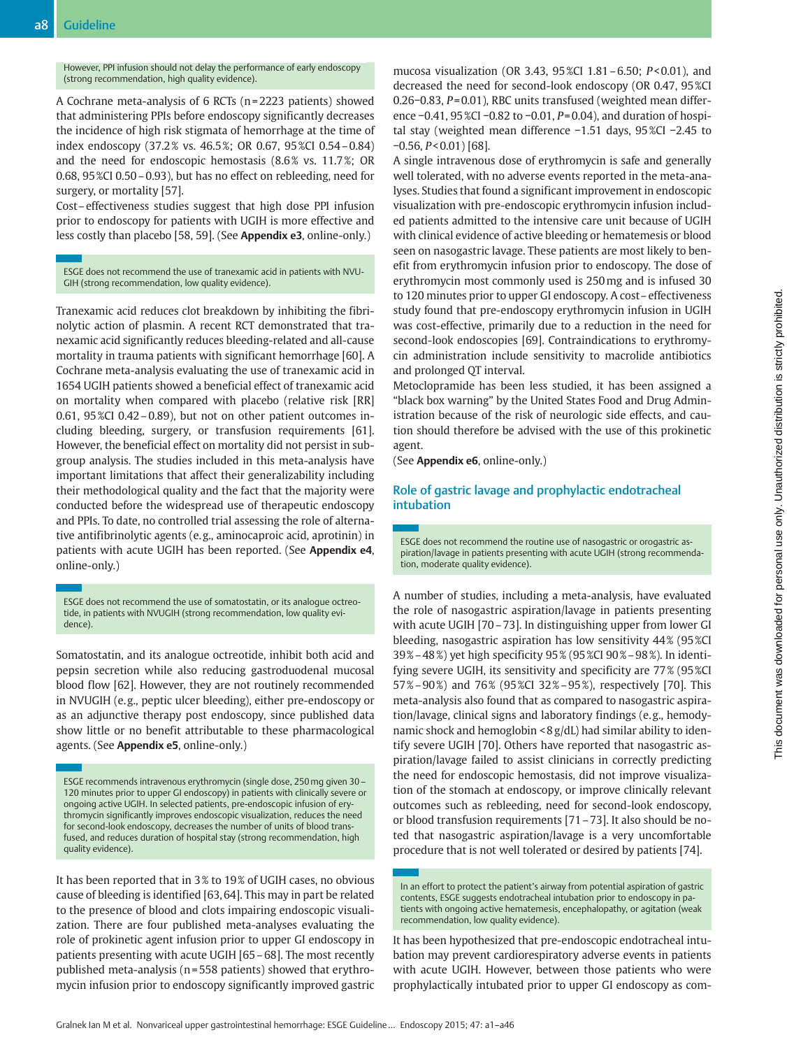However, PPI infusion should not delay the performance of early endoscopy (strong recommendation, high quality evidence).

A Cochrane meta-analysis of 6 RCTs (n = 2223 patients) showed that administering PPIs before endoscopy significantly decreases the incidence of high risk stigmata of hemorrhage at the time of index endoscopy (37.2 % vs. 46.5 %; OR 0.67, 95 %CI 0.54 – 0.84) and the need for endoscopic hemostasis (8.6 % vs. 11.7 %; OR 0.68, 95 %CI 0.50 – 0.93), but has no effect on rebleeding, need for surgery, or mortality [57].

Cost – effectiveness studies suggest that high dose PPI infusion prior to endoscopy for patients with UGIH is more effective and less costly than placebo [58, 59]. (See **Appendix e3**, online-only.)

ESGE does not recommend the use of tranexamic acid in patients with NVUGIH (strong recommendation, low quality evidence).

Tranexamic acid reduces clot breakdown by inhibiting the fibrinolytic action of plasmin. A recent RCT demonstrated that tranexamic acid significantly reduces bleeding-related and all-cause mortality in trauma patients with significant hemorrhage [60]. A Cochrane meta-analysis evaluating the use of tranexamic acid in 1654 UGIH patients showed a beneficial effect of tranexamic acid on mortality when compared with placebo (relative risk [RR] 0.61, 95 %CI 0.42 – 0.89), but not on other patient outcomes including bleeding, surgery, or transfusion requirements [61]. However, the beneficial effect on mortality did not persist in subgroup analysis. The studies included in this meta-analysis have important limitations that affect their generalizability including their methodological quality and the fact that the majority were conducted before the widespread use of therapeutic endoscopy and PPIs. To date, no controlled trial assessing the role of alternative antifibrinolytic agents (e. g., aminocaproic acid, aprotinin) in patients with acute UGIH has been reported. (See **Appendix e4**, online-only.)

ESGE does not recommend the use of somatostatin, or its analogue octreotide, in patients with NVUGIH (strong recommendation, low quality evidence).

Somatostatin, and its analogue octreotide, inhibit both acid and pepsin secretion while also reducing gastroduodenal mucosal blood flow [62]. However, they are not routinely recommended in NVUGIH (e.g., peptic ulcer bleeding), either pre-endoscopy or as an adjunctive therapy post endoscopy, since published data show little or no benefit attributable to these pharmacological agents. (See **Appendix e5**, online-only.)

ESGE recommends intravenous erythromycin (single dose, 250 mg given 30 – 120 minutes prior to upper GI endoscopy) in patients with clinically severe or ongoing active UGIH. In selected patients, pre-endoscopic infusion of erythromycin significantly improves endoscopic visualization, reduces the need for second-look endoscopy, decreases the number of units of blood transfused, and reduces duration of hospital stay (strong recommendation, high quality evidence).

It has been reported that in 3 % to 19 % of UGIH cases, no obvious cause of bleeding is identified [63, 64]. This may in part be related to the presence of blood and clots impairing endoscopic visualization. There are four published meta-analyses evaluating the role of prokinetic agent infusion prior to upper GI endoscopy in patients presenting with acute UGIH [65 – 68]. The most recently published meta-analysis (n = 558 patients) showed that erythromycin infusion prior to endoscopy significantly improved gastric mucosa visualization (OR 3.43, 95 %CI 1.81 – 6.50; $P < 0.01$), and decreased the need for second-look endoscopy (OR 0.47, 95 %CI 0.26 – 0.83, $P = 0.01$), RBC units transfused (weighted mean difference −0.41, 95 %CI −0.82 to −0.01, $P = 0.04$), and duration of hospital stay (weighted mean difference −1.51 days, 95 %CI −2.45 to −0.56, $P < 0.01$) [68].

A single intravenous dose of erythromycin is safe and generally well tolerated, with no adverse events reported in the meta-analyses. Studies that found a significant improvement in endoscopic visualization with pre-endoscopic erythromycin infusion included patients admitted to the intensive care unit because of UGIH with clinical evidence of active bleeding or hematemesis or blood seen on nasogastric lavage. These patients are most likely to benefit from erythromycin infusion prior to endoscopy. The dose of erythromycin most commonly used is 250 mg and is infused 30 to 120 minutes prior to upper GI endoscopy. A cost – effectiveness study found that pre-endoscopy erythromycin infusion in UGIH was cost-effective, primarily due to a reduction in the need for second-look endoscopies [69]. Contraindications to erythromycin administration include sensitivity to macrolide antibiotics and prolonged QT interval.

Metoclopramide has been less studied, it has been assigned a "black box warning" by the United States Food and Drug Administration because of the risk of neurologic side effects, and caution should therefore be advised with the use of this prokinetic agent.

(See **Appendix e6**, online-only.)

## Role of gastric lavage and prophylactic endotracheal intubation

ESGE does not recommend the routine use of nasogastric or orogastric aspiration/lavage in patients presenting with acute UGIH (strong recommendation, moderate quality evidence).

A number of studies, including a meta-analysis, have evaluated the role of nasogastric aspiration/lavage in patients presenting with acute UGIH [70 – 73]. In distinguishing upper from lower GI bleeding, nasogastric aspiration has low sensitivity 44 % (95 %CI 39 % – 48 %) yet high specificity 95 % (95 %CI 90 % – 98 %). In identifying severe UGIH, its sensitivity and specificity are 77 % (95 %CI 57 % – 90 %) and 76 % (95 %CI 32 % – 95 %), respectively [70]. This meta-analysis also found that as compared to nasogastric aspiration/lavage, clinical signs and laboratory findings (e. g., hemodynamic shock and hemoglobin < 8 g/dL) had similar ability to identify severe UGIH [70]. Others have reported that nasogastric aspiration/lavage failed to assist clinicians in correctly predicting the need for endoscopic hemostasis, did not improve visualization of the stomach at endoscopy, or improve clinically relevant outcomes such as rebleeding, need for second-look endoscopy, or blood transfusion requirements [71 – 73]. It also should be noted that nasogastric aspiration/lavage is a very uncomfortable procedure that is not well tolerated or desired by patients [74].

In an effort to protect the patient's airway from potential aspiration of gastric contents, ESGE suggests endotracheal intubation prior to endoscopy in patients with ongoing active hematemesis, encephalopathy, or agitation (weak recommendation, low quality evidence).

It has been hypothesized that pre-endoscopic endotracheal intubation may prevent cardiorespiratory adverse events in patients with acute UGIH. However, between those patients who were prophylactically intubated prior to upper GI endoscopy as com-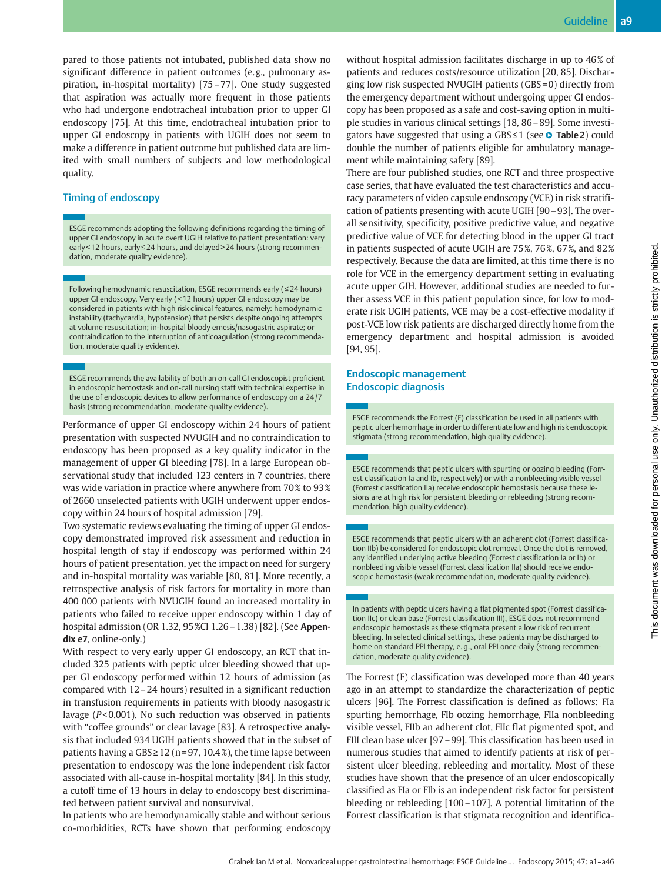pared to those patients not intubated, published data show no significant difference in patient outcomes (e.g., pulmonary aspiration, in-hospital mortality) [75–77]. One study suggested that aspiration was actually more frequent in those patients who had undergone endotracheal intubation prior to upper GI endoscopy [75]. At this time, endotracheal intubation prior to upper GI endoscopy in patients with UGIH does not seem to make a difference in patient outcome but published data are limited with small numbers of subjects and low methodological quality.

## Timing of endoscopy

> ESGE recommends adopting the following definitions regarding the timing of upper GI endoscopy in acute overt UGIH relative to patient presentation: very early < 12 hours, early ≤ 24 hours, and delayed > 24 hours (strong recommendation, moderate quality evidence).

> Following hemodynamic resuscitation, ESGE recommends early (≤ 24 hours) upper GI endoscopy. Very early (< 12 hours) upper GI endoscopy may be considered in patients with high risk clinical features, namely: hemodynamic instability (tachycardia, hypotension) that persists despite ongoing attempts at volume resuscitation; in-hospital bloody emesis/nasogastric aspirate; or contraindication to the interruption of anticoagulation (strong recommendation, moderate quality evidence).

> ESGE recommends the availability of both an on-call GI endoscopist proficient in endoscopic hemostasis and on-call nursing staff with technical expertise in the use of endoscopic devices to allow performance of endoscopy on a 24/7 basis (strong recommendation, moderate quality evidence).

Performance of upper GI endoscopy within 24 hours of patient presentation with suspected NVUGIH and no contraindication to endoscopy has been proposed as a key quality indicator in the management of upper GI bleeding [78]. In a large European observational study that included 123 centers in 7 countries, there was wide variation in practice where anywhere from 70 % to 93 % of 2660 unselected patients with UGIH underwent upper endoscopy within 24 hours of hospital admission [79].

Two systematic reviews evaluating the timing of upper GI endoscopy demonstrated improved risk assessment and reduction in hospital length of stay if endoscopy was performed within 24 hours of patient presentation, yet the impact on need for surgery and in-hospital mortality was variable [80, 81]. More recently, a retrospective analysis of risk factors for mortality in more than 400 000 patients with NVUGIH found an increased mortality in patients who failed to receive upper endoscopy within 1 day of hospital admission (OR 1.32, 95 %CI 1.26–1.38) [82]. (See **Appendix e7**, online-only.)

With respect to very early upper GI endoscopy, an RCT that included 325 patients with peptic ulcer bleeding showed that upper GI endoscopy performed within 12 hours of admission (as compared with 12–24 hours) resulted in a significant reduction in transfusion requirements in patients with bloody nasogastric lavage ($P$ < 0.001). No such reduction was observed in patients with "coffee grounds" or clear lavage [83]. A retrospective analysis that included 934 UGIH patients showed that in the subset of patients having a GBS ≥ 12 (n = 97, 10.4 %), the time lapse between presentation to endoscopy was the lone independent risk factor associated with all-cause in-hospital mortality [84]. In this study, a cutoff time of 13 hours in delay to endoscopy best discriminated between patient survival and nonsurvival.

In patients who are hemodynamically stable and without serious co-morbidities, RCTs have shown that performing endoscopy without hospital admission facilitates discharge in up to 46 % of patients and reduces costs/resource utilization [20, 85]. Discharging low risk suspected NVUGIH patients (GBS = 0) directly from the emergency department without undergoing upper GI endoscopy has been proposed as a safe and cost-saving option in multiple studies in various clinical settings [18, 86–89]. Some investigators have suggested that using a GBS ≤ 1 (see **Table 2**) could double the number of patients eligible for ambulatory management while maintaining safety [89].

There are four published studies, one RCT and three prospective case series, that have evaluated the test characteristics and accuracy parameters of video capsule endoscopy (VCE) in risk stratification of patients presenting with acute UGIH [90–93]. The overall sensitivity, specificity, positive predictive value, and negative predictive value of VCE for detecting blood in the upper GI tract in patients suspected of acute UGIH are 75 %, 76 %, 67 %, and 82 % respectively. Because the data are limited, at this time there is no role for VCE in the emergency department setting in evaluating acute upper GIH. However, additional studies are needed to further assess VCE in this patient population since, for low to moderate risk UGIH patients, VCE may be a cost-effective modality if post-VCE low risk patients are discharged directly home from the emergency department and hospital admission is avoided [94, 95].

## Endoscopic management

### Endoscopic diagnosis

> ESGE recommends the Forrest (F) classification be used in all patients with peptic ulcer hemorrhage in order to differentiate low and high risk endoscopic stigmata (strong recommendation, high quality evidence).

> ESGE recommends that peptic ulcers with spurting or oozing bleeding (Forrest classification Ia and Ib, respectively) or with a nonbleeding visible vessel (Forrest classification IIa) receive endoscopic hemostasis because these lesions are at high risk for persistent bleeding or rebleeding (strong recommendation, high quality evidence).

> ESGE recommends that peptic ulcers with an adherent clot (Forrest classification IIb) be considered for endoscopic clot removal. Once the clot is removed, any identified underlying active bleeding (Forrest classification Ia or Ib) or nonbleeding visible vessel (Forrest classification IIa) should receive endoscopic hemostasis (weak recommendation, moderate quality evidence).

> In patients with peptic ulcers having a flat pigmented spot (Forrest classification IIc) or clean base (Forrest classification III), ESGE does not recommend endoscopic hemostasis as these stigmata present a low risk of recurrent bleeding. In selected clinical settings, these patients may be discharged to home on standard PPI therapy, e. g., oral PPI once-daily (strong recommendation, moderate quality evidence).

The Forrest (F) classification was developed more than 40 years ago in an attempt to standardize the characterization of peptic ulcers [96]. The Forrest classification is defined as follows: FIa spurting hemorrhage, FIb oozing hemorrhage, FIIa nonbleeding visible vessel, FIIb an adherent clot, FIIc flat pigmented spot, and FIII clean base ulcer [97–99]. This classification has been used in numerous studies that aimed to identify patients at risk of persistent ulcer bleeding, rebleeding and mortality. Most of these studies have shown that the presence of an ulcer endoscopically classified as FIa or FIb is an independent risk factor for persistent bleeding or rebleeding [100–107]. A potential limitation of the Forrest classification is that stigmata recognition and identifica-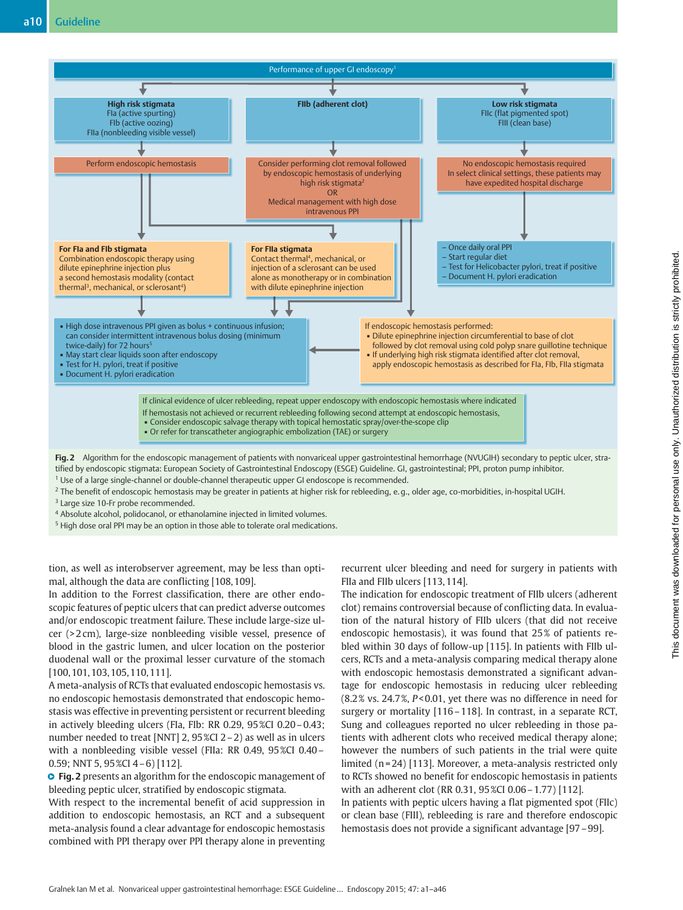Performance of upper GI endoscopy[1]

**High risk stigmata**
FIa (active spurting)
FIb (active oozing)
FIIa (nonbleeding visible vessel)

**FIIb (adherent clot)**

**Low risk stigmata**
FIIc (flat pigmented spot)
FIII (clean base)

Perform endoscopic hemostasis

Consider performing clot removal followed by endoscopic hemostasis of underlying high risk stigmata[2]
OR
Medical management with high dose intravenous PPI

No endoscopic hemostasis required
In select clinical settings, these patients may have expedited hospital discharge

**For FIa and FIb stigmata**
Combination endoscopic therapy using dilute epinephrine injection plus a second hemostasis modality (contact thermal[3], mechanical, or sclerosant[4])

**For FIIa stigmata**
Contact thermal[4], mechanical, or injection of a sclerosant can be used alone as monotherapy or in combination with dilute epinephrine injection

- Once daily oral PPI
- Start regular diet
- Test for Helicobacter pylori, treat if positive
- Document H. pylori eradication

- High dose intravenous PPI given as bolus + continuous infusion; can consider intermittent intravenous bolus dosing (minimum twice-daily) for 72 hours[5]
- May start clear liquids soon after endoscopy
- Test for H. pylori, treat if positive
- Document H. pylori eradication

If endoscopic hemostasis performed:
- Dilute epinephrine injection circumferential to base of clot followed by clot removal using cold polyp snare guillotine technique
- If underlying high risk stigmata identified after clot removal, apply endoscopic hemostasis as described for FIa, FIb, FIIa stigmata

If clinical evidence of ulcer rebleeding, repeat upper endoscopy with endoscopic hemostasis where indicated
If hemostasis not achieved or recurrent rebleeding following second attempt at endoscopic hemostasis,
- Consider endoscopic salvage therapy with topical hemostatic spray/over-the-scope clip
- Or refer for transcatheter angiographic embolization (TAE) or surgery

**Fig. 2** Algorithm for the endoscopic management of patients with nonvariceal upper gastrointestinal hemorrhage (NVUGIH) secondary to peptic ulcer, stratified by endoscopic stigmata: European Society of Gastrointestinal Endoscopy (ESGE) Guideline. GI, gastrointestinal; PPI, proton pump inhibitor.
[1] Use of a large single-channel or double-channel therapeutic upper GI endoscope is recommended.
[2] The benefit of endoscopic hemostasis may be greater in patients at higher risk for rebleeding, e. g., older age, co-morbidities, in-hospital UGIH.
[3] Large size 10-Fr probe recommended.
[4] Absolute alcohol, polidocanol, or ethanolamine injected in limited volumes.
[5] High dose oral PPI may be an option in those able to tolerate oral medications.

tion, as well as interobserver agreement, may be less than optimal, although the data are conflicting [108, 109].

In addition to the Forrest classification, there are other endoscopic features of peptic ulcers that can predict adverse outcomes and/or endoscopic treatment failure. These include large-size ulcer (> 2 cm), large-size nonbleeding visible vessel, presence of blood in the gastric lumen, and ulcer location on the posterior duodenal wall or the proximal lesser curvature of the stomach [100, 101, 103, 105, 110, 111].

A meta-analysis of RCTs that evaluated endoscopic hemostasis vs. no endoscopic hemostasis demonstrated that endoscopic hemostasis was effective in preventing persistent or recurrent bleeding in actively bleeding ulcers (FIa, FIb: RR 0.29, 95 %CI 0.20 – 0.43; number needed to treat [NNT] 2, 95 %CI 2 – 2) as well as in ulcers with a nonbleeding visible vessel (FIIa: RR 0.49, 95 %CI 0.40 – 0.59; NNT 5, 95 %CI 4 – 6) [112].

**Fig. 2** presents an algorithm for the endoscopic management of bleeding peptic ulcer, stratified by endoscopic stigmata.

With respect to the incremental benefit of acid suppression in addition to endoscopic hemostasis, an RCT and a subsequent meta-analysis found a clear advantage for endoscopic hemostasis combined with PPI therapy over PPI therapy alone in preventing recurrent ulcer bleeding and need for surgery in patients with FIIa and FIIb ulcers [113, 114].

The indication for endoscopic treatment of FIIb ulcers (adherent clot) remains controversial because of conflicting data. In evaluation of the natural history of FIIb ulcers (that did not receive endoscopic hemostasis), it was found that 25 % of patients rebled within 30 days of follow-up [115]. In patients with FIIb ulcers, RCTs and a meta-analysis comparing medical therapy alone with endoscopic hemostasis demonstrated a significant advantage for endoscopic hemostasis in reducing ulcer rebleeding (8.2 % vs. 24.7 %, $P < 0.01$, yet there was no difference in need for surgery or mortality [116 – 118]. In contrast, in a separate RCT, Sung and colleagues reported no ulcer rebleeding in those patients with adherent clots who received medical therapy alone; however the numbers of such patients in the trial were quite limited (n = 24) [113]. Moreover, a meta-analysis restricted only to RCTs showed no benefit for endoscopic hemostasis in patients with an adherent clot (RR 0.31, 95 %CI 0.06 – 1.77) [112].

In patients with peptic ulcers having a flat pigmented spot (FIIc) or clean base (FIII), rebleeding is rare and therefore endoscopic hemostasis does not provide a significant advantage [97 – 99].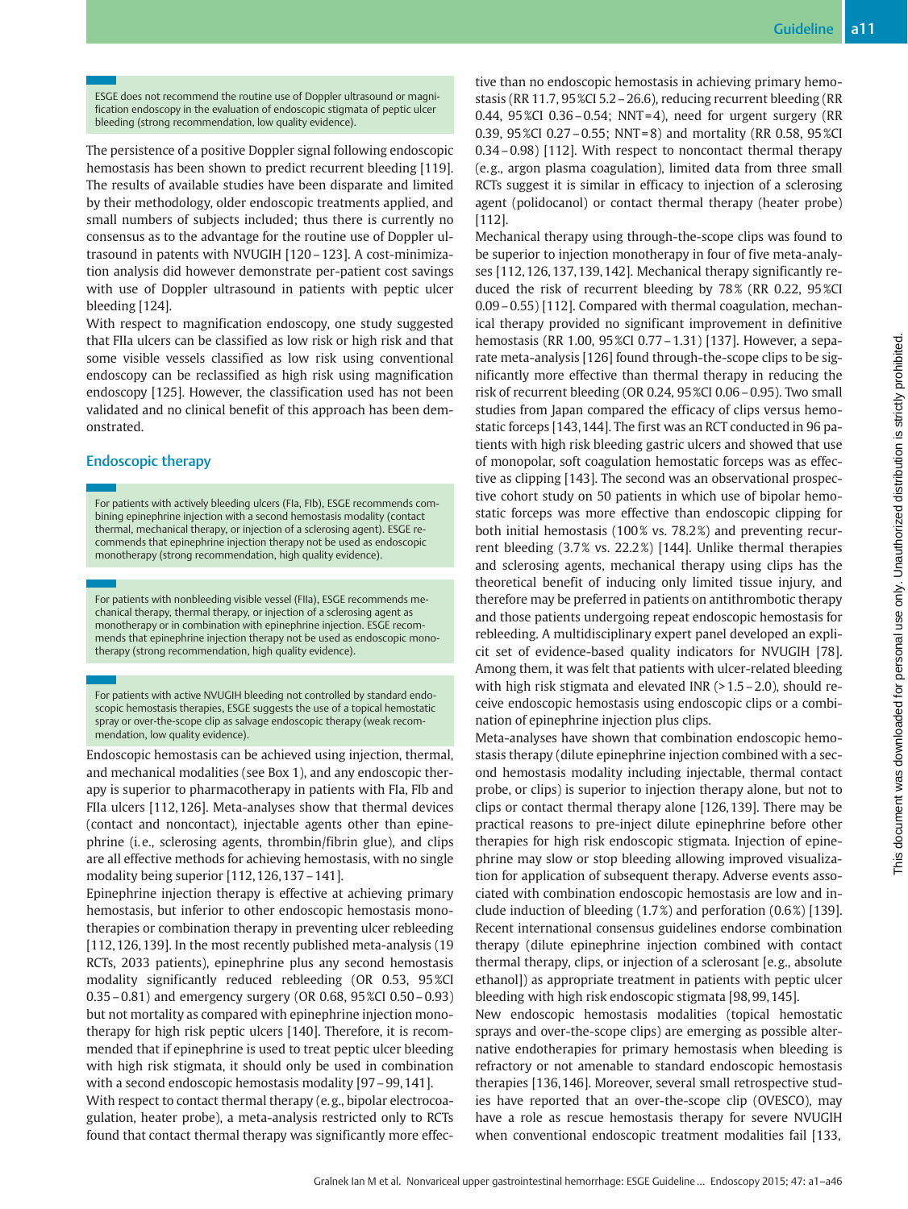> ESGE does not recommend the routine use of Doppler ultrasound or magnification endoscopy in the evaluation of endoscopic stigmata of peptic ulcer bleeding (strong recommendation, low quality evidence).

The persistence of a positive Doppler signal following endoscopic hemostasis has been shown to predict recurrent bleeding [119]. The results of available studies have been disparate and limited by their methodology, older endoscopic treatments applied, and small numbers of subjects included; thus there is currently no consensus as to the advantage for the routine use of Doppler ultrasound in patients with NVUGIH [120–123]. A cost-minimization analysis did however demonstrate per-patient cost savings with use of Doppler ultrasound in patients with peptic ulcer bleeding [124].

With respect to magnification endoscopy, one study suggested that FIIa ulcers can be classified as low risk or high risk and that some visible vessels classified as low risk using conventional endoscopy can be reclassified as high risk using magnification endoscopy [125]. However, the classification used has not been validated and no clinical benefit of this approach has been demonstrated.

## Endoscopic therapy

> For patients with actively bleeding ulcers (FIa, FIb), ESGE recommends combining epinephrine injection with a second hemostasis modality (contact thermal, mechanical therapy, or injection of a sclerosing agent). ESGE recommends that epinephrine injection therapy not be used as endoscopic monotherapy (strong recommendation, high quality evidence).

> For patients with nonbleeding visible vessel (FIIa), ESGE recommends mechanical therapy, thermal therapy, or injection of a sclerosing agent as monotherapy or in combination with epinephrine injection. ESGE recommends that epinephrine injection therapy not be used as endoscopic monotherapy (strong recommendation, high quality evidence).

> For patients with active NVUGIH bleeding not controlled by standard endoscopic hemostasis therapies, ESGE suggests the use of a topical hemostatic spray or over-the-scope clip as salvage endoscopic therapy (weak recommendation, low quality evidence).

Endoscopic hemostasis can be achieved using injection, thermal, and mechanical modalities (see Box 1), and any endoscopic therapy is superior to pharmacotherapy in patients with FIa, FIb and FIIa ulcers [112,126]. Meta-analyses show that thermal devices (contact and noncontact), injectable agents other than epinephrine (i.e., sclerosing agents, thrombin/fibrin glue), and clips are all effective methods for achieving hemostasis, with no single modality being superior [112,126,137–141].

Epinephrine injection therapy is effective at achieving primary hemostasis, but inferior to other endoscopic hemostasis monotherapies or combination therapy in preventing ulcer rebleeding [112,126,139]. In the most recently published meta-analysis (19 RCTs, 2033 patients), epinephrine plus any second hemostasis modality significantly reduced rebleeding (OR 0.53, 95%CI 0.35–0.81) and emergency surgery (OR 0.68, 95%CI 0.50–0.93) but not mortality as compared with epinephrine injection monotherapy for high risk peptic ulcers [140]. Therefore, it is recommended that if epinephrine is used to treat peptic ulcer bleeding with high risk stigmata, it should only be used in combination with a second endoscopic hemostasis modality [97–99,141].

With respect to contact thermal therapy (e.g., bipolar electrocoagulation, heater probe), a meta-analysis restricted only to RCTs found that contact thermal therapy was significantly more effective than no endoscopic hemostasis in achieving primary hemostasis (RR 11.7, 95%CI 5.2–26.6), reducing recurrent bleeding (RR 0.44, 95%CI 0.36–0.54; NNT=4), need for urgent surgery (RR 0.39, 95%CI 0.27–0.55; NNT=8) and mortality (RR 0.58, 95%CI 0.34–0.98) [112]. With respect to noncontact thermal therapy (e.g., argon plasma coagulation), limited data from three small RCTs suggest it is similar in efficacy to injection of a sclerosing agent (polidocanol) or contact thermal therapy (heater probe) [112].

Mechanical therapy using through-the-scope clips was found to be superior to injection monotherapy in four of five meta-analyses [112,126,137,139,142]. Mechanical therapy significantly reduced the risk of recurrent bleeding by 78% (RR 0.22, 95%CI 0.09–0.55) [112]. Compared with thermal coagulation, mechanical therapy provided no significant improvement in definitive hemostasis (RR 1.00, 95%CI 0.77–1.31) [137]. However, a separate meta-analysis [126] found through-the-scope clips to be significantly more effective than thermal therapy in reducing the risk of recurrent bleeding (OR 0.24, 95%CI 0.06–0.95). Two small studies from Japan compared the efficacy of clips versus hemostatic forceps [143,144]. The first was an RCT conducted in 96 patients with high risk bleeding gastric ulcers and showed that use of monopolar, soft coagulation hemostatic forceps was as effective as clipping [143]. The second was an observational prospective cohort study on 50 patients in which use of bipolar hemostatic forceps was more effective than endoscopic clipping for both initial hemostasis (100% vs. 78.2%) and preventing recurrent bleeding (3.7% vs. 22.2%) [144]. Unlike thermal therapies and sclerosing agents, mechanical therapy using clips has the theoretical benefit of inducing only limited tissue injury, and therefore may be preferred in patients on antithrombotic therapy and those patients undergoing repeat endoscopic hemostasis for rebleeding. A multidisciplinary expert panel developed an explicit set of evidence-based quality indicators for NVUGIH [78]. Among them, it was felt that patients with ulcer-related bleeding with high risk stigmata and elevated INR (>1.5–2.0), should receive endoscopic hemostasis using endoscopic clips or a combination of epinephrine injection plus clips.

Meta-analyses have shown that combination endoscopic hemostasis therapy (dilute epinephrine injection combined with a second hemostasis modality including injectable, thermal contact probe, or clips) is superior to injection therapy alone, but not to clips or contact thermal therapy alone [126,139]. There may be practical reasons to pre-inject dilute epinephrine before other therapies for high risk endoscopic stigmata. Injection of epinephrine may slow or stop bleeding allowing improved visualization for application of subsequent therapy. Adverse events associated with combination endoscopic hemostasis are low and include induction of bleeding (1.7%) and perforation (0.6%) [139]. Recent international consensus guidelines endorse combination therapy (dilute epinephrine injection combined with contact thermal therapy, clips, or injection of a sclerosant [e.g., absolute ethanol]) as appropriate treatment in patients with peptic ulcer bleeding with high risk endoscopic stigmata [98,99,145].

New endoscopic hemostasis modalities (topical hemostatic sprays and over-the-scope clips) are emerging as possible alternative endotherapies for primary hemostasis when bleeding is refractory or not amenable to standard endoscopic hemostasis therapies [136,146]. Moreover, several small retrospective studies have reported that an over-the-scope clip (OVESCO), may have a role as rescue hemostasis therapy for severe NVUGIH when conventional endoscopic treatment modalities fail [133,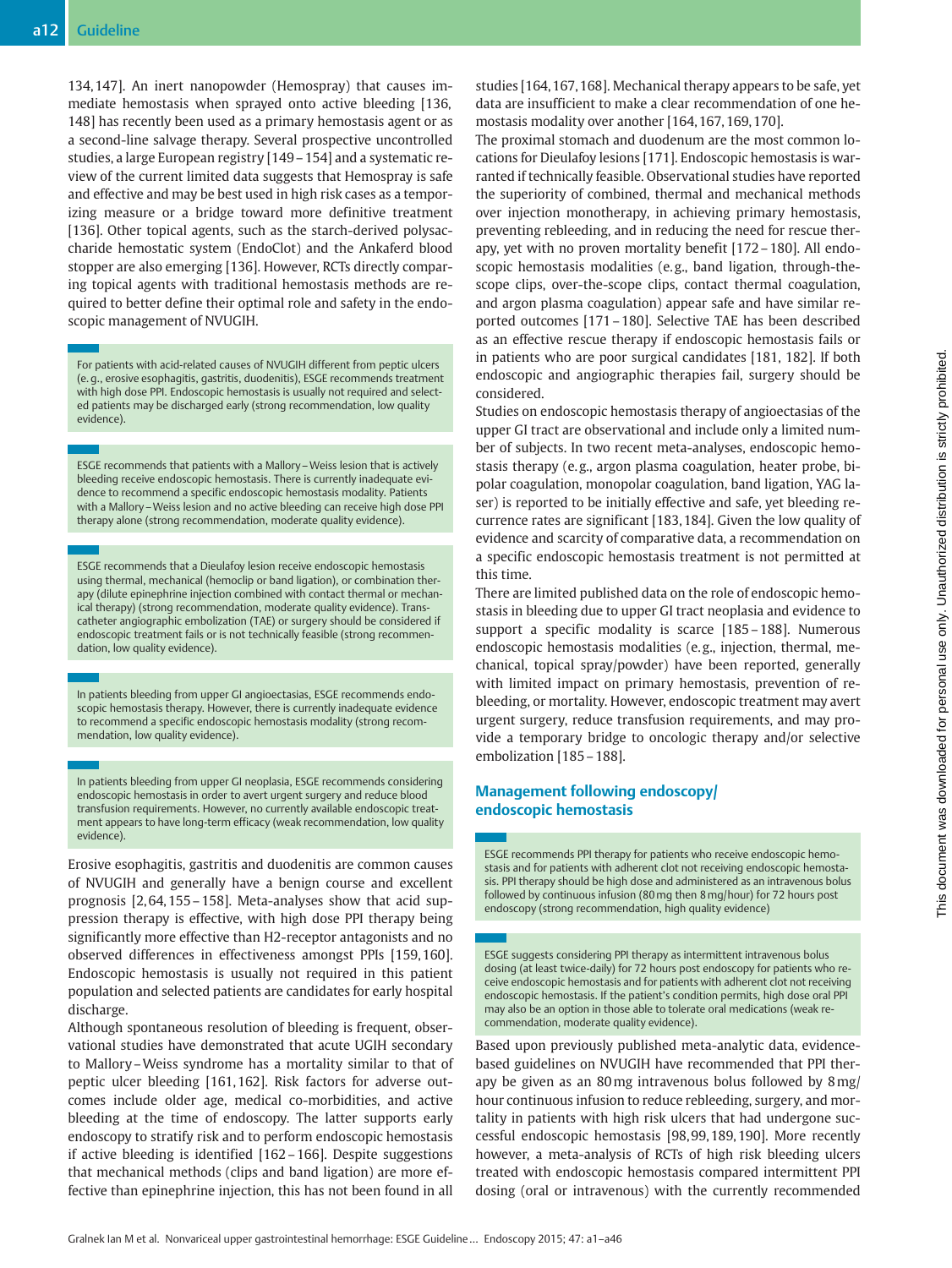134, 147]. An inert nanopowder (Hemospray) that causes immediate hemostasis when sprayed onto active bleeding [136, 148] has recently been used as a primary hemostasis agent or as a second-line salvage therapy. Several prospective uncontrolled studies, a large European registry [149 – 154] and a systematic review of the current limited data suggests that Hemospray is safe and effective and may be best used in high risk cases as a temporizing measure or a bridge toward more definitive treatment [136]. Other topical agents, such as the starch-derived polysaccharide hemostatic system (EndoClot) and the Ankaferd blood stopper are also emerging [136]. However, RCTs directly comparing topical agents with traditional hemostasis methods are required to better define their optimal role and safety in the endoscopic management of NVUGIH.

> For patients with acid-related causes of NVUGIH different from peptic ulcers (e. g., erosive esophagitis, gastritis, duodenitis), ESGE recommends treatment with high dose PPI. Endoscopic hemostasis is usually not required and selected patients may be discharged early (strong recommendation, low quality evidence).

> ESGE recommends that patients with a Mallory – Weiss lesion that is actively bleeding receive endoscopic hemostasis. There is currently inadequate evidence to recommend a specific endoscopic hemostasis modality. Patients with a Mallory – Weiss lesion and no active bleeding can receive high dose PPI therapy alone (strong recommendation, moderate quality evidence).

> ESGE recommends that a Dieulafoy lesion receive endoscopic hemostasis using thermal, mechanical (hemoclip or band ligation), or combination therapy (dilute epinephrine injection combined with contact thermal or mechanical therapy) (strong recommendation, moderate quality evidence). Transcatheter angiographic embolization (TAE) or surgery should be considered if endoscopic treatment fails or is not technically feasible (strong recommendation, low quality evidence).

> In patients bleeding from upper GI angioectasias, ESGE recommends endoscopic hemostasis therapy. However, there is currently inadequate evidence to recommend a specific endoscopic hemostasis modality (strong recommendation, low quality evidence).

> In patients bleeding from upper GI neoplasia, ESGE recommends considering endoscopic hemostasis in order to avert urgent surgery and reduce blood transfusion requirements. However, no currently available endoscopic treatment appears to have long-term efficacy (weak recommendation, low quality evidence).

Erosive esophagitis, gastritis and duodenitis are common causes of NVUGIH and generally have a benign course and excellent prognosis [2, 64, 155 – 158]. Meta-analyses show that acid suppression therapy is effective, with high dose PPI therapy being significantly more effective than H2-receptor antagonists and no observed differences in effectiveness amongst PPIs [159, 160]. Endoscopic hemostasis is usually not required in this patient population and selected patients are candidates for early hospital discharge.

Although spontaneous resolution of bleeding is frequent, observational studies have demonstrated that acute UGIH secondary to Mallory – Weiss syndrome has a mortality similar to that of peptic ulcer bleeding [161, 162]. Risk factors for adverse outcomes include older age, medical co-morbidities, and active bleeding at the time of endoscopy. The latter supports early endoscopy to stratify risk and to perform endoscopic hemostasis if active bleeding is identified [162 – 166]. Despite suggestions that mechanical methods (clips and band ligation) are more effective than epinephrine injection, this has not been found in all studies [164, 167, 168]. Mechanical therapy appears to be safe, yet data are insufficient to make a clear recommendation of one hemostasis modality over another [164, 167, 169, 170].

The proximal stomach and duodenum are the most common locations for Dieulafoy lesions [171]. Endoscopic hemostasis is warranted if technically feasible. Observational studies have reported the superiority of combined, thermal and mechanical methods over injection monotherapy, in achieving primary hemostasis, preventing rebleeding, and in reducing the need for rescue therapy, yet with no proven mortality benefit [172 – 180]. All endoscopic hemostasis modalities (e. g., band ligation, through-the-scope clips, over-the-scope clips, contact thermal coagulation, and argon plasma coagulation) appear safe and have similar reported outcomes [171 – 180]. Selective TAE has been described as an effective rescue therapy if endoscopic hemostasis fails or in patients who are poor surgical candidates [181, 182]. If both endoscopic and angiographic therapies fail, surgery should be considered.

Studies on endoscopic hemostasis therapy of angioectasias of the upper GI tract are observational and include only a limited number of subjects. In two recent meta-analyses, endoscopic hemostasis therapy (e. g., argon plasma coagulation, heater probe, bipolar coagulation, monopolar coagulation, band ligation, YAG laser) is reported to be initially effective and safe, yet bleeding recurrence rates are significant [183, 184]. Given the low quality of evidence and scarcity of comparative data, a recommendation on a specific endoscopic hemostasis treatment is not permitted at this time.

There are limited published data on the role of endoscopic hemostasis in bleeding due to upper GI tract neoplasia and evidence to support a specific modality is scarce [185 – 188]. Numerous endoscopic hemostasis modalities (e. g., injection, thermal, mechanical, topical spray/powder) have been reported, generally with limited impact on primary hemostasis, prevention of rebleeding, or mortality. However, endoscopic treatment may avert urgent surgery, reduce transfusion requirements, and may provide a temporary bridge to oncologic therapy and/or selective embolization [185 – 188].

## Management following endoscopy/endoscopic hemostasis

> ESGE recommends PPI therapy for patients who receive endoscopic hemostasis and for patients with adherent clot not receiving endoscopic hemostasis. PPI therapy should be high dose and administered as an intravenous bolus followed by continuous infusion (80 mg then 8 mg/hour) for 72 hours post endoscopy (strong recommendation, high quality evidence)

> ESGE suggests considering PPI therapy as intermittent intravenous bolus dosing (at least twice-daily) for 72 hours post endoscopy for patients who receive endoscopic hemostasis and for patients with adherent clot not receiving endoscopic hemostasis. If the patient's condition permits, high dose oral PPI may also be an option in those able to tolerate oral medications (weak recommendation, moderate quality evidence).

Based upon previously published meta-analytic data, evidence-based guidelines on NVUGIH have recommended that PPI therapy be given as an 80 mg intravenous bolus followed by 8 mg/hour continuous infusion to reduce rebleeding, surgery, and mortality in patients with high risk ulcers that had undergone successful endoscopic hemostasis [98, 99, 189, 190]. More recently however, a meta-analysis of RCTs of high risk bleeding ulcers treated with endoscopic hemostasis compared intermittent PPI dosing (oral or intravenous) with the currently recommended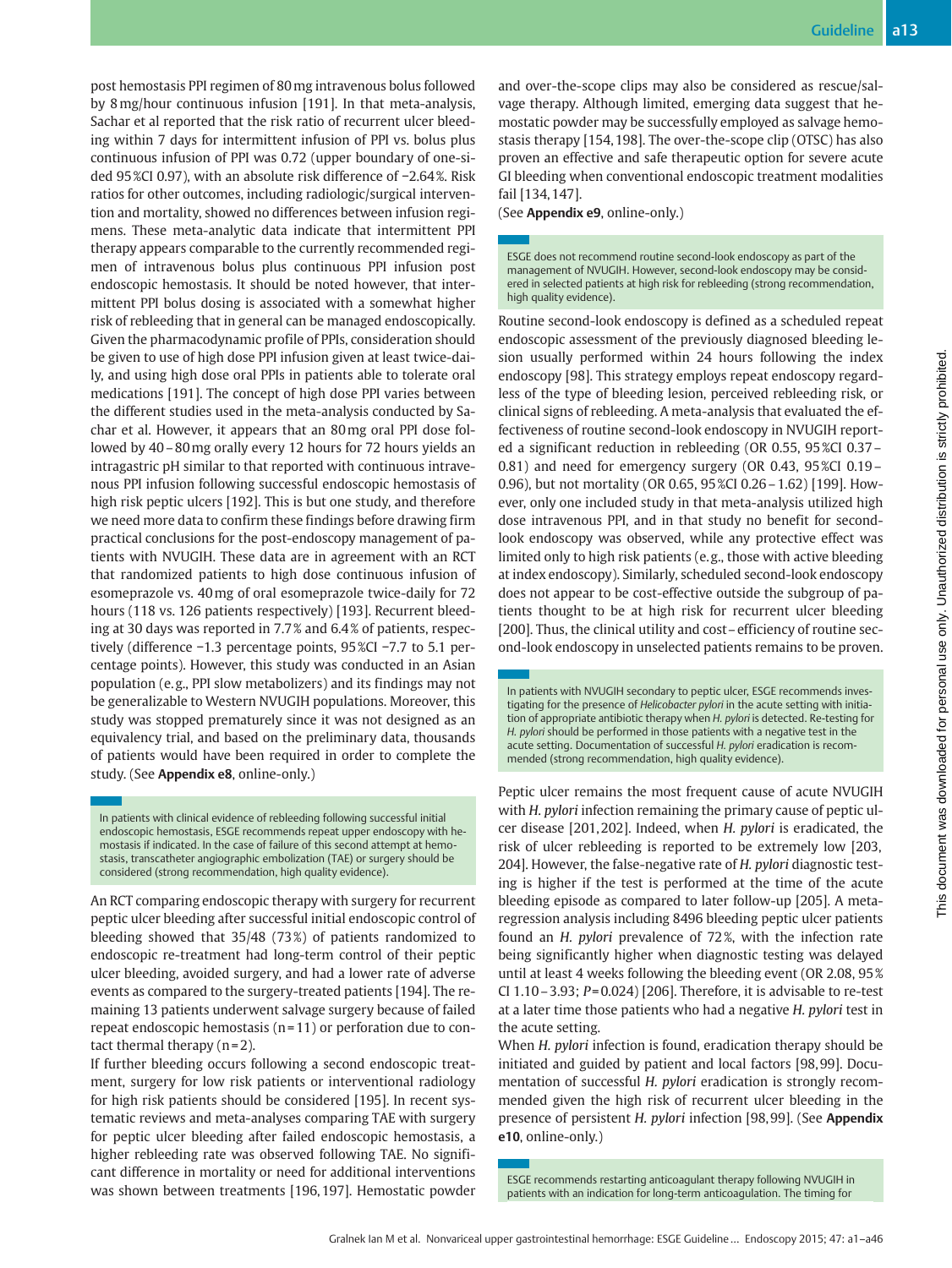post hemostasis PPI regimen of 80 mg intravenous bolus followed by 8 mg/hour continuous infusion [191]. In that meta-analysis, Sachar et al reported that the risk ratio of recurrent ulcer bleeding within 7 days for intermittent infusion of PPI vs. bolus plus continuous infusion of PPI was 0.72 (upper boundary of one-sided 95 %CI 0.97), with an absolute risk difference of −2.64 %. Risk ratios for other outcomes, including radiologic/surgical intervention and mortality, showed no differences between infusion regimens. These meta-analytic data indicate that intermittent PPI therapy appears comparable to the currently recommended regimen of intravenous bolus plus continuous PPI infusion post endoscopic hemostasis. It should be noted however, that intermittent PPI bolus dosing is associated with a somewhat higher risk of rebleeding that in general can be managed endoscopically. Given the pharmacodynamic profile of PPIs, consideration should be given to use of high dose PPI infusion given at least twice-daily, and using high dose oral PPIs in patients able to tolerate oral medications [191]. The concept of high dose PPI varies between the different studies used in the meta-analysis conducted by Sachar et al. However, it appears that an 80 mg oral PPI dose followed by 40 – 80 mg orally every 12 hours for 72 hours yields an intragastric pH similar to that reported with continuous intravenous PPI infusion following successful endoscopic hemostasis of high risk peptic ulcers [192]. This is but one study, and therefore we need more data to confirm these findings before drawing firm practical conclusions for the post-endoscopy management of patients with NVUGIH. These data are in agreement with an RCT that randomized patients to high dose continuous infusion of esomeprazole vs. 40 mg of oral esomeprazole twice-daily for 72 hours (118 vs. 126 patients respectively) [193]. Recurrent bleeding at 30 days was reported in 7.7 % and 6.4 % of patients, respectively (difference −1.3 percentage points, 95 %CI −7.7 to 5.1 percentage points). However, this study was conducted in an Asian population (e. g., PPI slow metabolizers) and its findings may not be generalizable to Western NVUGIH populations. Moreover, this study was stopped prematurely since it was not designed as an equivalency trial, and based on the preliminary data, thousands of patients would have been required in order to complete the study. (See **Appendix e8**, online-only.)

> In patients with clinical evidence of rebleeding following successful initial endoscopic hemostasis, ESGE recommends repeat upper endoscopy with hemostasis if indicated. In the case of failure of this second attempt at hemostasis, transcatheter angiographic embolization (TAE) or surgery should be considered (strong recommendation, high quality evidence).

An RCT comparing endoscopic therapy with surgery for recurrent peptic ulcer bleeding after successful initial endoscopic control of bleeding showed that 35/48 (73 %) of patients randomized to endoscopic re-treatment had long-term control of their peptic ulcer bleeding, avoided surgery, and had a lower rate of adverse events as compared to the surgery-treated patients [194]. The remaining 13 patients underwent salvage surgery because of failed repeat endoscopic hemostasis (n = 11) or perforation due to contact thermal therapy (n = 2).

If further bleeding occurs following a second endoscopic treatment, surgery for low risk patients or interventional radiology for high risk patients should be considered [195]. In recent systematic reviews and meta-analyses comparing TAE with surgery for peptic ulcer bleeding after failed endoscopic hemostasis, a higher rebleeding rate was observed following TAE. No significant difference in mortality or need for additional interventions was shown between treatments [196, 197]. Hemostatic powder and over-the-scope clips may also be considered as rescue/salvage therapy. Although limited, emerging data suggest that hemostatic powder may be successfully employed as salvage hemostasis therapy [154, 198]. The over-the-scope clip (OTSC) has also proven an effective and safe therapeutic option for severe acute GI bleeding when conventional endoscopic treatment modalities fail [134, 147].

(See **Appendix e9**, online-only.)

> ESGE does not recommend routine second-look endoscopy as part of the management of NVUGIH. However, second-look endoscopy may be considered in selected patients at high risk for rebleeding (strong recommendation, high quality evidence).

Routine second-look endoscopy is defined as a scheduled repeat endoscopic assessment of the previously diagnosed bleeding lesion usually performed within 24 hours following the index endoscopy [98]. This strategy employs repeat endoscopy regardless of the type of bleeding lesion, perceived rebleeding risk, or clinical signs of rebleeding. A meta-analysis that evaluated the effectiveness of routine second-look endoscopy in NVUGIH reported a significant reduction in rebleeding (OR 0.55, 95 %CI 0.37 – 0.81) and need for emergency surgery (OR 0.43, 95 %CI 0.19 – 0.96), but not mortality (OR 0.65, 95 %CI 0.26 – 1.62) [199]. However, only one included study in that meta-analysis utilized high dose intravenous PPI, and in that study no benefit for second-look endoscopy was observed, while any protective effect was limited only to high risk patients (e. g., those with active bleeding at index endoscopy). Similarly, scheduled second-look endoscopy does not appear to be cost-effective outside the subgroup of patients thought to be at high risk for recurrent ulcer bleeding [200]. Thus, the clinical utility and cost – efficiency of routine second-look endoscopy in unselected patients remains to be proven.

> In patients with NVUGIH secondary to peptic ulcer, ESGE recommends investigating for the presence of *Helicobacter pylori* in the acute setting with initiation of appropriate antibiotic therapy when *H. pylori* is detected. Re-testing for *H. pylori* should be performed in those patients with a negative test in the acute setting. Documentation of successful *H. pylori* eradication is recommended (strong recommendation, high quality evidence).

Peptic ulcer remains the most frequent cause of acute NVUGIH with *H. pylori* infection remaining the primary cause of peptic ulcer disease [201, 202]. Indeed, when *H. pylori* is eradicated, the risk of ulcer rebleeding is reported to be extremely low [203, 204]. However, the false-negative rate of *H. pylori* diagnostic testing is higher if the test is performed at the time of the acute bleeding episode as compared to later follow-up [205]. A meta-regression analysis including 8496 bleeding peptic ulcer patients found an *H. pylori* prevalence of 72 %, with the infection rate being significantly higher when diagnostic testing was delayed until at least 4 weeks following the bleeding event (OR 2.08, 95 % CI 1.10 – 3.93; $P = 0.024$) [206]. Therefore, it is advisable to re-test at a later time those patients who had a negative *H. pylori* test in the acute setting.

When *H. pylori* infection is found, eradication therapy should be initiated and guided by patient and local factors [98, 99]. Documentation of successful *H. pylori* eradication is strongly recommended given the high risk of recurrent ulcer bleeding in the presence of persistent *H. pylori* infection [98, 99]. (See **Appendix e10**, online-only.)

> ESGE recommends restarting anticoagulant therapy following NVUGIH in patients with an indication for long-term anticoagulation. The timing for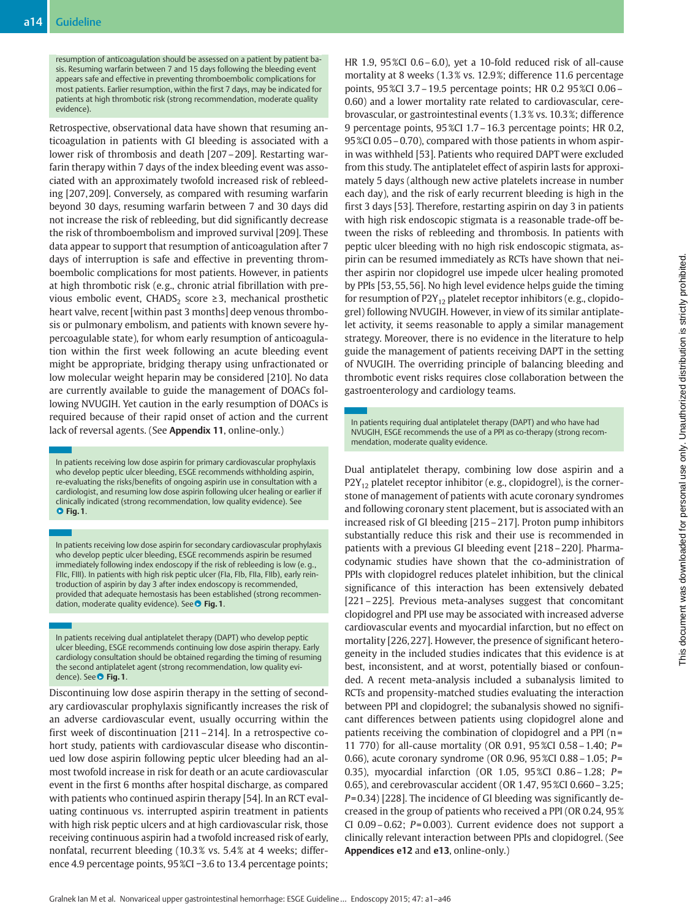resumption of anticoagulation should be assessed on a patient by patient basis. Resuming warfarin between 7 and 15 days following the bleeding event appears safe and effective in preventing thromboembolic complications for most patients. Earlier resumption, within the first 7 days, may be indicated for patients at high thrombotic risk (strong recommendation, moderate quality evidence).

Retrospective, observational data have shown that resuming anticoagulation in patients with GI bleeding is associated with a lower risk of thrombosis and death [207 – 209]. Restarting warfarin therapy within 7 days of the index bleeding event was associated with an approximately twofold increased risk of rebleeding [207, 209]. Conversely, as compared with resuming warfarin beyond 30 days, resuming warfarin between 7 and 30 days did not increase the risk of rebleeding, but did significantly decrease the risk of thromboembolism and improved survival [209]. These data appear to support that resumption of anticoagulation after 7 days of interruption is safe and effective in preventing thromboembolic complications for most patients. However, in patients at high thrombotic risk (e.g., chronic atrial fibrillation with previous embolic event, $CHADS_2$ score ≥3, mechanical prosthetic heart valve, recent [within past 3 months] deep venous thrombosis or pulmonary embolism, and patients with known severe hypercoagulable state), for whom early resumption of anticoagulation within the first week following an acute bleeding event might be appropriate, bridging therapy using unfractionated or low molecular weight heparin may be considered [210]. No data are currently available to guide the management of DOACs following NVUGIH. Yet caution in the early resumption of DOACs is required because of their rapid onset of action and the current lack of reversal agents. (See **Appendix 11**, online-only.)

In patients receiving low dose aspirin for primary cardiovascular prophylaxis who develop peptic ulcer bleeding, ESGE recommends withholding aspirin, re-evaluating the risks/benefits of ongoing aspirin use in consultation with a cardiologist, and resuming low dose aspirin following ulcer healing or earlier if clinically indicated (strong recommendation, low quality evidence). See **Fig. 1**.

In patients receiving low dose aspirin for secondary cardiovascular prophylaxis who develop peptic ulcer bleeding, ESGE recommends aspirin be resumed immediately following index endoscopy if the risk of rebleeding is low (e.g., FIIc, FIII). In patients with high risk peptic ulcer (FIa, FIb, FIIa, FIIb), early reintroduction of aspirin by day 3 after index endoscopy is recommended, provided that adequate hemostasis has been established (strong recommendation, moderate quality evidence). See **Fig. 1**.

In patients receiving dual antiplatelet therapy (DAPT) who develop peptic ulcer bleeding, ESGE recommends continuing low dose aspirin therapy. Early cardiology consultation should be obtained regarding the timing of resuming the second antiplatelet agent (strong recommendation, low quality evidence). See **Fig. 1**.

Discontinuing low dose aspirin therapy in the setting of secondary cardiovascular prophylaxis significantly increases the risk of an adverse cardiovascular event, usually occurring within the first week of discontinuation [211 – 214]. In a retrospective cohort study, patients with cardiovascular disease who discontinued low dose aspirin following peptic ulcer bleeding had an almost twofold increase in risk for death or an acute cardiovascular event in the first 6 months after hospital discharge, as compared with patients who continued aspirin therapy [54]. In an RCT evaluating continuous vs. interrupted aspirin treatment in patients with high risk peptic ulcers and at high cardiovascular risk, those receiving continuous aspirin had a twofold increased risk of early, nonfatal, recurrent bleeding (10.3 % vs. 5.4 % at 4 weeks; difference 4.9 percentage points, 95 %CI −3.6 to 13.4 percentage points; HR 1.9, 95 %CI 0.6 – 6.0), yet a 10-fold reduced risk of all-cause mortality at 8 weeks (1.3 % vs. 12.9 %; difference 11.6 percentage points, 95 %CI 3.7 – 19.5 percentage points; HR 0.2 95 %CI 0.06 – 0.60) and a lower mortality rate related to cardiovascular, cerebrovascular, or gastrointestinal events (1.3 % vs. 10.3 %; difference 9 percentage points, 95 %CI 1.7 – 16.3 percentage points; HR 0.2, 95 %CI 0.05 – 0.70), compared with those patients in whom aspirin was withheld [53]. Patients who required DAPT were excluded from this study. The antiplatelet effect of aspirin lasts for approximately 5 days (although new active platelets increase in number each day), and the risk of early recurrent bleeding is high in the first 3 days [53]. Therefore, restarting aspirin on day 3 in patients with high risk endoscopic stigmata is a reasonable trade-off between the risks of rebleeding and thrombosis. In patients with peptic ulcer bleeding with no high risk endoscopic stigmata, aspirin can be resumed immediately as RCTs have shown that neither aspirin nor clopidogrel use impede ulcer healing promoted by PPIs [53, 55, 56]. No high level evidence helps guide the timing for resumption of $P2Y_{12}$ platelet receptor inhibitors (e.g., clopidogrel) following NVUGIH. However, in view of its similar antiplatelet activity, it seems reasonable to apply a similar management strategy. Moreover, there is no evidence in the literature to help guide the management of patients receiving DAPT in the setting of NVUGIH. The overriding principle of balancing bleeding and thrombotic event risks requires close collaboration between the gastroenterology and cardiology teams.

In patients requiring dual antiplatelet therapy (DAPT) and who have had NVUGIH, ESGE recommends the use of a PPI as co-therapy (strong recommendation, moderate quality evidence).

Dual antiplatelet therapy, combining low dose aspirin and a $P2Y_{12}$ platelet receptor inhibitor (e.g., clopidogrel), is the cornerstone of management of patients with acute coronary syndromes and following coronary stent placement, but is associated with an increased risk of GI bleeding [215 – 217]. Proton pump inhibitors substantially reduce this risk and their use is recommended in patients with a previous GI bleeding event [218 – 220]. Pharmacodynamic studies have shown that the co-administration of PPIs with clopidogrel reduces platelet inhibition, but the clinical significance of this interaction has been extensively debated [221 – 225]. Previous meta-analyses suggest that concomitant clopidogrel and PPI use may be associated with increased adverse cardiovascular events and myocardial infarction, but no effect on mortality [226, 227]. However, the presence of significant heterogeneity in the included studies indicates that this evidence is at best, inconsistent, and at worst, potentially biased or confounded. A recent meta-analysis included a subanalysis limited to RCTs and propensity-matched studies evaluating the interaction between PPI and clopidogrel; the subanalysis showed no significant differences between patients using clopidogrel alone and patients receiving the combination of clopidogrel and a PPI (n = 11 770) for all-cause mortality (OR 0.91, 95 %CI 0.58 – 1.40; $P$ = 0.66), acute coronary syndrome (OR 0.96, 95 %CI 0.88 – 1.05; $P$ = 0.35), myocardial infarction (OR 1.05, 95 %CI 0.86 – 1.28; $P$ = 0.65), and cerebrovascular accident (OR 1.47, 95 %CI 0.660 – 3.25; $P$ = 0.34) [228]. The incidence of GI bleeding was significantly decreased in the group of patients who received a PPI (OR 0.24, 95 % CI 0.09 – 0.62; $P$ = 0.003). Current evidence does not support a clinically relevant interaction between PPIs and clopidogrel. (See **Appendices e12** and **e13**, online-only.)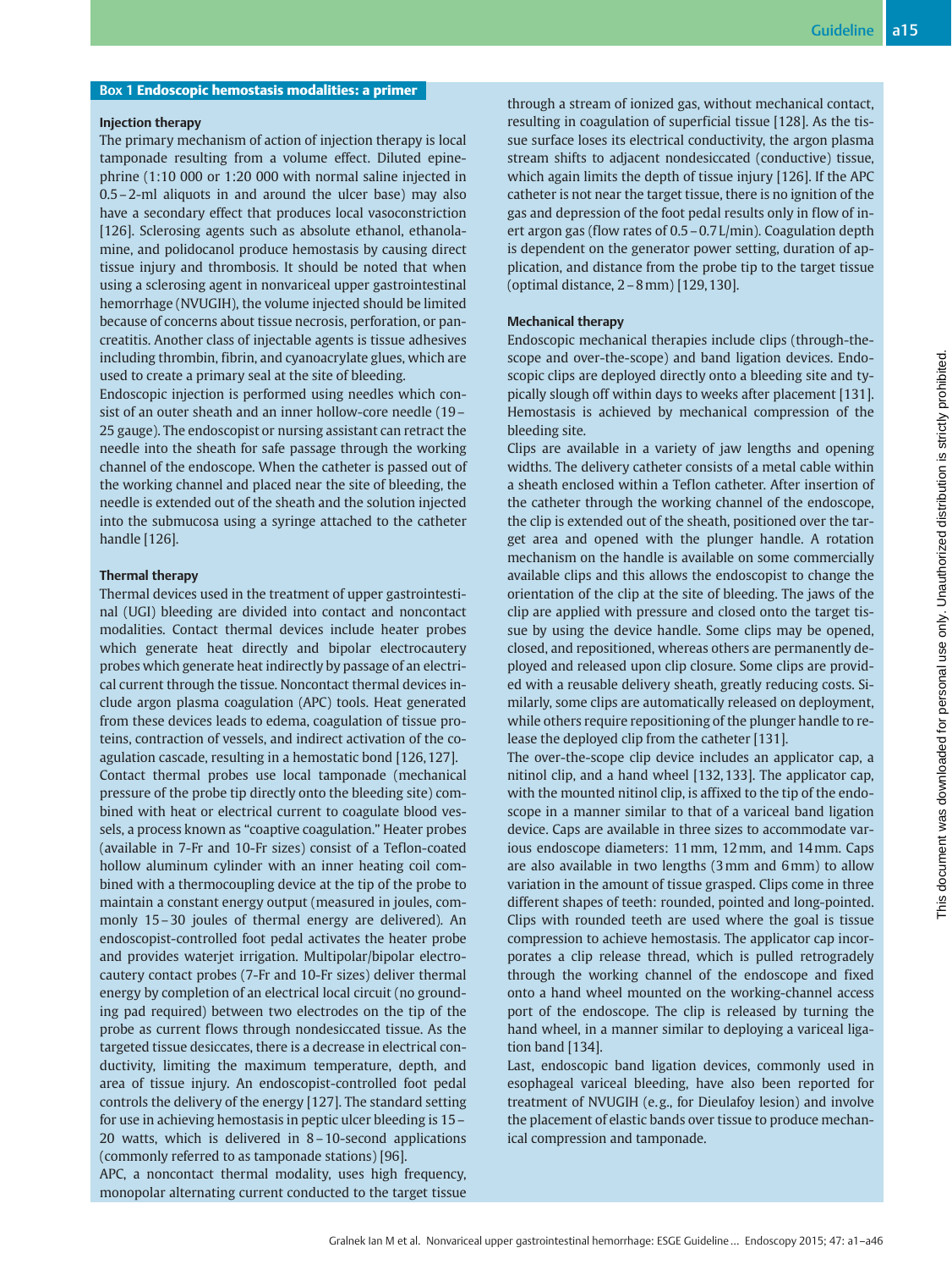## Box 1 Endoscopic hemostasis modalities: a primer

**Injection therapy**

The primary mechanism of action of injection therapy is local tamponade resulting from a volume effect. Diluted epinephrine (1:10 000 or 1:20 000 with normal saline injected in 0.5 – 2-ml aliquots in and around the ulcer base) may also have a secondary effect that produces local vasoconstriction [126]. Sclerosing agents such as absolute ethanol, ethanolamine, and polidocanol produce hemostasis by causing direct tissue injury and thrombosis. It should be noted that when using a sclerosing agent in nonvariceal upper gastrointestinal hemorrhage (NVUGIH), the volume injected should be limited because of concerns about tissue necrosis, perforation, or pancreatitis. Another class of injectable agents is tissue adhesives including thrombin, fibrin, and cyanoacrylate glues, which are used to create a primary seal at the site of bleeding.

Endoscopic injection is performed using needles which consist of an outer sheath and an inner hollow-core needle (19 – 25 gauge). The endoscopist or nursing assistant can retract the needle into the sheath for safe passage through the working channel of the endoscope. When the catheter is passed out of the working channel and placed near the site of bleeding, the needle is extended out of the sheath and the solution injected into the submucosa using a syringe attached to the catheter handle [126].

**Thermal therapy**

Thermal devices used in the treatment of upper gastrointestinal (UGI) bleeding are divided into contact and noncontact modalities. Contact thermal devices include heater probes which generate heat directly and bipolar electrocautery probes which generate heat indirectly by passage of an electrical current through the tissue. Noncontact thermal devices include argon plasma coagulation (APC) tools. Heat generated from these devices leads to edema, coagulation of tissue proteins, contraction of vessels, and indirect activation of the coagulation cascade, resulting in a hemostatic bond [126,127].

Contact thermal probes use local tamponade (mechanical pressure of the probe tip directly onto the bleeding site) combined with heat or electrical current to coagulate blood vessels, a process known as "coaptive coagulation." Heater probes (available in 7-Fr and 10-Fr sizes) consist of a Teflon-coated hollow aluminum cylinder with an inner heating coil combined with a thermocoupling device at the tip of the probe to maintain a constant energy output (measured in joules, commonly 15 – 30 joules of thermal energy are delivered). An endoscopist-controlled foot pedal activates the heater probe and provides waterjet irrigation. Multipolar/bipolar electrocautery contact probes (7-Fr and 10-Fr sizes) deliver thermal energy by completion of an electrical local circuit (no grounding pad required) between two electrodes on the tip of the probe as current flows through nondesiccated tissue. As the targeted tissue desiccates, there is a decrease in electrical conductivity, limiting the maximum temperature, depth, and area of tissue injury. An endoscopist-controlled foot pedal controls the delivery of the energy [127]. The standard setting for use in achieving hemostasis in peptic ulcer bleeding is 15 – 20 watts, which is delivered in 8 – 10-second applications (commonly referred to as tamponade stations) [96].

APC, a noncontact thermal modality, uses high frequency, monopolar alternating current conducted to the target tissue through a stream of ionized gas, without mechanical contact, resulting in coagulation of superficial tissue [128]. As the tissue surface loses its electrical conductivity, the argon plasma stream shifts to adjacent nondesiccated (conductive) tissue, which again limits the depth of tissue injury [126]. If the APC catheter is not near the target tissue, there is no ignition of the gas and depression of the foot pedal results only in flow of inert argon gas (flow rates of 0.5 – 0.7 L/min). Coagulation depth is dependent on the generator power setting, duration of application, and distance from the probe tip to the target tissue (optimal distance, 2 – 8 mm) [129,130].

**Mechanical therapy**

Endoscopic mechanical therapies include clips (through-the-scope and over-the-scope) and band ligation devices. Endoscopic clips are deployed directly onto a bleeding site and typically slough off within days to weeks after placement [131]. Hemostasis is achieved by mechanical compression of the bleeding site.

Clips are available in a variety of jaw lengths and opening widths. The delivery catheter consists of a metal cable within a sheath enclosed within a Teflon catheter. After insertion of the catheter through the working channel of the endoscope, the clip is extended out of the sheath, positioned over the target area and opened with the plunger handle. A rotation mechanism on the handle is available on some commercially available clips and this allows the endoscopist to change the orientation of the clip at the site of bleeding. The jaws of the clip are applied with pressure and closed onto the target tissue by using the device handle. Some clips may be opened, closed, and repositioned, whereas others are permanently deployed and released upon clip closure. Some clips are provided with a reusable delivery sheath, greatly reducing costs. Similarly, some clips are automatically released on deployment, while others require repositioning of the plunger handle to release the deployed clip from the catheter [131].

The over-the-scope clip device includes an applicator cap, a nitinol clip, and a hand wheel [132,133]. The applicator cap, with the mounted nitinol clip, is affixed to the tip of the endoscope in a manner similar to that of a variceal band ligation device. Caps are available in three sizes to accommodate various endoscope diameters: 11 mm, 12 mm, and 14 mm. Caps are also available in two lengths (3 mm and 6 mm) to allow variation in the amount of tissue grasped. Clips come in three different shapes of teeth: rounded, pointed and long-pointed. Clips with rounded teeth are used where the goal is tissue compression to achieve hemostasis. The applicator cap incorporates a clip release thread, which is pulled retrogradely through the working channel of the endoscope and fixed onto a hand wheel mounted on the working-channel access port of the endoscope. The clip is released by turning the hand wheel, in a manner similar to deploying a variceal ligation band [134].

Last, endoscopic band ligation devices, commonly used in esophageal variceal bleeding, have also been reported for treatment of NVUGIH (e. g., for Dieulafoy lesion) and involve the placement of elastic bands over tissue to produce mechanical compression and tamponade.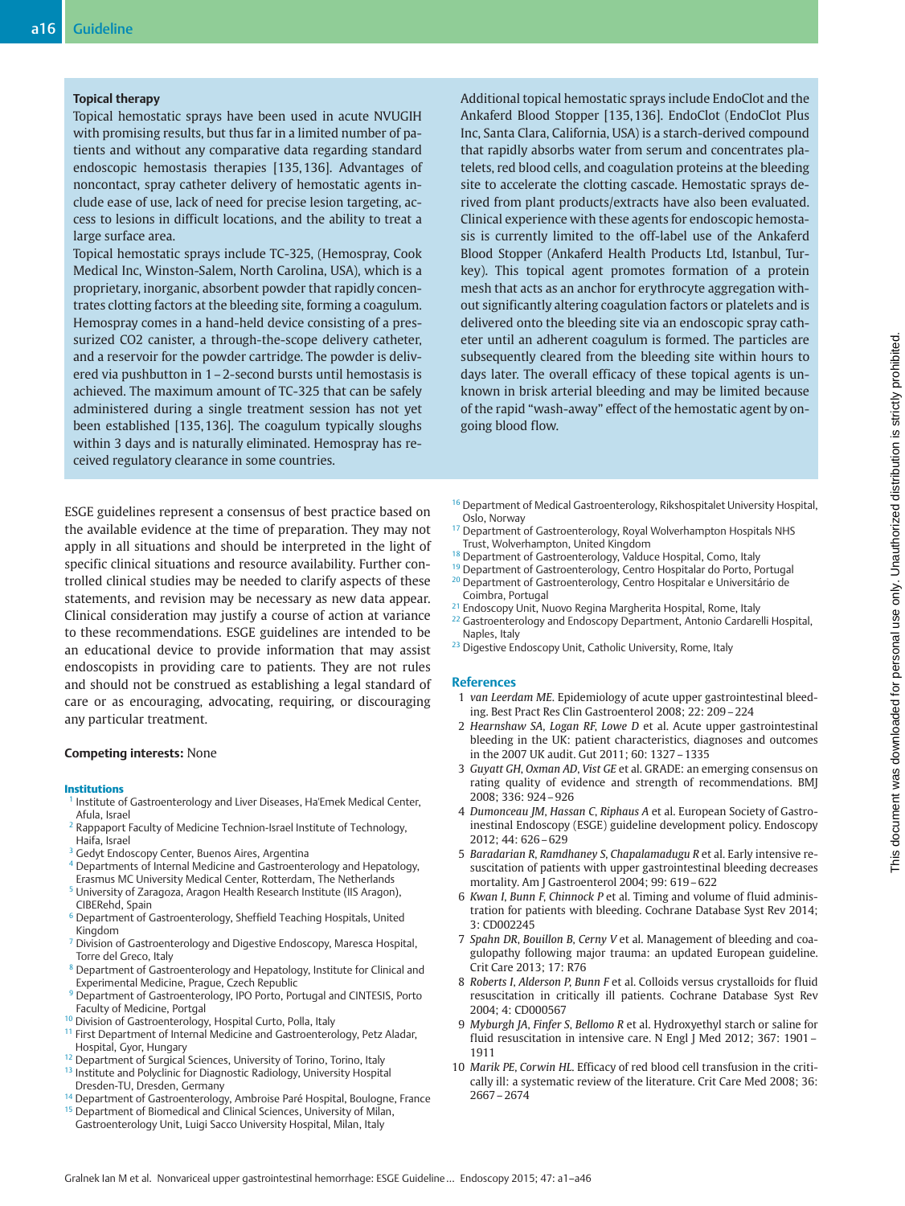### Topical therapy

Topical hemostatic sprays have been used in acute NVUGIH with promising results, but thus far in a limited number of patients and without any comparative data regarding standard endoscopic hemostasis therapies [135,136]. Advantages of noncontact, spray catheter delivery of hemostatic agents include ease of use, lack of need for precise lesion targeting, access to lesions in difficult locations, and the ability to treat a large surface area.

Topical hemostatic sprays include TC-325, (Hemospray, Cook Medical Inc, Winston-Salem, North Carolina, USA), which is a proprietary, inorganic, absorbent powder that rapidly concentrates clotting factors at the bleeding site, forming a coagulum. Hemospray comes in a hand-held device consisting of a pressurized $CO_2$ canister, a through-the-scope delivery catheter, and a reservoir for the powder cartridge. The powder is delivered via pushbutton in 1–2-second bursts until hemostasis is achieved. The maximum amount of TC-325 that can be safely administered during a single treatment session has not yet been established [135,136]. The coagulum typically sloughs within 3 days and is naturally eliminated. Hemospray has received regulatory clearance in some countries.

Additional topical hemostatic sprays include EndoClot and the Ankaferd Blood Stopper [135,136]. EndoClot (EndoClot Plus Inc, Santa Clara, California, USA) is a starch-derived compound that rapidly absorbs water from serum and concentrates platelets, red blood cells, and coagulation proteins at the bleeding site to accelerate the clotting cascade. Hemostatic sprays derived from plant products/extracts have also been evaluated. Clinical experience with these agents for endoscopic hemostasis is currently limited to the off-label use of the Ankaferd Blood Stopper (Ankaferd Health Products Ltd, Istanbul, Turkey). This topical agent promotes formation of a protein mesh that acts as an anchor for erythrocyte aggregation without significantly altering coagulation factors or platelets and is delivered onto the bleeding site via an endoscopic spray catheter until an adherent coagulum is formed. The particles are subsequently cleared from the bleeding site within hours to days later. The overall efficacy of these topical agents is unknown in brisk arterial bleeding and may be limited because of the rapid "wash-away" effect of the hemostatic agent by ongoing blood flow.

ESGE guidelines represent a consensus of best practice based on the available evidence at the time of preparation. They may not apply in all situations and should be interpreted in the light of specific clinical situations and resource availability. Further controlled clinical studies may be needed to clarify aspects of these statements, and revision may be necessary as new data appear. Clinical consideration may justify a course of action at variance to these recommendations. ESGE guidelines are intended to be an educational device to provide information that may assist endoscopists in providing care to patients. They are not rules and should not be construed as establishing a legal standard of care or as encouraging, advocating, requiring, or discouraging any particular treatment.

**Competing interests:** None

### Institutions

[1] Institute of Gastroenterology and Liver Diseases, Ha'Emek Medical Center, Afula, Israel
[2] Rappaport Faculty of Medicine Technion-Israel Institute of Technology, Haifa, Israel
[3] Gedyt Endoscopy Center, Buenos Aires, Argentina
[4] Departments of Internal Medicine and Gastroenterology and Hepatology, Erasmus MC University Medical Center, Rotterdam, The Netherlands
[5] University of Zaragoza, Aragon Health Research Institute (IIS Aragon), CIBERehd, Spain
[6] Department of Gastroenterology, Sheffield Teaching Hospitals, United Kingdom
[7] Division of Gastroenterology and Digestive Endoscopy, Maresca Hospital, Torre del Greco, Italy
[8] Department of Gastroenterology and Hepatology, Institute for Clinical and Experimental Medicine, Prague, Czech Republic
[9] Department of Gastroenterology, IPO Porto, Portugal and CINTESIS, Porto Faculty of Medicine, Portgal
[10] Division of Gastroenterology, Hospital Curto, Polla, Italy
[11] First Department of Internal Medicine and Gastroenterology, Petz Aladar, Hospital, Gyor, Hungary
[12] Department of Surgical Sciences, University of Torino, Torino, Italy
[13] Institute and Polyclinic for Diagnostic Radiology, University Hospital Dresden-TU, Dresden, Germany
[14] Department of Gastroenterology, Ambroise Paré Hospital, Boulogne, France
[15] Department of Biomedical and Clinical Sciences, University of Milan, Gastroenterology Unit, Luigi Sacco University Hospital, Milan, Italy
[16] Department of Medical Gastroenterology, Rikshospitalet University Hospital, Oslo, Norway
[17] Department of Gastroenterology, Royal Wolverhampton Hospitals NHS Trust, Wolverhampton, United Kingdom
[18] Department of Gastroenterology, Valduce Hospital, Como, Italy
[19] Department of Gastroenterology, Centro Hospitalar do Porto, Portugal
[20] Department of Gastroenterology, Centro Hospitalar e Universitário de Coimbra, Portugal
[21] Endoscopy Unit, Nuovo Regina Margherita Hospital, Rome, Italy
[22] Gastroenterology and Endoscopy Department, Antonio Cardarelli Hospital, Naples, Italy
[23] Digestive Endoscopy Unit, Catholic University, Rome, Italy

### References

1. *van Leerdam ME*. Epidemiology of acute upper gastrointestinal bleeding. Best Pract Res Clin Gastroenterol 2008; 22: 209–224
2. *Hearnshaw SA, Logan RF, Lowe D* et al. Acute upper gastrointestinal bleeding in the UK: patient characteristics, diagnoses and outcomes in the 2007 UK audit. Gut 2011; 60: 1327–1335
3. *Guyatt GH, Oxman AD, Vist GE* et al. GRADE: an emerging consensus on rating quality of evidence and strength of recommendations. BMJ 2008; 336: 924–926
4. *Dumonceau JM, Hassan C, Riphaus A* et al. European Society of Gastrointestinal Endoscopy (ESGE) guideline development policy. Endoscopy 2012; 44: 626–629
5. *Baradarian R, Ramdhaney S, Chapalamadugu R* et al. Early intensive resuscitation of patients with upper gastrointestinal bleeding decreases mortality. Am J Gastroenterol 2004; 99: 619–622
6. *Kwan I, Bunn F, Chinnock P* et al. Timing and volume of fluid administration for patients with bleeding. Cochrane Database Syst Rev 2014; 3: CD002245
7. *Spahn DR, Bouillon B, Cerny V* et al. Management of bleeding and coagulopathy following major trauma: an updated European guideline. Crit Care 2013; 17: R76
8. *Roberts I, Alderson P, Bunn F* et al. Colloids versus crystalloids for fluid resuscitation in critically ill patients. Cochrane Database Syst Rev 2004; 4: CD000567
9. *Myburgh JA, Finfer S, Bellomo R* et al. Hydroxyethyl starch or saline for fluid resuscitation in intensive care. N Engl J Med 2012; 367: 1901–1911
10. *Marik PE, Corwin HL*. Efficacy of red blood cell transfusion in the critically ill: a systematic review of the literature. Crit Care Med 2008; 36: 2667–2674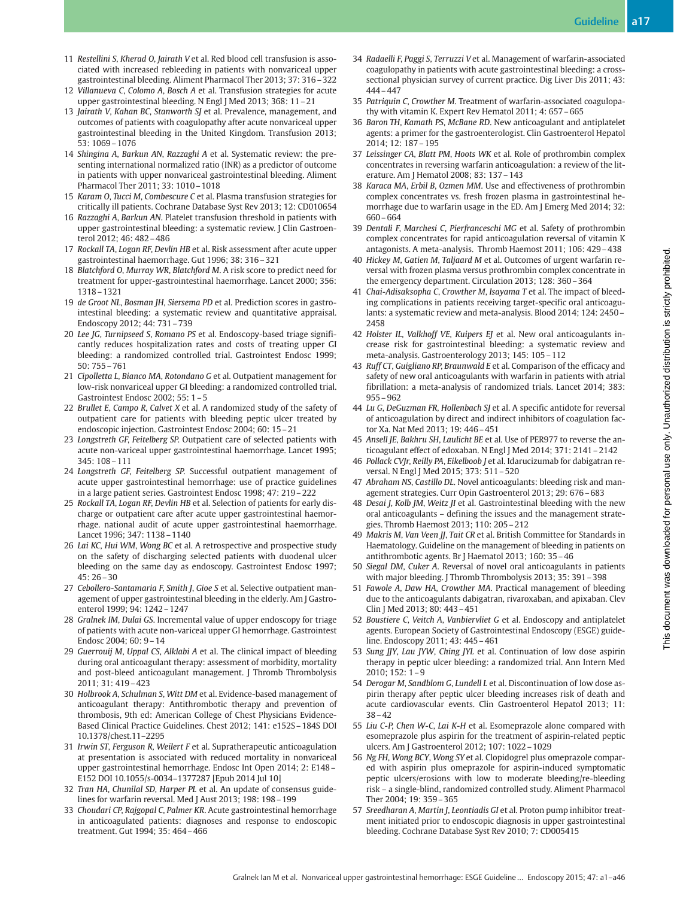11 *Restellini S, Kherad O, Jairath V* et al. Red blood cell transfusion is associated with increased rebleeding in patients with nonvariceal upper gastrointestinal bleeding. Aliment Pharmacol Ther 2013; 37: 316 – 322

12 *Villanueva C, Colomo A, Bosch A* et al. Transfusion strategies for acute upper gastrointestinal bleeding. N Engl J Med 2013; 368: 11 – 21

13 *Jairath V, Kahan BC, Stanworth SJ* et al. Prevalence, management, and outcomes of patients with coagulopathy after acute nonvariceal upper gastrointestinal bleeding in the United Kingdom. Transfusion 2013; 53: 1069 – 1076

14 *Shingina A, Barkun AN, Razzaghi A* et al. Systematic review: the presenting international normalized ratio (INR) as a predictor of outcome in patients with upper nonvariceal gastrointestinal bleeding. Aliment Pharmacol Ther 2011; 33: 1010 – 1018

15 *Karam O, Tucci M, Combescure C* et al. Plasma transfusion strategies for critically ill patients. Cochrane Database Syst Rev 2013; 12: CD010654

16 *Razzaghi A, Barkun AN.* Platelet transfusion threshold in patients with upper gastrointestinal bleeding: a systematic review. J Clin Gastroenterol 2012; 46: 482 – 486

17 *Rockall TA, Logan RF, Devlin HB* et al. Risk assessment after acute upper gastrointestinal haemorrhage. Gut 1996; 38: 316 – 321

18 *Blatchford O, Murray WR, Blatchford M.* A risk score to predict need for treatment for upper-gastrointestinal haemorrhage. Lancet 2000; 356: 1318 – 1321

19 *de Groot NL, Bosman JH, Siersema PD* et al. Prediction scores in gastrointestinal bleeding: a systematic review and quantitative appraisal. Endoscopy 2012; 44: 731 – 739

20 *Lee JG, Turnipseed S, Romano PS* et al. Endoscopy-based triage significantly reduces hospitalization rates and costs of treating upper GI bleeding: a randomized controlled trial. Gastrointest Endosc 1999; 50: 755 – 761

21 *Cipolletta L, Bianco MA, Rotondano G* et al. Outpatient management for low-risk nonvariceal upper GI bleeding: a randomized controlled trial. Gastrointest Endosc 2002; 55: 1 – 5

22 *Brullet E, Campo R, Calvet X* et al. A randomized study of the safety of outpatient care for patients with bleeding peptic ulcer treated by endoscopic injection. Gastrointest Endosc 2004; 60: 15 – 21

23 *Longstreth GF, Feitelberg SP.* Outpatient care of selected patients with acute non-variceal upper gastrointestinal haemorrhage. Lancet 1995; 345: 108 – 111

24 *Longstreth GF, Feitelberg SP.* Successful outpatient management of acute upper gastrointestinal hemorrhage: use of practice guidelines in a large patient series. Gastrointest Endosc 1998; 47: 219 – 222

25 *Rockall TA, Logan RF, Devlin HB* et al. Selection of patients for early discharge or outpatient care after acute upper gastrointestinal haemorrhage. national audit of acute upper gastrointestinal haemorrhage. Lancet 1996; 347: 1138 – 1140

26 *Lai KC, Hui WM, Wong BC* et al. A retrospective and prospective study on the safety of discharging selected patients with duodenal ulcer bleeding on the same day as endoscopy. Gastrointest Endosc 1997; 45: 26 – 30

27 *Cebollero-Santamaria F, Smith J, Gioe S* et al. Selective outpatient management of upper gastrointestinal bleeding in the elderly. Am J Gastroenterol 1999; 94: 1242 – 1247

28 *Gralnek IM, Dulai GS.* Incremental value of upper endoscopy for triage of patients with acute non-variceal upper GI hemorrhage. Gastrointest Endosc 2004; 60: 9 – 14

29 *Guerrouij M, Uppal CS, Alklabi A* et al. The clinical impact of bleeding during oral anticoagulant therapy: assessment of morbidity, mortality and post-bleed anticoagulant management. J Thromb Thrombolysis 2011; 31: 419 – 423

30 *Holbrook A, Schulman S, Witt DM* et al. Evidence-based management of anticoagulant therapy: Antithrombotic therapy and prevention of thrombosis, 9th ed: American College of Chest Physicians Evidence-Based Clinical Practice Guidelines. Chest 2012; 141: e152S – 184S DOI 10.1378/chest.11–2295

31 *Irwin ST, Ferguson R, Weilert F* et al. Supratherapeutic anticoagulation at presentation is associated with reduced mortality in nonvariceal upper gastrointestinal hemorrhage. Endosc Int Open 2014; 2: E148 – E152 DOI 10.1055/s-0034–1377287 [Epub 2014 Jul 10]

32 *Tran HA, Chunilal SD, Harper PL* et al. An update of consensus guidelines for warfarin reversal. Med J Aust 2013; 198: 198 – 199

33 *Choudari CP, Rajgopal C, Palmer KR.* Acute gastrointestinal hemorrhage in anticoagulated patients: diagnoses and response to endoscopic treatment. Gut 1994; 35: 464 – 466

34 *Radaelli F, Paggi S, Terruzzi V* et al. Management of warfarin-associated coagulopathy in patients with acute gastrointestinal bleeding: a cross-sectional physician survey of current practice. Dig Liver Dis 2011; 43: 444 – 447

35 *Patriquin C, Crowther M.* Treatment of warfarin-associated coagulopathy with vitamin K. Expert Rev Hematol 2011; 4: 657 – 665

36 *Baron TH, Kamath PS, McBane RD.* New anticoagulant and antiplatelet agents: a primer for the gastroenterologist. Clin Gastroenterol Hepatol 2014; 12: 187 – 195

37 *Leissinger CA, Blatt PM, Hoots WK* et al. Role of prothrombin complex concentrates in reversing warfarin anticoagulation: a review of the literature. Am J Hematol 2008; 83: 137 – 143

38 *Karaca MA, Erbil B, Ozmen MM.* Use and effectiveness of prothrombin complex concentrates vs. fresh frozen plasma in gastrointestinal hemorrhage due to warfarin usage in the ED. Am J Emerg Med 2014; 32: 660 – 664

39 *Dentali F, Marchesi C, Pierfranceschi MG* et al. Safety of prothrombin complex concentrates for rapid anticoagulation reversal of vitamin K antagonists. A meta-analysis. Thromb Haemost 2011; 106: 429 – 438

40 *Hickey M, Gatien M, Taljaard M* et al. Outcomes of urgent warfarin reversal with frozen plasma versus prothrombin complex concentrate in the emergency department. Circulation 2013; 128: 360 – 364

41 *Chai-Adisaksopha C, Crowther M, Isayama T* et al. The impact of bleeding complications in patients receiving target-specific oral anticoagulants: a systematic review and meta-analysis. Blood 2014; 124: 2450 – 2458

42 *Holster IL, Valkhoff VE, Kuipers EJ* et al. New oral anticoagulants increase risk for gastrointestinal bleeding: a systematic review and meta-analysis. Gastroenterology 2013; 145: 105 – 112

43 *Ruff CT, Guigliano RP, Braunwald E* et al. Comparison of the efficacy and safety of new oral anticoagulants with warfarin in patients with atrial fibrillation: a meta-analysis of randomized trials. Lancet 2014; 383: 955 – 962

44 *Lu G, DeGuzman FR, Hollenbach SJ* et al. A specific antidote for reversal of anticoagulation by direct and indirect inhibitors of coagulation factor Xa. Nat Med 2013; 19: 446 – 451

45 *Ansell JE, Bakhru SH, Laulicht BE* et al. Use of PER977 to reverse the anticoagulant effect of edoxaban. N Engl J Med 2014; 371: 2141 – 2142

46 *Pollack CVJr, Reilly PA, Eikelboob J* et al. Idarucizumab for dabigatran reversal. N Engl J Med 2015; 373: 511 – 520

47 *Abraham NS, Castillo DL.* Novel anticoagulants: bleeding risk and management strategies. Curr Opin Gastroenterol 2013; 29: 676 – 683

48 *Desai J, Kolb JM, Weitz JI* et al. Gastrointestinal bleeding with the new oral anticoagulants – defining the issues and the management strategies. Thromb Haemost 2013; 110: 205 – 212

49 *Makris M, Van Veen JJ, Tait CR* et al. British Committee for Standards in Haematology. Guideline on the management of bleeding in patients on antithrombotic agents. Br J Haematol 2013; 160: 35 – 46

50 *Siegal DM, Cuker A.* Reversal of novel oral anticoagulants in patients with major bleeding. J Thromb Thrombolysis 2013; 35: 391 – 398

51 *Fawole A, Daw HA, Crowther MA.* Practical management of bleeding due to the anticoagulants dabigatran, rivaroxaban, and apixaban. Clev Clin J Med 2013; 80: 443 – 451

52 *Boustiere C, Veitch A, Vanbiervliet G* et al. Endoscopy and antiplatelet agents. European Society of Gastrointestinal Endoscopy (ESGE) guideline. Endoscopy 2011; 43: 445 – 461

53 *Sung JJY, Lau JYW, Ching JYL* et al. Continuation of low dose aspirin therapy in peptic ulcer bleeding: a randomized trial. Ann Intern Med 2010; 152: 1 – 9

54 *Derogar M, Sandblom G, Lundell L* et al. Discontinuation of low dose aspirin therapy after peptic ulcer bleeding increases risk of death and acute cardiovascular events. Clin Gastroenterol Hepatol 2013; 11: 38 – 42

55 *Liu C-P, Chen W-C, Lai K-H* et al. Esomeprazole alone compared with esomeprazole plus aspirin for the treatment of aspirin-related peptic ulcers. Am J Gastroenterol 2012; 107: 1022 – 1029

56 *Ng FH, Wong BCY, Wong SY* et al. Clopidogrel plus omeprazole compared with aspirin plus omeprazole for aspirin-induced symptomatic peptic ulcers/erosions with low to moderate bleeding/re-bleeding risk – a single-blind, randomized controlled study. Aliment Pharmacol Ther 2004; 19: 359 – 365

57 *Sreedharan A, Martin J, Leontiadis GI* et al. Proton pump inhibitor treatment initiated prior to endoscopic diagnosis in upper gastrointestinal bleeding. Cochrane Database Syst Rev 2010; 7: CD005415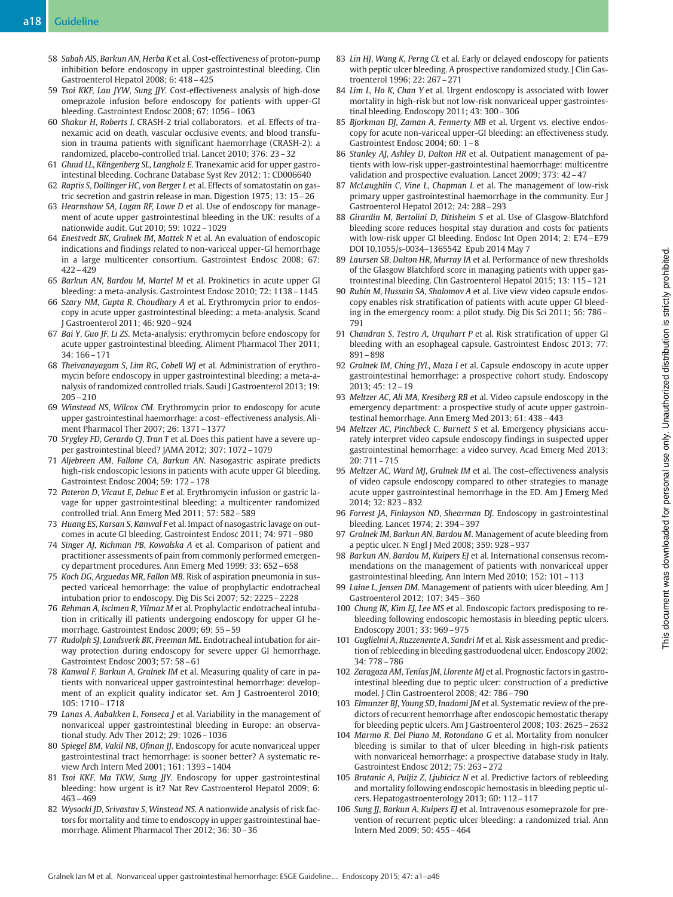58 *Sabah AlS, Barkun AN, Herba K* et al. Cost-effectiveness of proton-pump inhibition before endoscopy in upper gastrointestinal bleeding. Clin Gastroenterol Hepatol 2008; 6: 418 – 425

59 *Tsoi KKF, Lau JYW, Sung JJY*. Cost-effectiveness analysis of high-dose omeprazole infusion before endoscopy for patients with upper-GI bleeding. Gastrointest Endosc 2008; 67: 1056 – 1063

60 *Shakur H, Roberts I*. CRASH-2 trial collaborators. et al. Effects of tranexamic acid on death, vascular occlusive events, and blood transfusion in trauma patients with significant haemorrhage (CRASH-2): a randomized, placebo-controlled trial. Lancet 2010; 376: 23 – 32

61 *Gluud LL, Klingenberg SL, Langholz E*. Tranexamic acid for upper gastrointestinal bleeding. Cochrane Database Syst Rev 2012; 1: CD006640

62 *Raptis S, Dollinger HC, von Berger L* et al. Effects of somatostatin on gastric secretion and gastrin release in man. Digestion 1975; 13: 15 – 26

63 *Hearnshaw SA, Logan RF, Lowe D* et al. Use of endoscopy for management of acute upper gastrointestinal bleeding in the UK: results of a nationwide audit. Gut 2010; 59: 1022 – 1029

64 *Enestvedt BK, Gralnek IM, Mattek N* et al. An evaluation of endoscopic indications and findings related to non-variceal upper-GI hemorrhage in a large multicenter consortium. Gastrointest Endosc 2008; 67: 422 – 429

65 *Barkun AN, Bardou M, Martel M* et al. Prokinetics in acute upper GI bleeding: a meta-analysis. Gastrointest Endosc 2010; 72: 1138 – 1145

66 *Szary NM, Gupta R, Choudhary A* et al. Erythromycin prior to endoscopy in acute upper gastrointestinal bleeding: a meta-analysis. Scand J Gastroenterol 2011; 46: 920 – 924

67 *Bai Y, Guo JF, Li ZS*. Meta-analysis: erythromycin before endoscopy for acute upper gastrointestinal bleeding. Aliment Pharmacol Ther 2011; 34: 166 – 171

68 *Theivanayagam S, Lim RG, Cobell WJ* et al. Administration of erythromycin before endoscopy in upper gastrointestinal bleeding: a meta-analysis of randomized controlled trials. Saudi J Gastroenterol 2013; 19: 205 – 210

69 *Winstead NS, Wilcox CM*. Erythromycin prior to endoscopy for acute upper gastrointestinal haemorrhage: a cost–effectiveness analysis. Aliment Pharmacol Ther 2007; 26: 1371 – 1377

70 *Srygley FD, Gerardo CJ, Tran T* et al. Does this patient have a severe upper gastrointestinal bleed? JAMA 2012; 307: 1072 – 1079

71 *Aljebreen AM, Fallone CA, Barkun AN*. Nasogastric aspirate predicts high-risk endoscopic lesions in patients with acute upper GI bleeding. Gastrointest Endosc 2004; 59: 172 – 178

72 *Pateron D, Vicaut E, Debuc E* et al. Erythromycin infusion or gastric lavage for upper gastrointestinal bleeding: a multicenter randomized controlled trial. Ann Emerg Med 2011; 57: 582 – 589

73 *Huang ES, Karsan S, Kanwal F* et al. Impact of nasogastric lavage on outcomes in acute GI bleeding. Gastrointest Endosc 2011; 74: 971 – 980

74 *Singer AJ, Richman PB, Kowalska A* et al. Comparison of patient and practitioner assessments of pain from commonly performed emergency department procedures. Ann Emerg Med 1999; 33: 652 – 658

75 *Koch DG, Arguedas MR, Fallon MB*. Risk of aspiration pneumonia in suspected variceal hemorrhage: the value of prophylactic endotracheal intubation prior to endoscopy. Dig Dis Sci 2007; 52: 2225 – 2228

76 *Rehman A, Iscimen R, Yilmaz M* et al. Prophylactic endotracheal intubation in critically ill patients undergoing endoscopy for upper GI hemorrhage. Gastrointest Endosc 2009; 69: 55 – 59

77 *Rudolph SJ, Landsverk BK, Freeman ML*. Endotracheal intubation for airway protection during endoscopy for severe upper GI hemorrhage. Gastrointest Endosc 2003; 57: 58 – 61

78 *Kanwal F, Barkun A, Gralnek IM* et al. Measuring quality of care in patients with nonvariceal upper gastrointestinal hemorrhage: development of an explicit quality indicator set. Am J Gastroenterol 2010; 105: 1710 – 1718

79 *Lanas A, Aabakken L, Fonseca J* et al. Variability in the management of nonvariceal upper gastrointestinal bleeding in Europe: an observational study. Adv Ther 2012; 29: 1026 – 1036

80 *Spiegel BM, Vakil NB, Ofman JJ*. Endoscopy for acute nonvariceal upper gastrointestinal tract hemorrhage: is sooner better? A systematic review Arch Intern Med 2001; 161: 1393 – 1404

81 *Tsoi KKF, Ma TKW, Sung JJY*. Endoscopy for upper gastrointestinal bleeding: how urgent is it? Nat Rev Gastroenterol Hepatol 2009; 6: 463 – 469

82 *Wysocki JD, Srivastav S, Winstead NS*. A nationwide analysis of risk factors for mortality and time to endoscopy in upper gastrointestinal haemorrhage. Aliment Pharmacol Ther 2012; 36: 30 – 36

83 *Lin HJ, Wang K, Perng CL* et al. Early or delayed endoscopy for patients with peptic ulcer bleeding. A prospective randomized study. J Clin Gastroenterol 1996; 22: 267 – 271

84 *Lim L, Ho K, Chan Y* et al. Urgent endoscopy is associated with lower mortality in high-risk but not low-risk nonvariceal upper gastrointestinal bleeding. Endoscopy 2011; 43: 300 – 306

85 *Bjorkman DJ, Zaman A, Fennerty MB* et al. Urgent vs. elective endoscopy for acute non-variceal upper-GI bleeding: an effectiveness study. Gastrointest Endosc 2004; 60: 1 – 8

86 *Stanley AJ, Ashley D, Dalton HR* et al. Outpatient management of patients with low-risk upper-gastrointestinal haemorrhage: multicentre validation and prospective evaluation. Lancet 2009; 373: 42 – 47

87 *McLaughlin C, Vine L, Chapman L* et al. The management of low-risk primary upper gastrointestinal haemorrhage in the community. Eur J Gastroenterol Hepatol 2012; 24: 288 – 293

88 *Girardin M, Bertolini D, Ditisheim S* et al. Use of Glasgow-Blatchford bleeding score reduces hospital stay duration and costs for patients with low-risk upper GI bleeding. Endosc Int Open 2014; 2: E74 – E79 DOI 10.1055/s-0034–1365542 Epub 2014 May 7

89 *Laursen SB, Dalton HR, Murray IA* et al. Performance of new thresholds of the Glasgow Blatchford score in managing patients with upper gastrointestinal bleeding. Clin Gastroenterol Hepatol 2015; 13: 115 – 121

90 *Rubin M, Hussain SA, Shalomov A* et al. Live view video capsule endoscopy enables risk stratification of patients with acute upper GI bleeding in the emergency room: a pilot study. Dig Dis Sci 2011; 56: 786 – 791

91 *Chandran S, Testro A, Urquhart P* et al. Risk stratification of upper GI bleeding with an esophageal capsule. Gastrointest Endosc 2013; 77: 891 – 898

92 *Gralnek IM, Ching JYL, Maza I* et al. Capsule endoscopy in acute upper gastrointestinal hemorrhage: a prospective cohort study. Endoscopy 2013; 45: 12 – 19

93 *Meltzer AC, Ali MA, Kresiberg RB* et al. Video capsule endoscopy in the emergency department: a prospective study of acute upper gastrointestinal hemorrhage. Ann Emerg Med 2013; 61: 438 – 443

94 *Meltzer AC, Pinchbeck C, Burnett S* et al. Emergency physicians accurately interpret video capsule endoscopy findings in suspected upper gastrointestinal hemorrhage: a video survey. Acad Emerg Med 2013; 20: 711 – 715

95 *Meltzer AC, Ward MJ, Gralnek IM* et al. The cost–effectiveness analysis of video capsule endoscopy compared to other strategies to manage acute upper gastrointestinal hemorrhage in the ED. Am J Emerg Med 2014; 32: 823 – 832

96 *Forrest JA, Finlayson ND, Shearman DJ*. Endoscopy in gastrointestinal bleeding. Lancet 1974; 2: 394 – 397

97 *Gralnek IM, Barkun AN, Bardou M*. Management of acute bleeding from a peptic ulcer. N Engl J Med 2008; 359: 928 – 937

98 *Barkun AN, Bardou M, Kuipers EJ* et al. International consensus recommendations on the management of patients with nonvariceal upper gastrointestinal bleeding. Ann Intern Med 2010; 152: 101 – 113

99 *Laine L, Jensen DM*. Management of patients with ulcer bleeding. Am J Gastroenterol 2012; 107: 345 – 360

100 *Chung IK, Kim EJ, Lee MS* et al. Endoscopic factors predisposing to rebleeding following endoscopic hemostasis in bleeding peptic ulcers. Endoscopy 2001; 33: 969 – 975

101 *Guglielmi A, Ruzzenente A, Sandri M* et al. Risk assessment and prediction of rebleeding in bleeding gastroduodenal ulcer. Endoscopy 2002; 34: 778 – 786

102 *Zaragoza AM, Tenías JM, Llorente MJ* et al. Prognostic factors in gastrointestinal bleeding due to peptic ulcer: construction of a predictive model. J Clin Gastroenterol 2008; 42: 786 – 790

103 *Elmunzer BJ, Young SD, Inadomi JM* et al. Systematic review of the predictors of recurrent hemorrhage after endoscopic hemostatic therapy for bleeding peptic ulcers. Am J Gastroenterol 2008; 103: 2625 – 2632

104 *Marmo R, Del Piano M, Rotondano G* et al. Mortality from nonulcer bleeding is similar to that of ulcer bleeding in high-risk patients with nonvariceal hemorrhage: a prospective database study in Italy. Gastrointest Endosc 2012; 75: 263 – 272

105 *Bratanic A, Puljiz Z, Ljubicicz N* et al. Predictive factors of rebleeding and mortality following endoscopic hemostasis in bleeding peptic ulcers. Hepatogastroenterology 2013; 60: 112 – 117

106 *Sung JJ, Barkun A, Kuipers EJ* et al. Intravenous esomeprazole for prevention of recurrent peptic ulcer bleeding: a randomized trial. Ann Intern Med 2009; 50: 455 – 464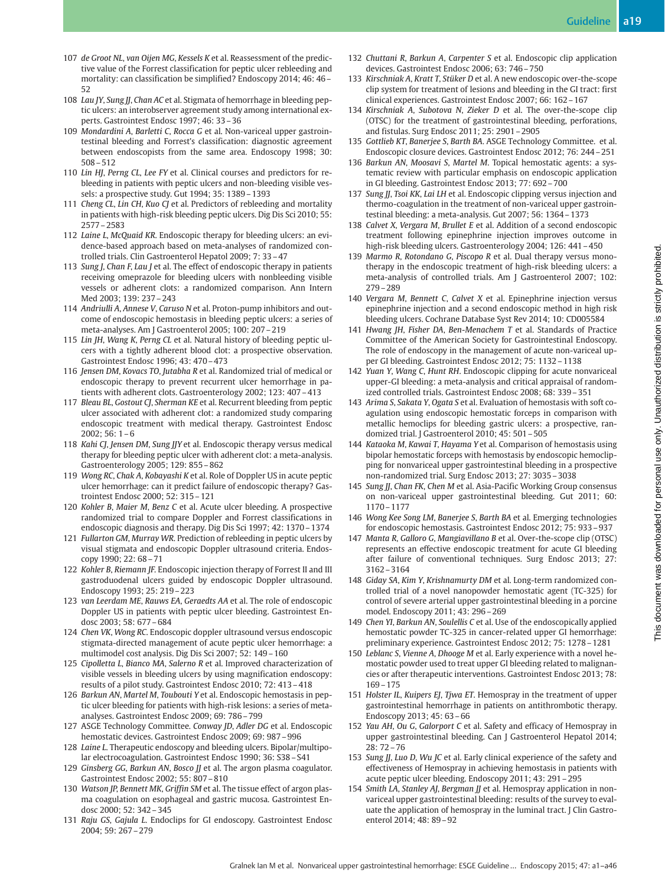107 *de Groot NL, van Oijen MG, Kessels K* et al. Reassessment of the predictive value of the Forrest classification for peptic ulcer rebleeding and mortality: can classification be simplified? Endoscopy 2014; 46: 46–52

108 *Lau JY, Sung JJ, Chan AC* et al. Stigmata of hemorrhage in bleeding peptic ulcers: an interobserver agreement study among international experts. Gastrointest Endosc 1997; 46: 33–36

109 *Mondardini A, Barletti C, Rocca G* et al. Non-variceal upper gastrointestinal bleeding and Forrest's classification: diagnostic agreement between endoscopists from the same area. Endoscopy 1998; 30: 508–512

110 *Lin HJ, Perng CL, Lee FY* et al. Clinical courses and predictors for rebleeding in patients with peptic ulcers and non-bleeding visible vessels: a prospective study. Gut 1994; 35: 1389–1393

111 *Cheng CL, Lin CH, Kuo CJ* et al. Predictors of rebleeding and mortality in patients with high-risk bleeding peptic ulcers. Dig Dis Sci 2010; 55: 2577–2583

112 *Laine L, McQuaid KR*. Endoscopic therapy for bleeding ulcers: an evidence-based approach based on meta-analyses of randomized controlled trials. Clin Gastroenterol Hepatol 2009; 7: 33–47

113 *Sung J, Chan F, Lau J* et al. The effect of endoscopic therapy in patients receiving omeprazole for bleeding ulcers with nonbleeding visible vessels or adherent clots: a randomized comparison. Ann Intern Med 2003; 139: 237–243

114 *Andriulli A, Annese V, Caruso N* et al. Proton-pump inhibitors and outcome of endoscopic hemostasis in bleeding peptic ulcers: a series of meta-analyses. Am J Gastroenterol 2005; 100: 207–219

115 *Lin JH, Wang K, Perng CL* et al. Natural history of bleeding peptic ulcers with a tightly adherent blood clot: a prospective observation. Gastrointest Endosc 1996; 43: 470–473

116 *Jensen DM, Kovacs TO, Jutabha R* et al. Randomized trial of medical or endoscopic therapy to prevent recurrent ulcer hemorrhage in patients with adherent clots. Gastroenterology 2002; 123: 407–413

117 *Bleau BL, Gostout CJ, Sherman KE* et al. Recurrent bleeding from peptic ulcer associated with adherent clot: a randomized study comparing endoscopic treatment with medical therapy. Gastrointest Endosc 2002; 56: 1–6

118 *Kahi CJ, Jensen DM, Sung JJY* et al. Endoscopic therapy versus medical therapy for bleeding peptic ulcer with adherent clot: a meta-analysis. Gastroenterology 2005; 129: 855–862

119 *Wong RC, Chak A, Kobayashi K* et al. Role of Doppler US in acute peptic ulcer hemorrhage: can it predict failure of endoscopic therapy? Gastrointest Endosc 2000; 52: 315–121

120 *Kohler B, Maier M, Benz C* et al. Acute ulcer bleeding. A prospective randomized trial to compare Doppler and Forrest classifications in endoscopic diagnosis and therapy. Dig Dis Sci 1997; 42: 1370–1374

121 *Fullarton GM, Murray WR*. Prediction of rebleeding in peptic ulcers by visual stigmata and endoscopic Doppler ultrasound criteria. Endoscopy 1990; 22: 68–71

122 *Kohler B, Riemann JF*. Endoscopic injection therapy of Forrest II and III gastroduodenal ulcers guided by endoscopic Doppler ultrasound. Endoscopy 1993; 25: 219–223

123 *van Leerdam ME, Rauws EA, Geraedts AA* et al. The role of endoscopic Doppler US in patients with peptic ulcer bleeding. Gastrointest Endosc 2003; 58: 677–684

124 *Chen VK, Wong RC*. Endoscopic doppler ultrasound versus endoscopic stigmata-directed management of acute peptic ulcer hemorrhage: a multimodel cost analysis. Dig Dis Sci 2007; 52: 149–160

125 *Cipolletta L, Bianco MA, Salerno R* et al. Improved characterization of visible vessels in bleeding ulcers by using magnification endoscopy: results of a pilot study. Gastrointest Endosc 2010; 72: 413–418

126 *Barkun AN, Martel M, Toubouti Y* et al. Endoscopic hemostasis in peptic ulcer bleeding for patients with high-risk lesions: a series of meta-analyses. Gastrointest Endosc 2009; 69: 786–799

127 ASGE Technology Committee. *Conway JD, Adler DG* et al. Endoscopic hemostatic devices. Gastrointest Endosc 2009; 69: 987–996

128 *Laine L*. Therapeutic endoscopy and bleeding ulcers. Bipolar/multipolar electrocoagulation. Gastrointest Endosc 1990; 36: S38–S41

129 *Ginsberg GG, Barkun AN, Bosco JJ* et al. The argon plasma coagulator. Gastrointest Endosc 2002; 55: 807–810

130 *Watson JP, Bennett MK, Griffin SM* et al. The tissue effect of argon plasma coagulation on esophageal and gastric mucosa. Gastrointest Endosc 2000; 52: 342–345

131 *Raju GS, Gajula L*. Endoclips for GI endoscopy. Gastrointest Endosc 2004; 59: 267–279

132 *Chuttani R, Barkun A, Carpenter S* et al. Endoscopic clip application devices. Gastrointest Endosc 2006; 63: 746–750

133 *Kirschniak A, Kratt T, Stüker D* et al. A new endoscopic over-the-scope clip system for treatment of lesions and bleeding in the GI tract: first clinical experiences. Gastrointest Endosc 2007; 66: 162–167

134 *Kirschniak A, Subotova N, Zieker D* et al. The over-the-scope clip (OTSC) for the treatment of gastrointestinal bleeding, perforations, and fistulas. Surg Endosc 2011; 25: 2901–2905

135 *Gottlieb KT, Banerjee S, Barth BA*. ASGE Technology Committee. et al. Endoscopic closure devices. Gastrointest Endosc 2012; 76: 244–251

136 *Barkun AN, Moosavi S, Martel M*. Topical hemostatic agents: a systematic review with particular emphasis on endoscopic application in GI bleeding. Gastrointest Endosc 2013; 77: 692–700

137 *Sung JJ, Tsoi KK, Lai LH* et al. Endoscopic clipping versus injection and thermo-coagulation in the treatment of non-variceal upper gastrointestinal bleeding: a meta-analysis. Gut 2007; 56: 1364–1373

138 *Calvet X, Vergara M, Brullet E* et al. Addition of a second endoscopic treatment following epinephrine injection improves outcome in high-risk bleeding ulcers. Gastroenterology 2004; 126: 441–450

139 *Marmo R, Rotondano G, Piscopo R* et al. Dual therapy versus monotherapy in the endoscopic treatment of high-risk bleeding ulcers: a meta-analysis of controlled trials. Am J Gastroenterol 2007; 102: 279–289

140 *Vergara M, Bennett C, Calvet X* et al. Epinephrine injection versus epinephrine injection and a second endoscopic method in high risk bleeding ulcers. Cochrane Database Syst Rev 2014; 10: CD005584

141 *Hwang JH, Fisher DA, Ben-Menachem T* et al. Standards of Practice Committee of the American Society for Gastrointestinal Endoscopy. The role of endoscopy in the management of acute non-variceal upper GI bleeding. Gastrointest Endosc 2012; 75: 1132–1138

142 *Yuan Y, Wang C, Hunt RH*. Endoscopic clipping for acute nonvariceal upper-GI bleeding: a meta-analysis and critical appraisal of randomized controlled trials. Gastrointest Endosc 2008; 68: 339–351

143 *Arima S, Sakata Y, Ogata S* et al. Evaluation of hemostasis with soft coagulation using endoscopic hemostatic forceps in comparison with metallic hemoclips for bleeding gastric ulcers: a prospective, randomized trial. J Gastroenterol 2010; 45: 501–505

144 *Kataoka M, Kawai T, Hayama Y* et al. Comparison of hemostasis using bipolar hemostatic forceps with hemostasis by endoscopic hemoclipping for nonvariceal upper gastrointestinal bleeding in a prospective non-randomized trial. Surg Endosc 2013; 27: 3035–3038

145 *Sung JJ, Chan FK, Chen M* et al. Asia-Pacific Working Group consensus on non-variceal upper gastrointestinal bleeding. Gut 2011; 60: 1170–1177

146 *Wong Kee Song LM, Banerjee S, Barth BA* et al. Emerging technologies for endoscopic hemostasis. Gastrointest Endosc 2012; 75: 933–937

147 *Manta R, Galloro G, Mangiavillano B* et al. Over-the-scope clip (OTSC) represents an effective endoscopic treatment for acute GI bleeding after failure of conventional techniques. Surg Endosc 2013; 27: 3162–3164

148 *Giday SA, Kim Y, Krishnamurty DM* et al. Long-term randomized controlled trial of a novel nanopowder hemostatic agent (TC-325) for control of severe arterial upper gastrointestinal bleeding in a porcine model. Endoscopy 2011; 43: 296–269

149 *Chen YI, Barkun AN, Soulellis C* et al. Use of the endoscopically applied hemostatic powder TC-325 in cancer-related upper GI hemorrhage: preliminary experience. Gastrointest Endosc 2012; 75: 1278–1281

150 *Leblanc S, Vienne A, Dhooge M* et al. Early experience with a novel hemostatic powder used to treat upper GI bleeding related to malignancies or after therapeutic interventions. Gastrointest Endosc 2013; 78: 169–175

151 *Holster IL, Kuipers EJ, Tjwa ET*. Hemospray in the treatment of upper gastrointestinal hemorrhage in patients on antithrombotic therapy. Endoscopy 2013; 45: 63–66

152 *Yau AH, Ou G, Galorport C* et al. Safety and efficacy of Hemospray in upper gastrointestinal bleeding. Can J Gastroenterol Hepatol 2014; 28: 72–76

153 *Sung JJ, Luo D, Wu JC* et al. Early clinical experience of the safety and effectiveness of Hemospray in achieving hemostasis in patients with acute peptic ulcer bleeding. Endoscopy 2011; 43: 291–295

154 *Smith LA, Stanley AJ, Bergman JJ* et al. Hemospray application in nonvariceal upper gastrointestinal bleeding: results of the survey to evaluate the application of hemospray in the luminal tract. J Clin Gastroenterol 2014; 48: 89–92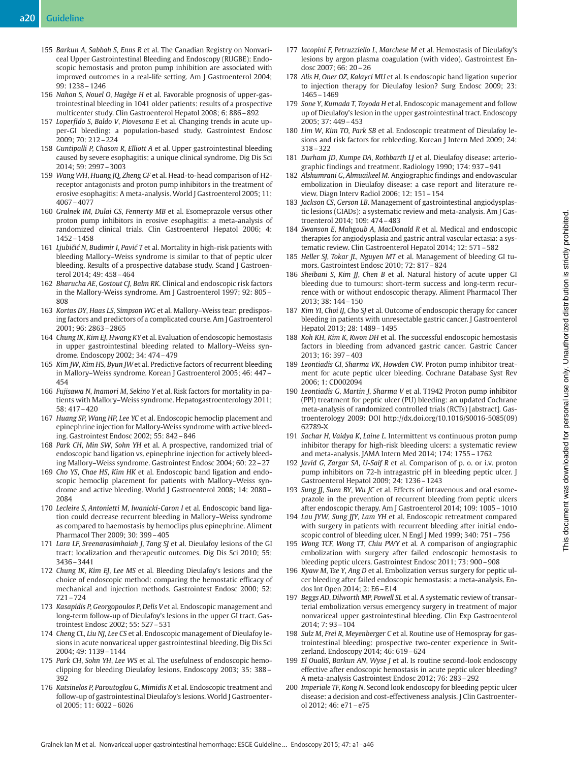155 *Barkun A, Sabbah S, Enns R* et al. The Canadian Registry on Nonvariceal Upper Gastrointestinal Bleeding and Endoscopy (RUGBE): Endoscopic hemostasis and proton pump inhibition are associated with improved outcomes in a real-life setting. Am J Gastroenterol 2004; 99: 1238–1246

156 *Nahon S, Nouel O, Hagège H* et al. Favorable prognosis of upper-gastrointestinal bleeding in 1041 older patients: results of a prospective multicenter study. Clin Gastroenterol Hepatol 2008; 6: 886–892

157 *Loperfido S, Baldo V, Piovesana E* et al. Changing trends in acute upper-GI bleeding: a population-based study. Gastrointest Endosc 2009; 70: 212–224

158 *Guntipalli P, Chason R, Elliott A* et al. Upper gastrointestinal bleeding caused by severe esophagitis: a unique clinical syndrome. Dig Dis Sci 2014; 59: 2997–3003

159 *Wang WH, Huang JQ, Zheng GF* et al. Head-to-head comparison of H2-receptor antagonists and proton pump inhibitors in the treatment of erosive esophagitis: A meta-analysis. World J Gastroenterol 2005; 11: 4067–4077

160 *Gralnek IM, Dulai GS, Fennerty MB* et al. Esomeprazole versus other proton pump inhibitors in erosive esophagitis: a meta-analysis of randomized clinical trials. Clin Gastroenterol Hepatol 2006; 4: 1452–1458

161 *Ljubičić N, Budimir I, Pavić T* et al. Mortality in high-risk patients with bleeding Mallory–Weiss syndrome is similar to that of peptic ulcer bleeding. Results of a prospective database study. Scand J Gastroenterol 2014; 49: 458–464

162 *Bharucha AE, Gostout CJ, Balm RK*. Clinical and endoscopic risk factors in the Mallory-Weiss syndrome. Am J Gastroenterol 1997; 92: 805–808

163 *Kortas DY, Haas LS, Simpson WG* et al. Mallory–Weiss tear: predisposing factors and predictors of a complicated course. Am J Gastroenterol 2001; 96: 2863–2865

164 *Chung IK, Kim EJ, Hwang KY* et al. Evaluation of endoscopic hemostasis in upper gastrointestinal bleeding related to Mallory–Weiss syndrome. Endoscopy 2002; 34: 474–479

165 *Kim JW, Kim HS, Byun JW* et al. Predictive factors of recurrent bleeding in Mallory–Weiss syndrome. Korean J Gastroenterol 2005; 46: 447–454

166 *Fujisawa N, Inamori M, Sekino Y* et al. Risk factors for mortality in patients with Mallory–Weiss syndrome. Hepatogastroenterology 2011; 58: 417–420

167 *Huang SP, Wang HP, Lee YC* et al. Endoscopic hemoclip placement and epinephrine injection for Mallory-Weiss syndrome with active bleeding. Gastrointest Endosc 2002; 55: 842–846

168 *Park CH, Min SW, Sohn YH* et al. A prospective, randomized trial of endoscopic band ligation vs. epinephrine injection for actively bleeding Mallory–Weiss syndrome. Gastrointest Endosc 2004; 60: 22–27

169 *Cho YS, Chae HS, Kim HK* et al. Endoscopic band ligation and endoscopic hemoclip placement for patients with Mallory–Weiss syndrome and active bleeding. World J Gastroenterol 2008; 14: 2080–2084

170 *Lecleire S, Antonietti M, Iwanicki-Caron I* et al. Endoscopic band ligation could decrease recurrent bleeding in Mallory–Weiss syndrome as compared to haemostasis by hemoclips plus epinephrine. Aliment Pharmacol Ther 2009; 30: 399–405

171 *Lara LF, Sreenarasimhaiah J, Tang SJ* et al. Dieulafoy lesions of the GI tract: localization and therapeutic outcomes. Dig Dis Sci 2010; 55: 3436–3441

172 *Chung IK, Kim EJ, Lee MS* et al. Bleeding Dieulafoy's lesions and the choice of endoscopic method: comparing the hemostatic efficacy of mechanical and injection methods. Gastrointest Endosc 2000; 52: 721–724

173 *Kasapidis P, Georgopoulos P, Delis V* et al. Endoscopic management and long-term follow-up of Dieulafoy's lesions in the upper GI tract. Gastrointest Endosc 2002; 55: 527–531

174 *Cheng CL, Liu NJ, Lee CS* et al. Endoscopic management of Dieulafoy lesions in acute nonvariceal upper gastrointestinal bleeding. Dig Dis Sci 2004; 49: 1139–1144

175 *Park CH, Sohn YH, Lee WS* et al. The usefulness of endoscopic hemoclipping for bleeding Dieulafoy lesions. Endoscopy 2003; 35: 388–392

176 *Katsinelos P, Paroutoglou G, Mimidis K* et al. Endoscopic treatment and follow-up of gastrointestinal Dieulafoy's lesions. World J Gastroenterol 2005; 11: 6022–6026

177 *Iacopini F, Petruzziello L, Marchese M* et al. Hemostasis of Dieulafoy's lesions by argon plasma coagulation (with video). Gastrointest Endosc 2007; 66: 20–26

178 *Alis H, Oner OZ, Kalayci MU* et al. Is endoscopic band ligation superior to injection therapy for Dieulafoy lesion? Surg Endosc 2009; 23: 1465–1469

179 *Sone Y, Kumada T, Toyoda H* et al. Endoscopic management and follow up of Dieulafoy's lesion in the upper gastrointestinal tract. Endoscopy 2005; 37: 449–453

180 *Lim W, Kim TO, Park SB* et al. Endoscopic treatment of Dieulafoy lesions and risk factors for rebleeding. Korean J Intern Med 2009; 24: 318–322

181 *Durham JD, Kumpe DA, Rothbarth LJ* et al. Dieulafoy disease: arteriographic findings and treatment. Radiology 1990; 174: 937–941

182 *Alshumrani G, Almuaikeel M*. Angiographic findings and endovascular embolization in Dieulafoy disease: a case report and literature review. Diagn Interv Radiol 2006; 12: 151–154

183 *Jackson CS, Gerson LB*. Management of gastrointestinal angiodysplastic lesions (GIADs): a systematic review and meta-analysis. Am J Gastroenterol 2014; 109: 474–483

184 *Swanson E, Mahgoub A, MacDonald R* et al. Medical and endoscopic therapies for angiodysplasia and gastric antral vascular ectasia: a systematic review. Clin Gastroenterol Hepatol 2014; 12: 571–582

185 *Heller SJ, Tokar JL, Nguyen MT* et al. Management of bleeding GI tumors. Gastrointest Endosc 2010; 72: 817–824

186 *Sheibani S, Kim JJ, Chen B* et al. Natural history of acute upper GI bleeding due to tumours: short-term success and long-term recurrence with or without endoscopic therapy. Aliment Pharmacol Ther 2013; 38: 144–150

187 *Kim YI, Choi IJ, Cho SJ* et al. Outcome of endoscopic therapy for cancer bleeding in patients with unresectable gastric cancer. J Gastroenterol Hepatol 2013; 28: 1489–1495

188 *Koh KH, Kim K, Kwon DH* et al. The successful endoscopic hemostasis factors in bleeding from advanced gastric cancer. Gastric Cancer 2013; 16: 397–403

189 *Leontiadis GI, Sharma VK, Howden CW*. Proton pump inhibitor treatment for acute peptic ulcer bleeding. Cochrane Database Syst Rev 2006; 1: CD002094

190 *Leontiadis G, Martin J, Sharma V* et al. T1942 Proton pump inhibitor (PPI) treatment for peptic ulcer (PU) bleeding: an updated Cochrane meta-analysis of randomized controlled trials (RCTs) [abstract]. Gastroenterology 2009: DOI http://dx.doi.org/10.1016/S0016-5085(09)62789-X

191 *Sachar H, Vaidya K, Laine L*. Intermittent vs continuous proton pump inhibitor therapy for high-risk bleeding ulcers: a systematic review and meta-analysis. JAMA Intern Med 2014; 174: 1755–1762

192 *Javid G, Zargar SA, U-Saif R* et al. Comparison of p. o. or i.v. proton pump inhibitors on 72-h intragastric pH in bleeding peptic ulcer. J Gastroenterol Hepatol 2009; 24: 1236–1243

193 *Sung JJ, Suen BY, Wu JC* et al. Effects of intravenous and oral esomeprazole in the prevention of recurrent bleeding from peptic ulcers after endoscopic therapy. Am J Gastroenterol 2014; 109: 1005–1010

194 *Lau JYW, Sung JJY, Lam YH* et al. Endoscopic retreatment compared with surgery in patients with recurrent bleeding after initial endoscopic control of bleeding ulcer. N Engl J Med 1999; 340: 751–756

195 *Wong TCF, Wong TT, Chiu PWY* et al. A comparison of angiographic embolization with surgery after failed endoscopic hemostasis to bleeding peptic ulcers. Gastrointest Endosc 2011; 73: 900–908

196 *Kyaw M, Tse Y, Ang D* et al. Embolization versus surgery for peptic ulcer bleeding after failed endoscopic hemostasis: a meta-analysis. Endos Int Open 2014; 2: E6–E14

197 *Beggs AD, Dilworth MP, Powell SL* et al. A systematic review of transarterial embolization versus emergency surgery in treatment of major nonvariceal upper gastrointestinal bleeding. Clin Exp Gastroenterol 2014; 7: 93–104

198 *Sulz M, Frei R, Meyenberger C* et al. Routine use of Hemospray for gastrointestinal bleeding: prospective two-center experience in Switzerland. Endoscopy 2014; 46: 619–624

199 *El OualiS, Barkun AN, Wyse J* et al. Is routine second-look endoscopy effective after endoscopic hemostasis in acute peptic ulcer bleeding? A meta-analysis Gastrointest Endosc 2012; 76: 283–292

200 *Imperiale TF, Kong N*. Second look endoscopy for bleeding peptic ulcer disease: a decision and cost-effectiveness analysis. J Clin Gastroenterol 2012; 46: e71–e75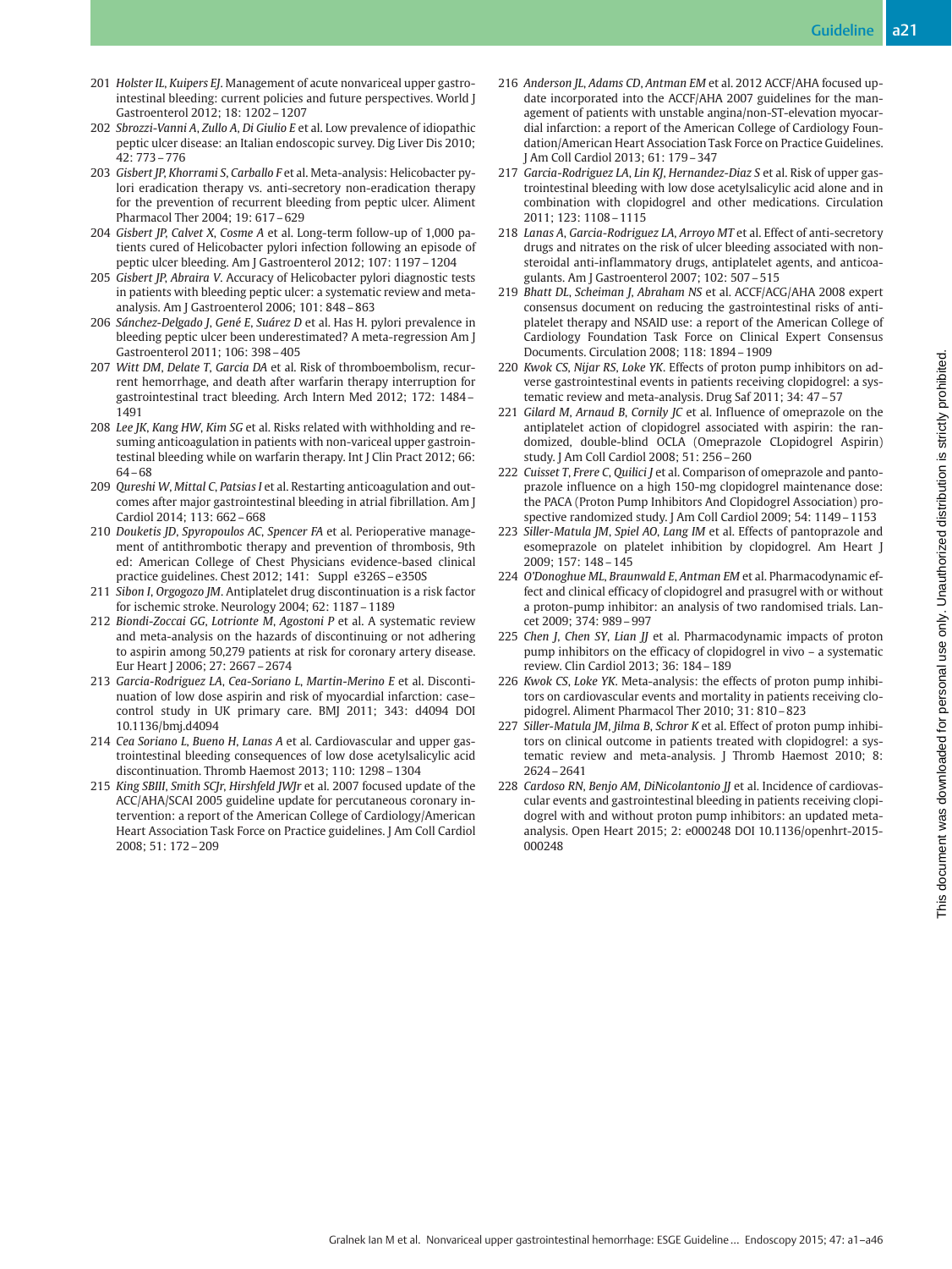201 *Holster IL, Kuipers EJ.* Management of acute nonvariceal upper gastrointestinal bleeding: current policies and future perspectives. World J Gastroenterol 2012; 18: 1202 – 1207

202 *Sbrozzi-Vanni A, Zullo A, Di Giulio E* et al. Low prevalence of idiopathic peptic ulcer disease: an Italian endoscopic survey. Dig Liver Dis 2010; 42: 773 – 776

203 *Gisbert JP, Khorrami S, Carballo F* et al. Meta-analysis: Helicobacter pylori eradication therapy vs. anti-secretory non-eradication therapy for the prevention of recurrent bleeding from peptic ulcer. Aliment Pharmacol Ther 2004; 19: 617 – 629

204 *Gisbert JP, Calvet X, Cosme A* et al. Long-term follow-up of 1,000 patients cured of Helicobacter pylori infection following an episode of peptic ulcer bleeding. Am J Gastroenterol 2012; 107: 1197 – 1204

205 *Gisbert JP, Abraira V.* Accuracy of Helicobacter pylori diagnostic tests in patients with bleeding peptic ulcer: a systematic review and meta-analysis. Am J Gastroenterol 2006; 101: 848 – 863

206 *Sánchez-Delgado J, Gené E, Suárez D* et al. Has H. pylori prevalence in bleeding peptic ulcer been underestimated? A meta-regression Am J Gastroenterol 2011; 106: 398 – 405

207 *Witt DM, Delate T, Garcia DA* et al. Risk of thromboembolism, recurrent hemorrhage, and death after warfarin therapy interruption for gastrointestinal tract bleeding. Arch Intern Med 2012; 172: 1484 – 1491

208 *Lee JK, Kang HW, Kim SG* et al. Risks related with withholding and resuming anticoagulation in patients with non-variceal upper gastrointestinal bleeding while on warfarin therapy. Int J Clin Pract 2012; 66: 64 – 68

209 *Qureshi W, Mittal C, Patsias I* et al. Restarting anticoagulation and outcomes after major gastrointestinal bleeding in atrial fibrillation. Am J Cardiol 2014; 113: 662 – 668

210 *Douketis JD, Spyropoulos AC, Spencer FA* et al. Perioperative management of antithrombotic therapy and prevention of thrombosis, 9th ed: American College of Chest Physicians evidence-based clinical practice guidelines. Chest 2012; 141: Suppl e326S – e350S

211 *Sibon I, Orgogozo JM.* Antiplatelet drug discontinuation is a risk factor for ischemic stroke. Neurology 2004; 62: 1187 – 1189

212 *Biondi-Zoccai GG, Lotrionte M, Agostoni P* et al. A systematic review and meta-analysis on the hazards of discontinuing or not adhering to aspirin among 50,279 patients at risk for coronary artery disease. Eur Heart J 2006; 27: 2667 – 2674

213 *Garcia-Rodriguez LA, Cea-Soriano L, Martin-Merino E* et al. Discontinuation of low dose aspirin and risk of myocardial infarction: case–control study in UK primary care. BMJ 2011; 343: d4094 DOI 10.1136/bmj.d4094

214 *Cea Soriano L, Bueno H, Lanas A* et al. Cardiovascular and upper gastrointestinal bleeding consequences of low dose acetylsalicylic acid discontinuation. Thromb Haemost 2013; 110: 1298 – 1304

215 *King SBIII, Smith SCJr, Hirshfeld JWJr* et al. 2007 focused update of the ACC/AHA/SCAI 2005 guideline update for percutaneous coronary intervention: a report of the American College of Cardiology/American Heart Association Task Force on Practice guidelines. J Am Coll Cardiol 2008; 51: 172 – 209

216 *Anderson JL, Adams CD, Antman EM* et al. 2012 ACCF/AHA focused update incorporated into the ACCF/AHA 2007 guidelines for the management of patients with unstable angina/non-ST-elevation myocardial infarction: a report of the American College of Cardiology Foundation/American Heart Association Task Force on Practice Guidelines. J Am Coll Cardiol 2013; 61: 179 – 347

217 *Garcia-Rodriguez LA, Lin KJ, Hernandez-Diaz S* et al. Risk of upper gastrointestinal bleeding with low dose acetylsalicylic acid alone and in combination with clopidogrel and other medications. Circulation 2011; 123: 1108 – 1115

218 *Lanas A, Garcia-Rodriguez LA, Arroyo MT* et al. Effect of anti-secretory drugs and nitrates on the risk of ulcer bleeding associated with non-steroidal anti-inflammatory drugs, antiplatelet agents, and anticoagulants. Am J Gastroenterol 2007; 102: 507 – 515

219 *Bhatt DL, Scheiman J, Abraham NS* et al. ACCF/ACG/AHA 2008 expert consensus document on reducing the gastrointestinal risks of antiplatelet therapy and NSAID use: a report of the American College of Cardiology Foundation Task Force on Clinical Expert Consensus Documents. Circulation 2008; 118: 1894 – 1909

220 *Kwok CS, Nijar RS, Loke YK.* Effects of proton pump inhibitors on adverse gastrointestinal events in patients receiving clopidogrel: a systematic review and meta-analysis. Drug Saf 2011; 34: 47 – 57

221 *Gilard M, Arnaud B, Cornily JC* et al. Influence of omeprazole on the antiplatelet action of clopidogrel associated with aspirin: the randomized, double-blind OCLA (Omeprazole CLopidogrel Aspirin) study. J Am Coll Cardiol 2008; 51: 256 – 260

222 *Cuisset T, Frere C, Quilici J* et al. Comparison of omeprazole and pantoprazole influence on a high 150-mg clopidogrel maintenance dose: the PACA (Proton Pump Inhibitors And Clopidogrel Association) prospective randomized study. J Am Coll Cardiol 2009; 54: 1149 – 1153

223 *Siller-Matula JM, Spiel AO, Lang IM* et al. Effects of pantoprazole and esomeprazole on platelet inhibition by clopidogrel. Am Heart J 2009; 157: 148 – 145

224 *O'Donoghue ML, Braunwald E, Antman EM* et al. Pharmacodynamic effect and clinical efficacy of clopidogrel and prasugrel with or without a proton-pump inhibitor: an analysis of two randomised trials. Lancet 2009; 374: 989 – 997

225 *Chen J, Chen SY, Lian JJ* et al. Pharmacodynamic impacts of proton pump inhibitors on the efficacy of clopidogrel in vivo – a systematic review. Clin Cardiol 2013; 36: 184 – 189

226 *Kwok CS, Loke YK.* Meta-analysis: the effects of proton pump inhibitors on cardiovascular events and mortality in patients receiving clopidogrel. Aliment Pharmacol Ther 2010; 31: 810 – 823

227 *Siller-Matula JM, Jilma B, Schror K* et al. Effect of proton pump inhibitors on clinical outcome in patients treated with clopidogrel: a systematic review and meta-analysis. J Thromb Haemost 2010; 8: 2624 – 2641

228 *Cardoso RN, Benjo AM, DiNicolantonio JJ* et al. Incidence of cardiovascular events and gastrointestinal bleeding in patients receiving clopidogrel with and without proton pump inhibitors: an updated meta-analysis. Open Heart 2015; 2: e000248 DOI 10.1136/openhrt-2015-000248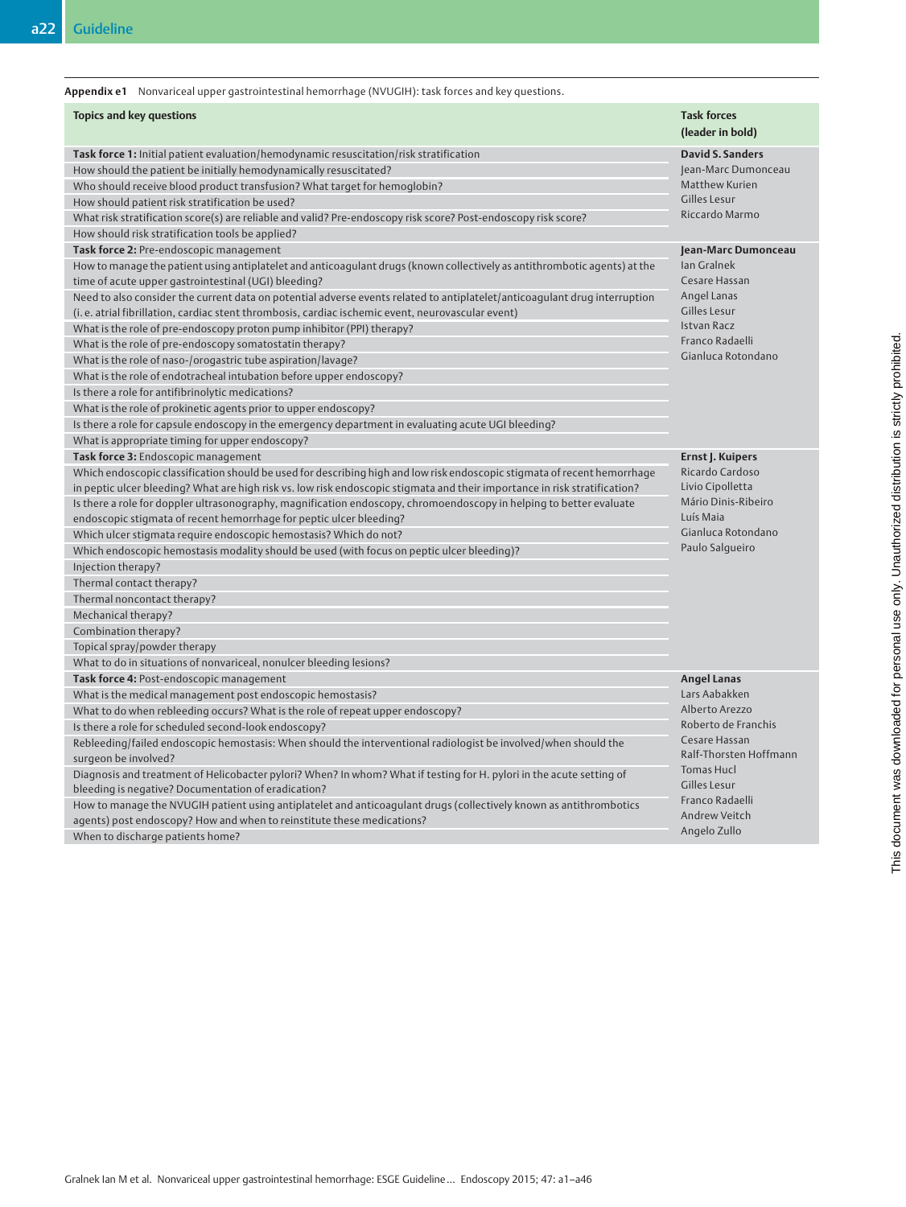**Appendix e1** Nonvariceal upper gastrointestinal hemorrhage (NVUGIH): task forces and key questions.

| Topics and key questions | Task forces (leader in bold) |
|---|---|
| **Task force 1:** Initial patient evaluation/hemodynamic resuscitation/risk stratification | **David S. Sanders** |
| How should the patient be initially hemodynamically resuscitated? | Jean-Marc Dumonceau |
| Who should receive blood product transfusion? What target for hemoglobin? | Matthew Kurien |
| How should patient risk stratification be used? | Gilles Lesur |
| What risk stratification score(s) are reliable and valid? Pre-endoscopy risk score? Post-endoscopy risk score? | Riccardo Marmo |
| How should risk stratification tools be applied? | |
| **Task force 2:** Pre-endoscopic management | **Jean-Marc Dumonceau** |
| How to manage the patient using antiplatelet and anticoagulant drugs (known collectively as antithrombotic agents) at the time of acute upper gastrointestinal (UGI) bleeding? | Ian Gralnek |
| Need to also consider the current data on potential adverse events related to antiplatelet/anticoagulant drug interruption (i. e. atrial fibrillation, cardiac stent thrombosis, cardiac ischemic event, neurovascular event) | Cesare Hassan |
| What is the role of pre-endoscopy proton pump inhibitor (PPI) therapy? | Angel Lanas |
| What is the role of pre-endoscopy somatostatin therapy? | Gilles Lesur |
| What is the role of naso-/orogastric tube aspiration/lavage? | Istvan Racz |
| What is the role of endotracheal intubation before upper endoscopy? | Franco Radaelli |
| Is there a role for antifibrinolytic medications? | Gianluca Rotondano |
| What is the role of prokinetic agents prior to upper endoscopy? | |
| Is there a role for capsule endoscopy in the emergency department in evaluating acute UGI bleeding? | |
| What is appropriate timing for upper endoscopy? | |
| **Task force 3:** Endoscopic management | **Ernst J. Kuipers** |
| Which endoscopic classification should be used for describing high and low risk endoscopic stigmata of recent hemorrhage in peptic ulcer bleeding? What are high risk vs. low risk endoscopic stigmata and their importance in risk stratification? | Ricardo Cardoso |
| Is there a role for doppler ultrasonography, magnification endoscopy, chromoendoscopy in helping to better evaluate endoscopic stigmata of recent hemorrhage for peptic ulcer bleeding? | Livio Cipolletta |
| Which ulcer stigmata require endoscopic hemostasis? Which do not? | Mário Dinis-Ribeiro |
| Which endoscopic hemostasis modality should be used (with focus on peptic ulcer bleeding)? | Luís Maia |
| Injection therapy? | Gianluca Rotondano |
| Thermal contact therapy? | Paulo Salgueiro |
| Thermal noncontact therapy? | |
| Mechanical therapy? | |
| Combination therapy? | |
| Topical spray/powder therapy | |
| What to do in situations of nonvariceal, nonulcer bleeding lesions? | |
| **Task force 4:** Post-endoscopic management | **Angel Lanas** |
| What is the medical management post endoscopic hemostasis? | Lars Aabakken |
| What to do when rebleeding occurs? What is the role of repeat upper endoscopy? | Alberto Arezzo |
| Is there a role for scheduled second-look endoscopy? | Roberto de Franchis |
| Rebleeding/failed endoscopic hemostasis: When should the interventional radiologist be involved/when should the surgeon be involved? | Cesare Hassan |
| Diagnosis and treatment of Helicobacter pylori? When? In whom? What if testing for H. pylori in the acute setting of bleeding is negative? Documentation of eradication? | Ralf-Thorsten Hoffmann |
| How to manage the NVUGIH patient using antiplatelet and anticoagulant drugs (collectively known as antithrombotics agents) post endoscopy? How and when to reinstitute these medications? | Tomas Hucl |
| When to discharge patients home? | Gilles Lesur |
| | Franco Radaelli |
| | Andrew Veitch |
| | Angelo Zullo |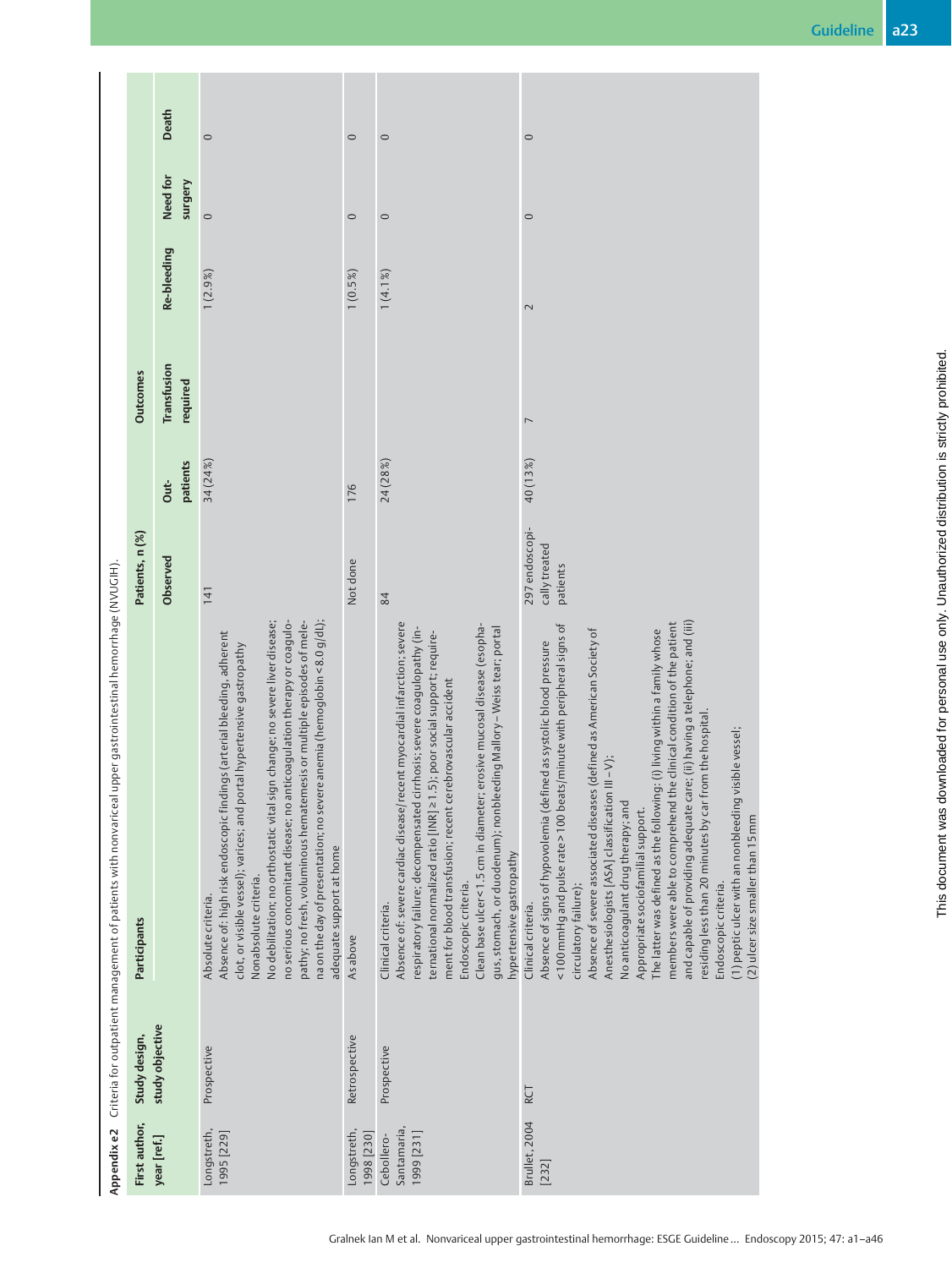**Appendix e2** Criteria for outpatient management of patients with nonvariceal upper gastrointestinal hemorrhage (NVUGIH).

| First author, year [ref.] | Study design, study objective | Participants | Patients, n (%) | | Outcomes | | | |
|---|---|---|---|---|---|---|---|---|
| | | | Observed | Out-patients | Transfusion required | Re-bleeding | Need for surgery | Death |
| Longstreth, 1995 [229] | Prospective | Absolute criteria.<br>Absence of: high risk endoscopic findings (arterial bleeding, adherent clot, or visible vessel); varices; and portal hypertensive gastropathy<br>Nonabsolute criteria.<br>No debilitation; no orthostatic vital sign change; no severe liver disease; no serious concomitant disease; no anticoagulation therapy or coagulopathy; no fresh, voluminous hematemesis or multiple episodes of melena on the day of presentation; no severe anemia (hemoglobin < 8.0 g/dL); adequate support at home | 141 | 34 (24 %) | | 1 (2.9 %) | 0 | 0 |
| Longstreth, 1998 [230] | Retrospective | As above | Not done | 176 | | 1 (0.5 %) | 0 | 0 |
| Cebollero-Santamaria, 1999 [231] | Prospective | Clinical criteria.<br>Absence of: severe cardiac disease/recent myocardial infarction; severe respiratory failure; decompensated cirrhosis; severe coagulopathy (international normalized ratio [INR] ≥ 1.5); poor social support; requirement for blood transfusion; recent cerebrovascular accident<br>Endoscopic criteria.<br>Clean base ulcer < 1.5 cm in diameter; erosive mucosal disease (esophagus, stomach, or duodenum); nonbleeding Mallory – Weiss tear; portal hypertensive gastropathy | 84 | 24 (28 %) | | 1 (4.1 %) | 0 | 0 |
| Brullet, 2004 [232] | RCT | Clinical criteria.<br>Absence of signs of hypovolemia (defined as systolic blood pressure < 100 mmHg and pulse rate > 100 beats/minute with peripheral signs of circulatory failure);<br>Absence of severe associated diseases (defined as American Society of Anesthesiologists [ASA] classification III – V);<br>No anticoagulant drug therapy; and<br>Appropriate sociofamilial support.<br>The latter was defined as the following: (i) living within a family whose members were able to comprehend the clinical condition of the patient and capable of providing adequate care; (ii) having a telephone; and (iii) residing less than 20 minutes by car from the hospital.<br>Endoscopic criteria.<br>(1) peptic ulcer with an nonbleeding visible vessel;<br>(2) ulcer size smaller than 15 mm | 297 endoscopically treated patients | 40 (13 %) | 7 | 2 | 0 | 0 |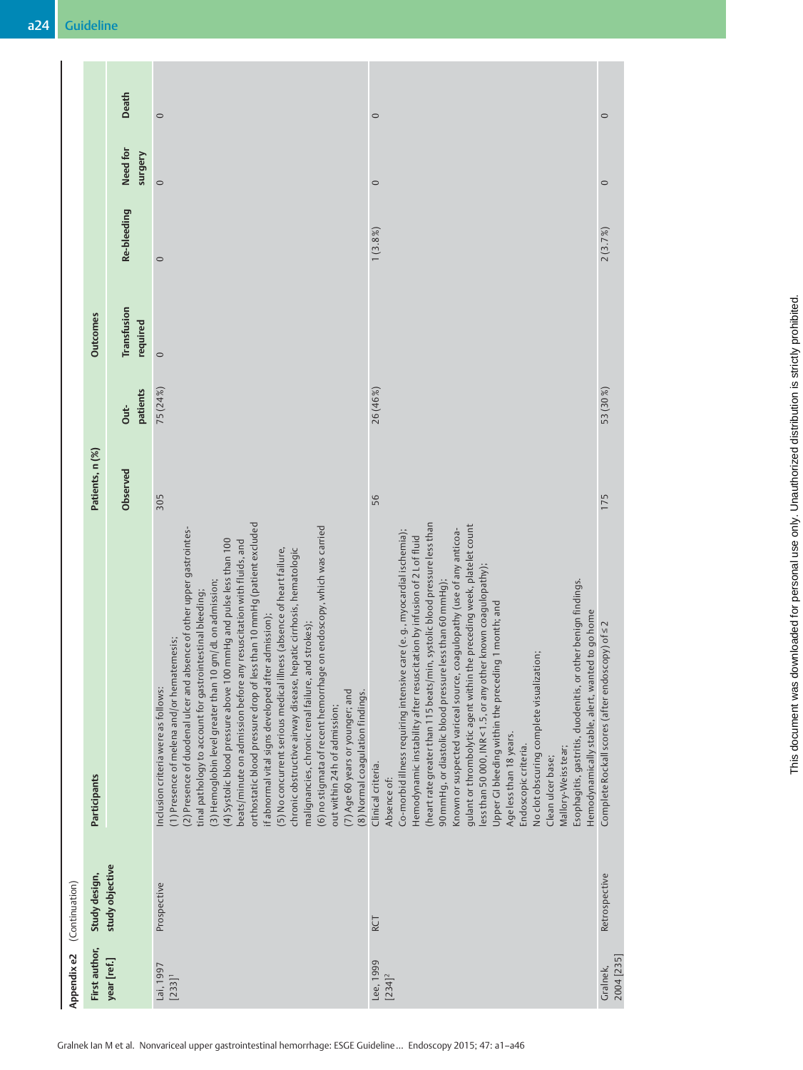**Appendix e2** (Continuation)

| First author, year [ref.] | Study design, study objective | Participants | Patients, n (%) | | Outcomes | | | |
|---|---|---|---|---|---|---|---|---|
| | | | Observed | Out-patients | Transfusion required | Re-bleeding | Need for surgery | Death |
| Lai, 1997 [233][1] | Prospective | Inclusion criteria were as follows:<br>(1) Presence of melena and/or hematemesis;<br>(2) Presence of duodenal ulcer and absence of other upper gastrointestinal pathology to account for gastrointestinal bleeding;<br>(3) Hemoglobin level greater than 10 gm/dL on admission;<br>(4) Systolic blood pressure above 100 mmHg and pulse less than 100 beats/minute on admission before any resuscitation with fluids, and orthostatic blood pressure drop of less than 10 mmHg (patient excluded if abnormal vital signs developed after admission);<br>(5) No concurrent serious medical illness (absence of heart failure, chronic obstructive airway disease, hepatic cirrhosis, hematologic malignancies, chronic renal failure, and strokes);<br>(6) no stigmata of recent hemorrhage on endoscopy, which was carried out within 24 h of admission;<br>(7) Age 60 years or younger; and<br>(8) Normal coagulation findings. | 305 | 75 (24%) | 0 | 0 | 0 | 0 |
| Lee, 1999 [234][2] | RCT | Clinical criteria.<br>Absence of:<br>Co-morbid illness requiring intensive care (e. g., myocardial ischemia);<br>Hemodynamic instability after resuscitation by infusion of 2 L of fluid (heart rate greater than 115 beats/min, systolic blood pressure less than 90 mmHg, or diastolic blood pressure less than 60 mmHg);<br>Known or suspected variceal source, coagulopathy (use of any anticoagulant or thrombolytic agent within the preceding week, platelet count less than 50 000, INR < 1.5, or any other known coagulopathy);<br>Upper GI bleeding within the preceding 1 month; and<br>Age less than 18 years.<br>Endoscopic criteria.<br>No clot obscuring complete visualization;<br>Clean ulcer base;<br>Mallory-Weiss tear;<br>Esophagitis, gastritis, duodenitis, or other benign findings.<br>Hemodynamically stable, alert, wanted to go home | 56 | 26 (46%) | | 1 (3.8%) | 0 | 0 |
| Gralnek, 2004 [235] | Retrospective | Complete Rockall scores (after endoscopy) of ≤ 2 | 175 | 53 (30%) | | 2 (3.7%) | 0 | 0 |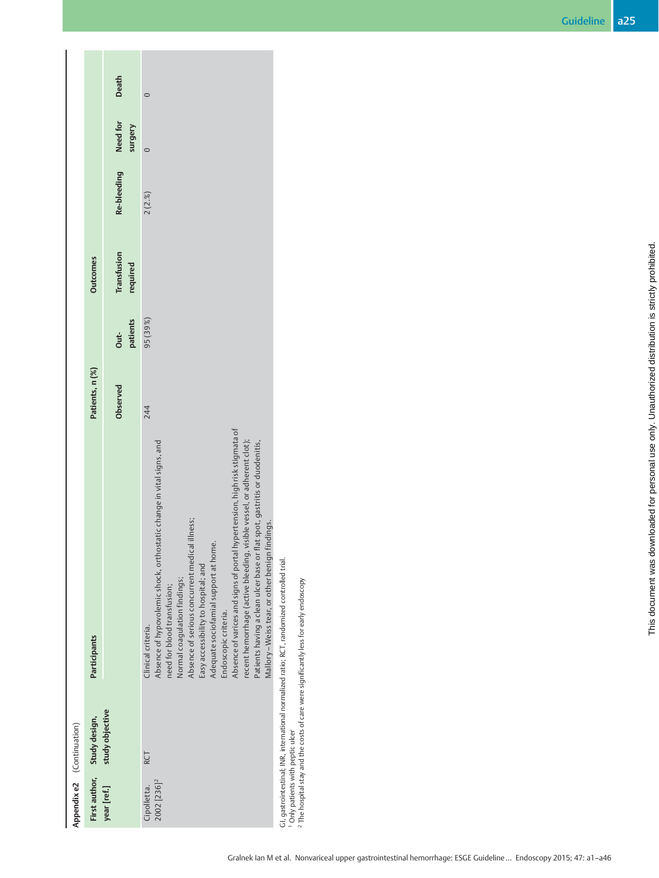**Appendix e2** (Continuation)

| First author, year [ref.] | Study design, study objective | Participants | Patients, n (%) | | Outcomes | | | |
|---|---|---|---|---|---|---|---|---|
| | | | Observed | Out-patients | Transfusion required | Re-bleeding | Need for surgery | Death |
| Cipolletta. 2002 [236][2] | RCT | Clinical criteria. Absence of hypovolemic shock, orthostatic change in vital signs, and need for blood transfusion; Normal coagulation findings; Absence of serious concurrent medical illness; Easy accessibility to hospital; and Adequate sociofamial support at home. Endoscopic criteria. Absence of varices and signs of portal hypertension, high risk stigmata of recent hemorrhage (active bleeding, visible vessel, or adherent clot); Patients having a clean ulcer base or flat spot, gastritis or duodenitis, Mallory–Weiss tear, or other benign findings. | 244 | 95 (39 %) | | 2 (2. %) | 0 | 0 |

GI, gastrointestinal; INR, international normalized ratio; RCT, randomized controlled trial.
[1] Only patients with peptic ulcer
[2] The hospital stay and the costs of care were significantly less for early endoscopy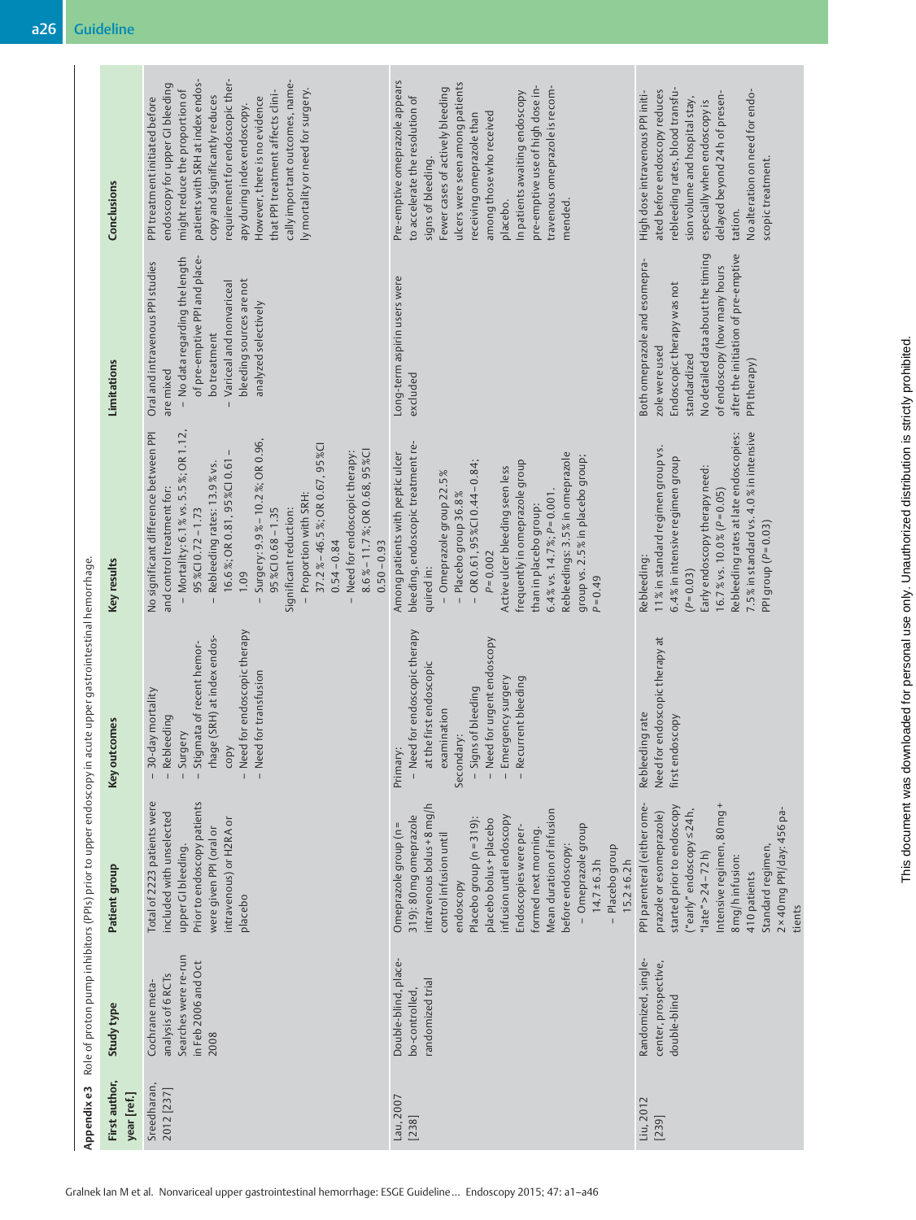**Appendix e3** Role of proton pump inhibitors (PPIs) prior to upper endoscopy in acute upper gastrointestinal hemorrhage.

| First author, year [ref.] | Study type | Patient group | Key outcomes | Key results | Limitations | Conclusions |
|---|---|---|---|---|---|---|
| Sreedharan, 2012 [237] | Cochrane meta-analysis of 6 RCTs. Searches were re-run in Feb 2006 and Oct 2008 | Total of 2223 patients were included with unselected upper GI bleeding. Prior to endoscopy patients were given PPI (oral or intravenous) or H2RA or placebo | – 30-day mortality<br>– Rebleeding<br>– Surgery<br>– Stigmata of recent hemorrhage (SRH) at index endoscopy<br>– Need for endoscopic therapy<br>– Need for transfusion | No significant difference between PPI and control treatment for:<br>– Mortality: 6.1 % vs. 5.5 %; OR 1.12, 95 %CI 0.72 – 1.73<br>– Rebleeding rates: 13.9 % vs. 16.6 %; OR 0.81, 95 %CI 0.61 – 1.09<br>– Surgery: 9.9 % – 10.2 %; OR 0.96, 95 %CI 0.68 – 1.35<br>Significant reduction:<br>– Proportion with SRH: 37.2 % – 46.5 %; OR 0.67, 95 %CI 0.54 – 0.84<br>– Need for endoscopic therapy: 8.6 % – 11.7 %; OR 0.68, 95 %CI 0.50 – 0.93 | Oral and intravenous PPI studies are mixed<br>– No data regarding the length of pre-emptive PPI and placebo treatment<br>– Variceal and nonvariceal bleeding sources are not analyzed selectively | PPI treatment initiated before endoscopy for upper GI bleeding might reduce the proportion of patients with SRH at index endoscopy and significantly reduces requirement for endoscopic therapy during index endoscopy. However, there is no evidence that PPI treatment affects clinically important outcomes, namely mortality or need for surgery. |
| Lau, 2007 [238] | Double-blind, placebo-controlled, randomized trial | Omeprazole group (n = 319): 80 mg omeprazole intravenous bolus + 8 mg/h control infusion until endoscopy<br>Placebo group (n = 319): placebo bolus + placebo infusion until endoscopy<br>Endoscopies were performed next morning.<br>Mean duration of infusion before endoscopy:<br>– Omeprazole group 14.7 ± 6.3 h<br>– Placebo group 15.2 ± 6.2 h | Primary:<br>– Need for endoscopic therapy at the first endoscopic examination<br>Secondary:<br>– Signs of bleeding<br>– Need for urgent endoscopy<br>– Emergency surgery<br>– Recurrent bleeding | Among patients with peptic ulcer bleeding, endoscopic treatment required in:<br>– Omeprazole group 22.5 %<br>– Placebo group 36.8 %<br>– OR 0.61, 95 %CI 0.44 – 0.84; $P = 0.002$<br>Active ulcer bleeding seen less frequently in omeprazole group than in placebo group:<br>6.4 % vs. 14.7 %; $P = 0.001$.<br>Rebleedings: 3.5 % in omeprazole group vs. 2.5 % in placebo group; $P = 0.49$ | Long-term aspirin users were excluded | Pre-emptive omeprazole appears to accelerate the resolution of signs of bleeding.<br>Fewer cases of actively bleeding ulcers were seen among patients receiving omeprazole than among those who received placebo.<br>In patients awaiting endoscopy pre-emptive use of high dose intravenous omeprazole is recommended. |
| Liu, 2012 [239] | Randomized, single-center, prospective, double-blind | PPI parenteral (either omeprazole or esomeprazole) started prior to endoscopy ("early" endoscopy ≤ 24 h, "late" > 24 – 72 h)<br>Intensive regimen, 80 mg + 8 mg/h infusion: 410 patients<br>Standard regimen, 2 × 40 mg PPI/day: 456 patients | Rebleeding rate<br>Need for endoscopic therapy at first endoscopy | Rebleeding:<br>11 % in standard regimen group vs. 6.4 % in intensive regimen group ($P = 0.03$)<br>Early endoscopy therapy need:<br>16.7 % vs. 10.0 % ($P = 0.05$)<br>Rebleeding rates at late endoscopies:<br>7.5 % in standard vs. 4.0 % in intensive PPI group ($P = 0.03$) | Both omeprazole and esomeprazole were used<br>Endoscopic therapy was not standardized<br>No detailed data about the timing of endoscopy (how many hours after the initiation of pre-emptive PPI therapy) | High dose intravenous PPI initiated before endoscopy reduces rebleeding rates, blood transfusion volume and hospital stay, especially when endoscopy is delayed beyond 24 h of presentation.<br>No alteration on need for endoscopic treatment. |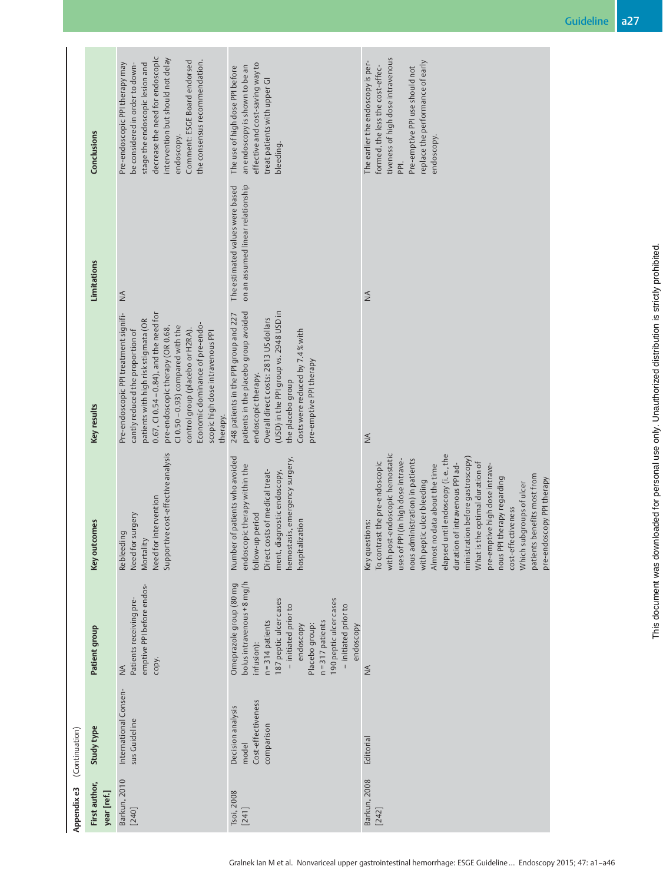**Appendix e3** (Continuation)

| First author, year [ref.] | Study type | Patient group | Key outcomes | Key results | Limitations | Conclusions |
|---|---|---|---|---|---|---|
| Barkun, 2010 [240] | International Consensus Guideline | NA<br>Patients receiving pre-emptive PPI before endoscopy. | Rebleeding<br>Need for surgery<br>Mortality<br>Need for intervention<br>Supportive cost-effective analysis | Pre-endoscopic PPI treatment significantly reduced the proportion of patients with high risk stigmata (OR 0.67, CI 0.54 – 0.84), and the need for pre-endoscopic therapy (OR 0.68, CI 0.50 – 0.93) compared with the control group (placebo or H2RA).<br>Economic dominance of pre-endoscopic high dose intravenous PPI therapy. | NA | Pre-endoscopic PPI therapy may be considered in order to downstage the endoscopic lesion and decrease the need for endoscopic intervention but should not delay endoscopy.<br>Comment: ESGE Board endorsed the consensus recommendation. |
| Tsoi, 2008 [241] | Decision analysis model<br>Cost-effectiveness comparison | Omeprazole group (80 mg bolus intravenous + 8 mg/h infusion):<br>n = 314 patients<br>187 peptic ulcer cases – initiated prior to endoscopy<br>Placebo group:<br>n = 317 patients<br>190 peptic ulcer cases – initiated prior to endoscopy | Number of patients who avoided endoscopic therapy within the follow-up period<br>Direct costs of medical treatment, diagnostic endoscopy, hemostasis, emergency surgery, hospitalization | 248 patients in the PPI group and 227 patients in the placebo group avoided endoscopic therapy.<br>Overall direct costs: 2813 US dollars (USD) in the PPI group vs. 2948 USD in the placebo group<br>Costs were reduced by 7.4 % with pre-emptive PPI therapy | The estimated values were based on an assumed linear relationship | The use of high dose PPI before an endoscopy is shown to be an effective and cost-saving way to treat patients with upper GI bleeding. |
| Barkun, 2008 [242] | Editorial | NA | Key questions:<br>To contrast the pre-endoscopic with post-endoscopic hemostatic uses of PPI (in high dose intravenous administration) in patients with peptic ulcer bleeding<br>Almost no data about the time elapsed until endoscopy (i. e., the duration of intravenous PPI administration before gastroscopy)<br>What is the optimal duration of pre-emptive high dose intravenous PPI therapy regarding cost-effectiveness<br>Which subgroups of ulcer patients benefits most from pre-endoscopy PPI therapy | NA | NA | The earlier the endoscopy is performed, the less the cost-effectiveness of high dose intravenous PPI.<br>Pre-emptive PPI use should not replace the performance of early endoscopy. |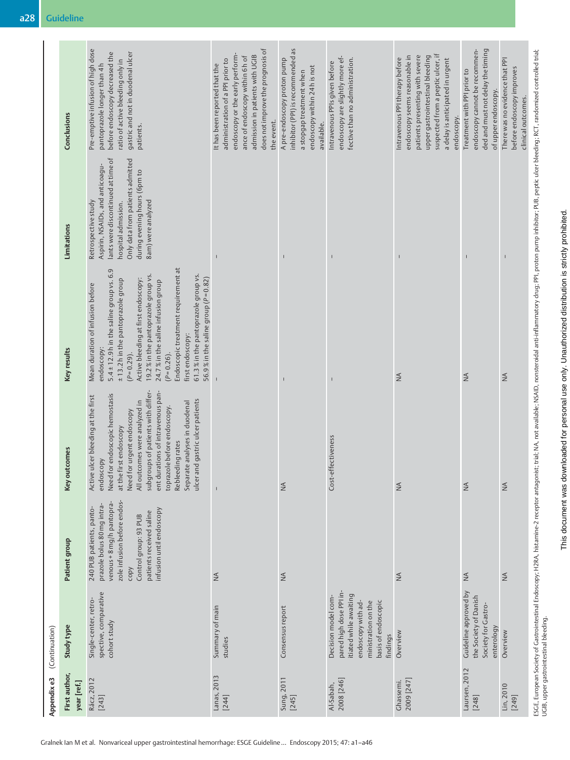Appendix e3 (Continuation)

| First author, year [ref.] | Study type | Patient group | Key outcomes | Key results | Limitations | Conclusions |
|---|---|---|---|---|---|---|
| Rácz, 2012 [243] | Single-center, retrospective, comparative cohort study | 240 PUB patients, pantoprazole bolus 80 mg intravenous + 8 mg/h pantoprazole infusion before endoscopy<br>Control group: 93 PUB patients received saline infusion until endoscopy | Active ulcer bleeding at the first endoscopy<br>Need for endoscopic hemostasis at the first endoscopy<br>Need for urgent endoscopy<br>All outcomes were analyzed in subgroups of patients with different durations of intravenous pantoprazole before endoscopy.<br>Rebleeding rates<br>Separate analyses in duodenal ulcer and gastric ulcer patients | Mean duration of infusion before endoscopy:<br>5.4 ± 12.9 h in the saline group vs. 6.9 ± 13.2 h in the pantoprazole group ($P$ = 0.29).<br>Active bleeding at first endoscopy:<br>19.2 % in the pantoprazole group vs. 24.7 % in the saline infusion group ($P$ = 0.26).<br>Endoscopic treatment requirement at first endoscopy:<br>61.3 % in the pantoprazole group vs. 56.9 % in the saline group ($P$ = 0.82) | Retrospective study<br>Aspirin, NSAIDs, and anticoagulants were discontinued at time of hospital admission.<br>Only data from patients admitted during evening hours (6pm to 8am) were analyzed | Pre-emptive infusion of high dose pantoprazole longer than 4 h before endoscopy decreased the ratio of active bleeding only in gastric and not in duodenal ulcer patients. |
| Lanas, 2013 [244] | Summary of main studies | NA | – | – | – | It has been reported that the administration of a PPI prior to endoscopy or the early performance of endoscopy within 6 h of admission in patients with UGIB does not improve the prognosis of the event. |
| Sung, 2011 [245] | Consensus report | NA | NA | – | – | A pre-endoscopy proton pump inhibitor (PPI) is recommended as a stopgap treatment when endoscopy within 24 h is not available. |
| Al-Sabah, 2008 [246] | Decision model compared high dose PPI initiated while awaiting endoscopy with administration on the basis of endoscopic findings | NA | Cost-effectiveness | – | – | Intravenous PPIs given before endoscopy are slightly more effective than no administration. |
| Ghassemi, 2009 [247] | Overview | NA | NA | NA | – | Intravenous PPI therapy before endoscopy seems reasonable in patients presenting with severe upper gastrointestinal bleeding suspected from a peptic ulcer, if a delay is anticipated in urgent endoscopy. |
| Laursen, 2012 [248] | Guideline approved by the Society of Danish Society for Gastroenterology | NA | NA | NA | – | Treatment with PPI prior to endoscopy cannot be recommended and must not delay the timing of upper endoscopy. |
| Lin, 2010 [249] | Overview | NA | NA | NA | – | There was no evidence that PPI before endoscopy improves clinical outcomes. |

ESGE, European Society of Gastrointestinal Endoscopy; H2RA, histamine-2 receptor antagonist; trial; NA, not available; NSAID, nonsteroidal anti-inflammatory drug; PPI, proton pump inhibitor; PUB, peptic ulcer bleeding; RCT, randomized controlled trial; UGIB, upper gastrointestinal bleeding.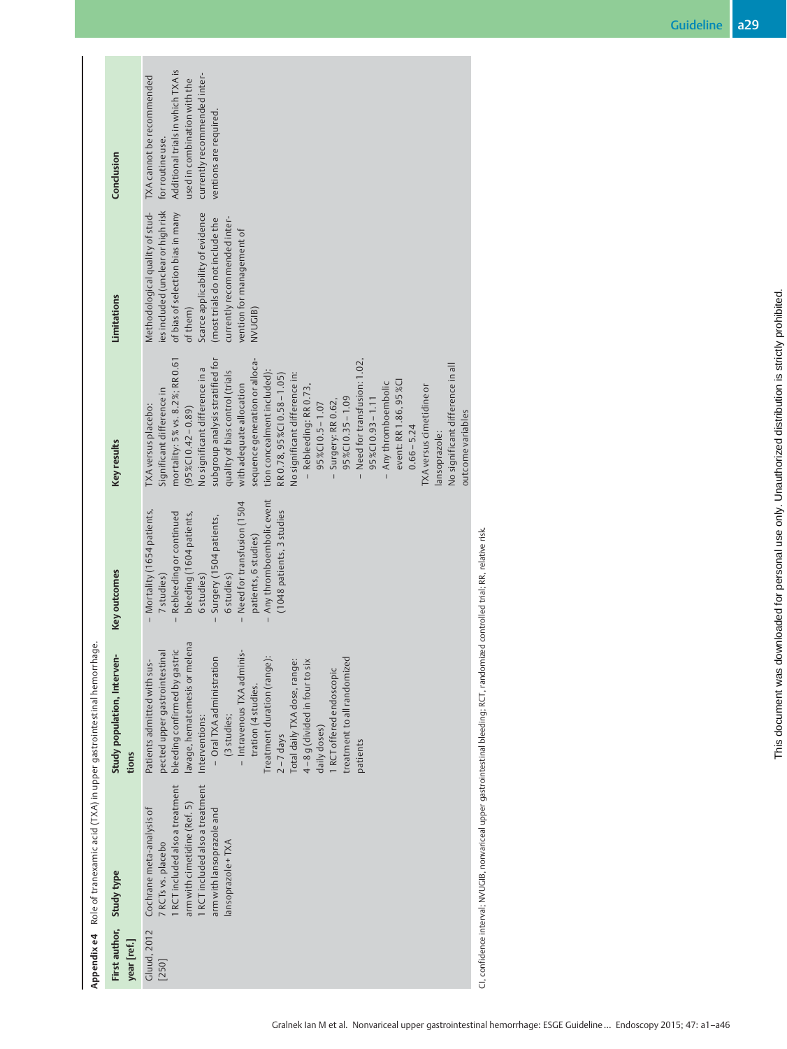**Appendix e4** Role of tranexamic acid (TXA) in upper gastrointestinal hemorrhage.

| First author, year [ref.] | Study type | Study population, Interventions | Key outcomes | Key results | Limitations | Conclusion |
|---|---|---|---|---|---|---|
| Gluud, 2012 [250] | Cochrane meta-analysis of 7 RCTs vs. placebo<br>1 RCT included also a treatment arm with cimetidine (Ref. 5)<br>1 RCT included also a treatment arm with lansoprazole and lansoprazole + TXA | Patients admitted with suspected upper gastrointestinal bleeding confirmed by gastric lavage, hematemesis or melena<br>Interventions:<br>– Oral TXA administration (3 studies;<br>– Intravenous TXA administration (4 studies.<br>Treatment duration (range): 2 – 7 days<br>Total daily TXA dose, range: 4 – 8 g (divided in four to six daily doses)<br>1 RCT offered endoscopic treatment to all randomized patients | – Mortality (1654 patients, 7 studies)<br>– Rebleeding or continued bleeding (1604 patients, 6 studies)<br>– Surgery (1504 patients, 6 studies)<br>– Need for transfusion (1504 patients, 6 studies)<br>– Any thromboembolic event (1048 patients, 3 studies | TXA versus placebo:<br>Significant difference in mortality: 5 % vs. 8.2 %; RR 0.61 (95 %CI 0.42 – 0.89)<br>No significant difference in a subgroup analysis stratified for quality of bias control (trials with adequate allocation sequence generation or allocation concealment included): RR 0.78, 95 %CI 0.58 – 1.05)<br>No significant difference in:<br>– Rebleeding: RR 0.73, 95 %CI 0.5 – 1.07<br>– Surgery: RR 0.62, 95 %CI 0.35 – 1.09<br>– Need for transfusion: 1.02, 95 %CI 0.93 – 1.11<br>– Any thromboembolic event: RR 1.86, 95 %CI 0.66 – 5.24<br>TXA versus cimetidine or lansoprazole:<br>No significant difference in all outcome variables | Methodological quality of studies included (unclear or high risk of bias of selection bias in many of them)<br>Scarce applicability of evidence (most trials do not include the currently recommended intervention for management of NVUGIB) | TXA cannot be recommended for routine use.<br>Additional trials in which TXA is used in combination with the currently recommended interventions are required. |

CI, confidence interval; NVUGIB, nonvariceal upper gastrointestinal bleeding; RCT, randomized controlled trial; RR, relative risk.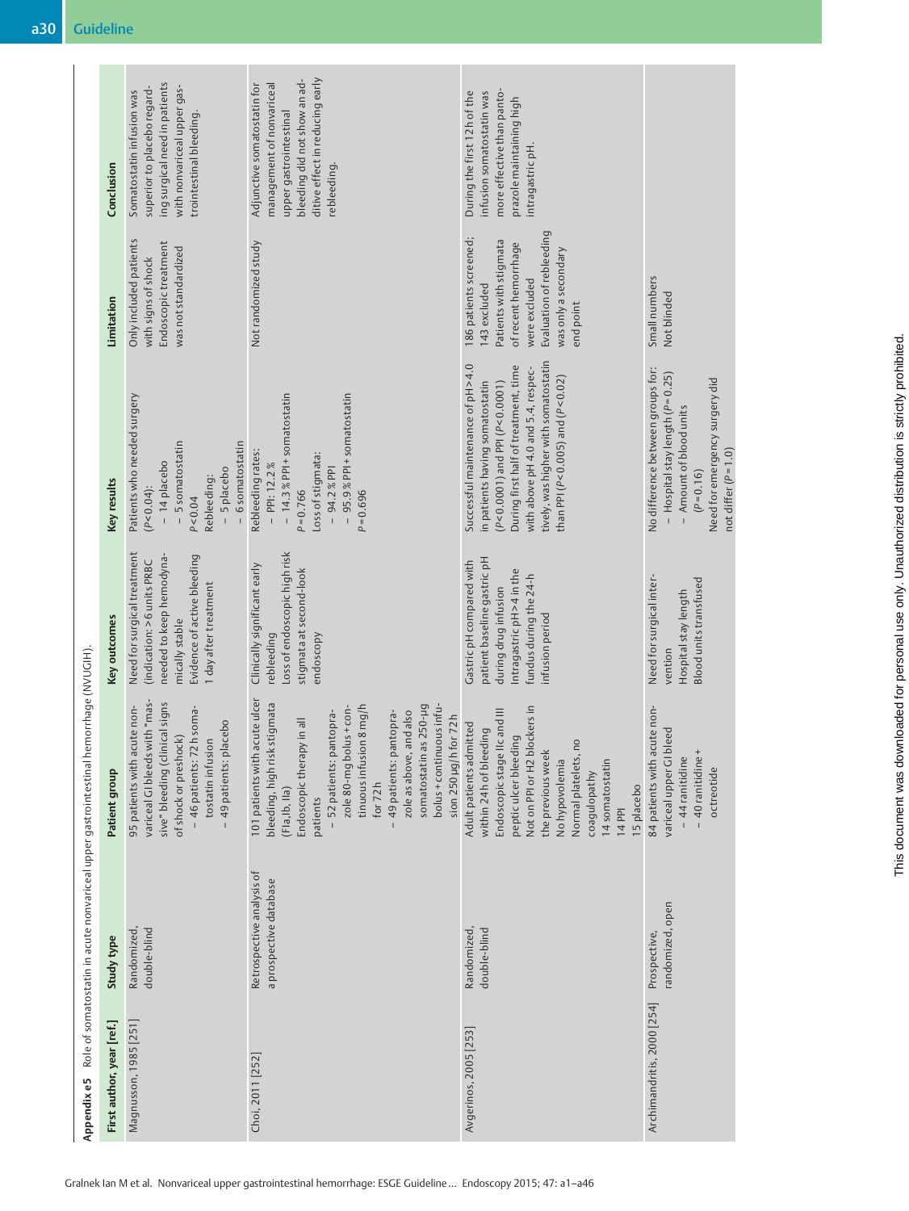**Appendix e5** Role of somatostatin in acute nonvariceal upper gastrointestinal hemorrhage (NVUGIH).

| First author, year [ref.] | Study type | Patient group | Key outcomes | Key results | Limitation | Conclusion |
|---|---|---|---|---|---|---|
| Magnusson, 1985 [251] | Randomized, double-blind | 95 patients with acute nonvariceal GI bleeds with "massive" bleeding (clinical signs of shock or preshock)<br>– 46 patients: 72 h somatostatin infusion<br>– 49 patients: placebo | Need for surgical treatment (indication: > 6 units PRBC needed to keep hemodynamically stable<br>Evidence of active bleeding 1 day after treatment | Patients who needed surgery ($P$<0.04):<br>– 14 placebo<br>– 5 somatostatin<br>$P$<0.04<br>Rebleeding:<br>– 5 placebo<br>– 6 somatostatin | Only included patients with signs of shock<br>Endoscopic treatment was not standardized | Somatostatin infusion was superior to placebo regarding surgical need in patients with nonvariceal upper gastrointestinal bleeding. |
| Choi, 2011 [252] | Retrospective analysis of a prospective database | 101 patients with acute ulcer bleeding, high risk stigmata (FIa, Ib, IIa)<br>Endoscopic therapy in all patients<br>– 52 patients: pantoprazole 80-mg bolus + continuous infusion 8 mg/h for 72 h<br>– 49 patients: pantoprazole as above, and also somatostatin as 250-µg bolus + continuous infusion 250 µg/h for 72 h | Clinically significant early rebleeding<br>Loss of endoscopic high risk stigmata at second-look endoscopy | Rebleeding rates:<br>– PPI: 12.2 %<br>– 14.3 % PPI + somatostatin<br>$P$ = 0.766<br>Loss of stigmata:<br>– 94.2 % PPI<br>– 95.9 % PPI + somatostatin<br>$P$ = 0.696 | Not randomized study | Adjunctive somatostatin for management of nonvariceal upper gastrointestinal bleeding did not show an additive effect in reducing early rebleeding. |
| Avgerinos, 2005 [253] | Randomized, double-blind | Adult patients admitted within 24 h of bleeding<br>Endoscopic stage IIc and III peptic ulcer bleeding<br>Not on PPI or H2 blockers in the previous week<br>No hypovolemia<br>Normal platelets, no coagulopathy<br>14 somatostatin<br>14 PPI<br>15 placebo | Gastric pH compared with patient baseline gastric pH during drug infusion<br>Intragastric pH > 4 in the fundus during the 24-h infusion period | Successful maintenance of pH > 4.0 in patients having somatostatin ($P$ < 0.0001) and PPI ($P$ < 0.0001)<br>During first half of treatment, time with above pH 4.0 and 5.4, respectively, was higher with somatostatin than PPI ($P$ < 0.005) and ($P$ < 0.02) | 186 patients screened; 143 excluded<br>Patients with stigmata of recent hemorrhage were excluded<br>Evaluation of rebleeding was only a secondary end point | During the first 12 h of the infusion somatostatin was more effective than pantoprazole maintaining high intragastric pH. |
| Archimandritis, 2000 [254] | Prospective, randomized, open | 84 patients with acute nonvariceal upper GI bleed<br>– 44 ranitidine<br>– 40 ranitidine + octreotide | Need for surgical intervention<br>Hospital stay length<br>Blood units transfused | No difference between groups for:<br>– Hospital stay length ($P$ = 0.25)<br>– Amount of blood units ($P$ = 0.16)<br>Need for emergency surgery did not differ ($P$ = 1.0) | Small numbers<br>Not blinded | |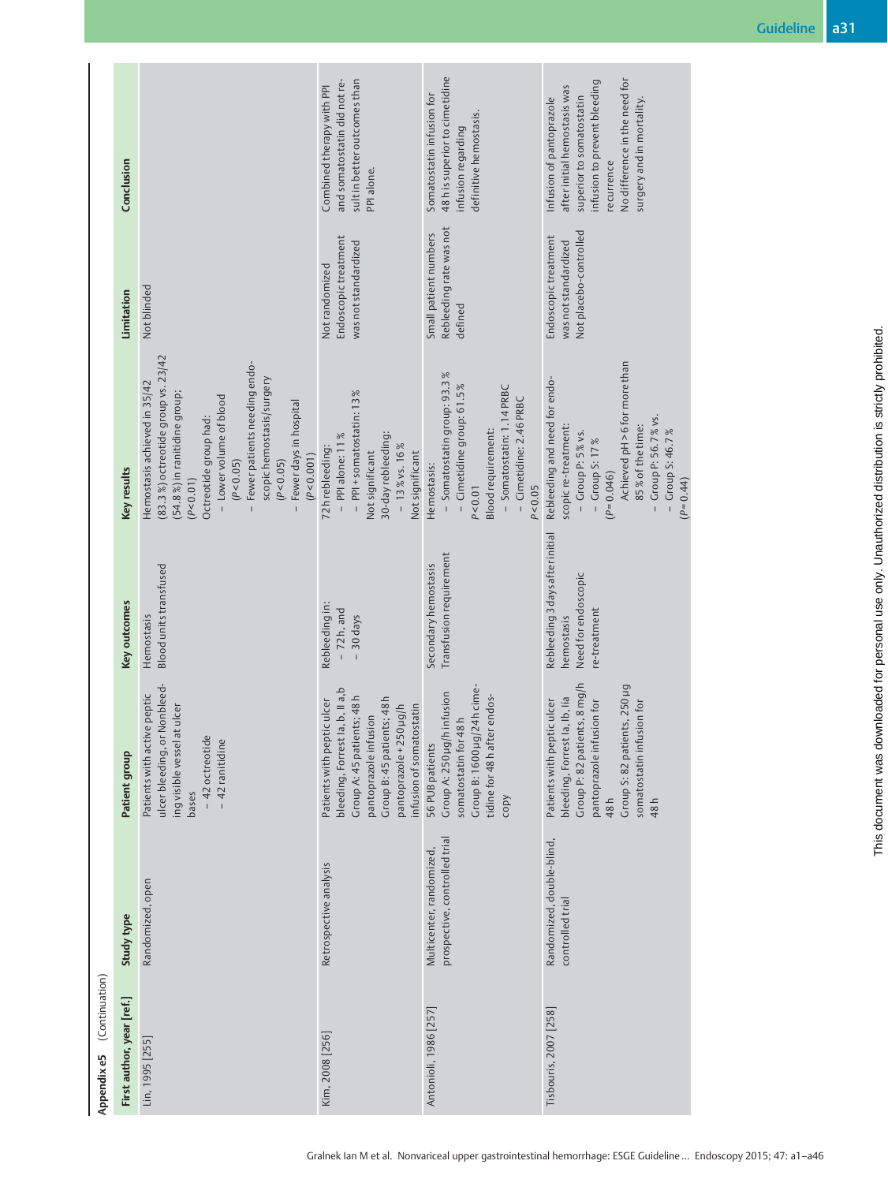**Appendix e5** (Continuation)

| First author, year [ref.] | Study type | Patient group | Key outcomes | Key results | Limitation | Conclusion |
|---|---|---|---|---|---|---|
| Lin, 1995 [255] | Randomized, open | Patients with active peptic ulcer bleeding, or Nonbleeding visible vessel at ulcer bases<br>– 42 octreotide<br>– 42 ranitidine | Hemostasis<br>Blood units transfused | Hemostasis achieved in 35/42 (83.3 %) octreotide group vs. 23/42 (54.8 %) in ranitidine group; ($P$ < 0.01)<br>Octreotide group had:<br>– Lower volume of blood ($P$ < 0.05)<br>– Fewer patients needing endoscopic hemostasis/surgery ($P$ < 0.05)<br>– Fewer days in hospital ($P$ < 0.001) | Not blinded | |
| Kim, 2008 [256] | Retrospective analysis | Patients with peptic ulcer bleeding, Forrest Ia, b, IIa,b<br>Group A: 45 patients; 48 h pantoprazole infusion<br>Group B: 45 patients; 48 h pantoprazole + 250 μg/h infusion of somatostatin | Rebleeding in:<br>– 72 h, and<br>– 30 days | 72 h rebleeding:<br>– PPI alone: 11 %<br>– PPI + somatostatin: 13 %<br>Not significant<br>30-day rebleeding:<br>– 13 % vs. 16 %<br>Not significant | Not randomized<br>Endoscopic treatment was not standardized | Combined therapy with PPI and somatostatin did not result in better outcomes than PPI alone. |
| Antonioli, 1986 [257] | Multicenter, randomized, prospective, controlled trial | 56 PUB patients<br>Group A: 250 μg/h infusion somatostatin for 48 h<br>Group B: 1600 μg/24 h cimetidine for 48 h after endoscopy | Secondary hemostasis<br>Transfusion requirement | Hemostasis:<br>– Somatostatin group: 93.3 %<br>– Cimetidine group: 61.5 %<br>$P$ < 0.01<br>Blood requirement:<br>– Somatostatin: 1.14 PRBC<br>– Cimetidine: 2.46 PRBC<br>$P$ < 0.05 | Small patient numbers<br>Rebleeding rate was not defined | Somatostatin infusion for 48 h is superior to cimetidine infusion regarding definitive hemostasis. |
| Tsibouris, 2007 [258] | Randomized, double-blind, controlled trial | Patients with peptic ulcer bleeding, Forrest Ia, Ib, IIa<br>Group P: 82 patients, 8 mg/h pantoprazole infusion for 48 h<br>Group S: 82 patients, 250 μg somatostatin infusion for 48 h | Rebleeding 3 days after initial hemostasis<br>Need for endoscopic re-treatment | Rebleeding and need for endoscopic re-treatment:<br>– Group P: 5 % vs.<br>– Group S: 17 %<br>($P$ = 0.046)<br>Achieved pH > 6 for more than 85 % of the time:<br>– Group P: 56.7 % vs.<br>– Group S: 46.7 %<br>($P$ = 0.44) | Endoscopic treatment was not standardized<br>Not placebo-controlled | Infusion of pantoprazole after initial hemostasis was superior to somatostatin infusion to prevent bleeding recurrence<br>No difference in the need for surgery and in mortality. |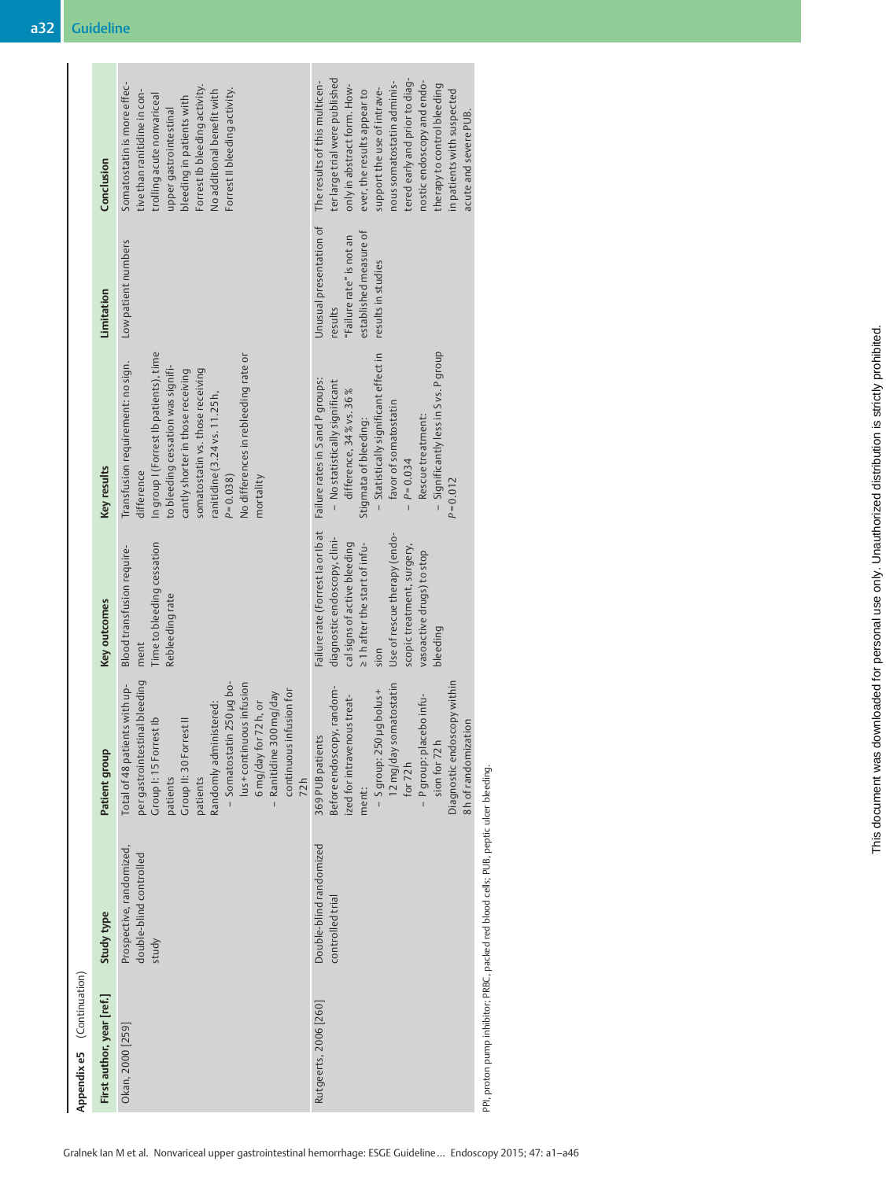**Appendix e5** (Continuation)

| First author, year [ref.] | Study type | Patient group | Key outcomes | Key results | Limitation | Conclusion |
|---|---|---|---|---|---|---|
| Okan, 2000 [259] | Prospective, randomized, double-blind controlled study | Total of 48 patients with upper gastrointestinal bleeding<br>Group I: 15 Forrest Ib patients<br>Group II: 30 Forrest II patients<br>Randomly administered:<br>– Somatostatin 250 µg bolus + continuous infusion 6 mg/day for 72 h, or<br>– Ranitidine 300 mg/day continuous infusion for 72 h | Blood transfusion requirement<br>Time to bleeding cessation<br>Rebleeding rate | Transfusion requirement: no sign. difference<br>In group I (Forrest Ib patients), time to bleeding cessation was significantly shorter in those receiving somatostatin vs. those receiving ranitidine (3.24 vs. 11.25 h, $P=0.038$)<br>No differences in rebleeding rate or mortality | Low patient numbers | Somatostatin is more effective than ranitidine in controlling acute nonvariceal upper gastrointestinal bleeding in patients with Forrest Ib bleeding activity. No additional benefit with Forrest II bleeding activity. |
| Rutgeerts, 2006 [260] | Double-blind randomized controlled trial | 369 PUB patients<br>Before endoscopy, randomized for intravenous treatment:<br>– S group: 250 µg bolus + 12 mg/day somatostatin for 72 h<br>– P group: placebo infusion for 72 h<br>Diagnostic endoscopy within 8 h of randomization | Failure rate (Forrest Ia or Ib at diagnostic endoscopy, clinical signs of active bleeding ≥ 1 h after the start of infusion<br>Use of rescue therapy (endoscopic treatment, surgery, vasoactive drugs) to stop bleeding | Failure rates in S and P groups:<br>– No statistically significant difference, 34 % vs. 36 %<br>Stigmata of bleeding:<br>– Statistically significant effect in favor of somatostatin<br>– $P=0.034$<br>Rescue treatment:<br>– Significantly less in S vs. P group $P=0.012$ | Unusual presentation of results<br>"Failure rate" is not an established measure of results in studies | The results of this multicenter large trial were published only in abstract form. However, the results appear to support the use of intravenous somatostatin administered early and prior to diagnostic endoscopy and endoscopic therapy to control bleeding in patients with suspected acute and severe PUB. |

PPI, proton pump inhibitor; PRBC, packed red blood cells; PUB, peptic ulcer bleeding.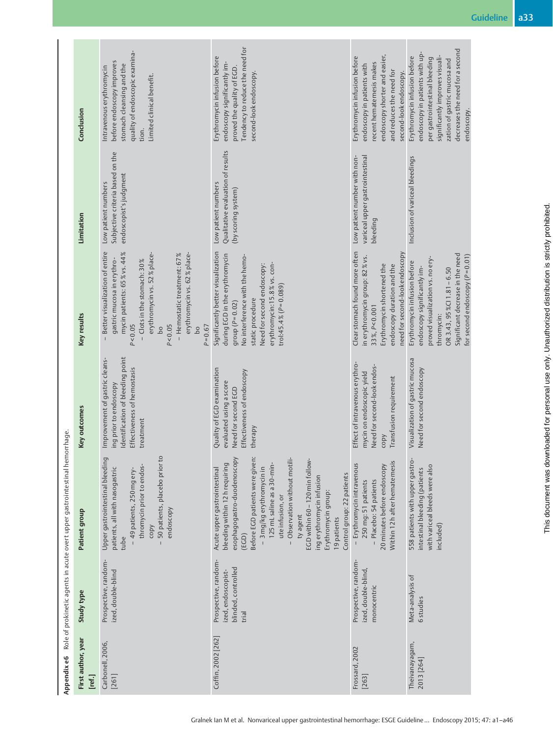**Appendix e6** Role of prokinetic agents in acute overt upper gastrointestinal hemorrhage.

| First author, year [ref.] | Study type | Patient group | Key outcomes | Key results | Limitation | Conclusion |
|---|---|---|---|---|---|---|
| Carbonell, 2006, [261] | Prospective, randomized, double-blind | Upper gastrointestinal bleeding patients, all with nasogastric tube<br>– 49 patients, 250 mg erythromycin prior to endoscopy<br>– 50 patients, placebo prior to endoscopy | Improvement of gastric cleansing prior to endoscopy<br>Identification of bleeding point<br>Effectiveness of hemostasis treatment | – Better visualization of entire gastric mucosa in erythromycin patients: 65 % vs. 44 % $P<0.05$<br>– Clots in the stomach: 30 % erythromycin vs. 52 % placebo $P<0.05$<br>– Hemostatic treatment: 67 % erythromycin vs. 62 % placebo $P=0.67$ | Low patient numbers<br>Subjective criteria based on the endoscopist's judgment | Intravenous erythromycin before endoscopy improves stomach cleansing and the quality of endoscopic examination.<br>Limited clinical benefit. |
| Coffin, 2002 [262] | Prospective, randomized, endoscopist-blinded, controlled trial | Acute upper gastrointestinal bleeding within 12 h requiring esophagogastro-duodenoscopy (EGD)<br>Before EGD patients were given:<br>– 3 mg/kg erythromycin in 125 mL saline as a 30-minute infusion, or<br>– Observation without motility agent<br>EGD within 60 – 120 min following erythromycin infusion<br>Erythromycin group: 19 patients<br>Control group: 22 patients | Quality of EGD examination evaluated using a score<br>Need for second EGD<br>Effectiveness of endoscopy therapy | Significantly better visualization during EGD in the erythromycin group ($P=0.02$)<br>No interference with the hemostatic procedure<br>Need for second endoscopy: erythromycin: 15.8 % vs. control: 45.4 % ($P=0.089$) | Low patient numbers<br>Qualitative evaluation of results (by scoring system) | Erythromycin infusion before endoscopy significantly improved the quality of EGD.<br>Tendency to reduce the need for second-look endoscopy. |
| Frossard, 2002 [263] | Prospective, randomized, double-blind, monocentric | – Erythromycin intravenous 250 mg: 51 patients<br>– Placebo: 54 patients<br>20 minutes before endoscopy<br>Within 12 h after hematemesis | Effect of intravenous erythromycin on endoscopic yield<br>Need for second-look endoscopy<br>Transfusion requirement | Clear stomach found more often in erythromycin group: 82 % vs. 33 %, $P<0.001$<br>Erythromycin shortened the endoscopy duration and the need for second-look endoscopy | Low patient number with non-variceal upper gastrointestinal bleeding | Erythromycin infusion before endoscopy in patients with recent hematemesis makes endoscopy shorter and easier, and reduces the need for second-look endoscopy. |
| Theivanayagam, 2013 [264] | Meta-analysis of 6 studies | 558 patients with upper gastrointestinal bleeding (patients with variceal bleeds were also included) | Visualization of gastric mucosa<br>Need for second endoscopy | Erythromycin infusion before endoscopy significantly improved visualization vs. no erythromycin:<br>OR 3.43, 95 %CI 1.81 – 6.50<br>Significant decrease in the need for second endoscopy ($P=0.01$) | Inclusion of variceal bleedings | Erythromycin infusion before endoscopy in patients with upper gastrointestinal bleeding significantly improves visualization of gastric mucosa and decreases the need for a second endoscopy. |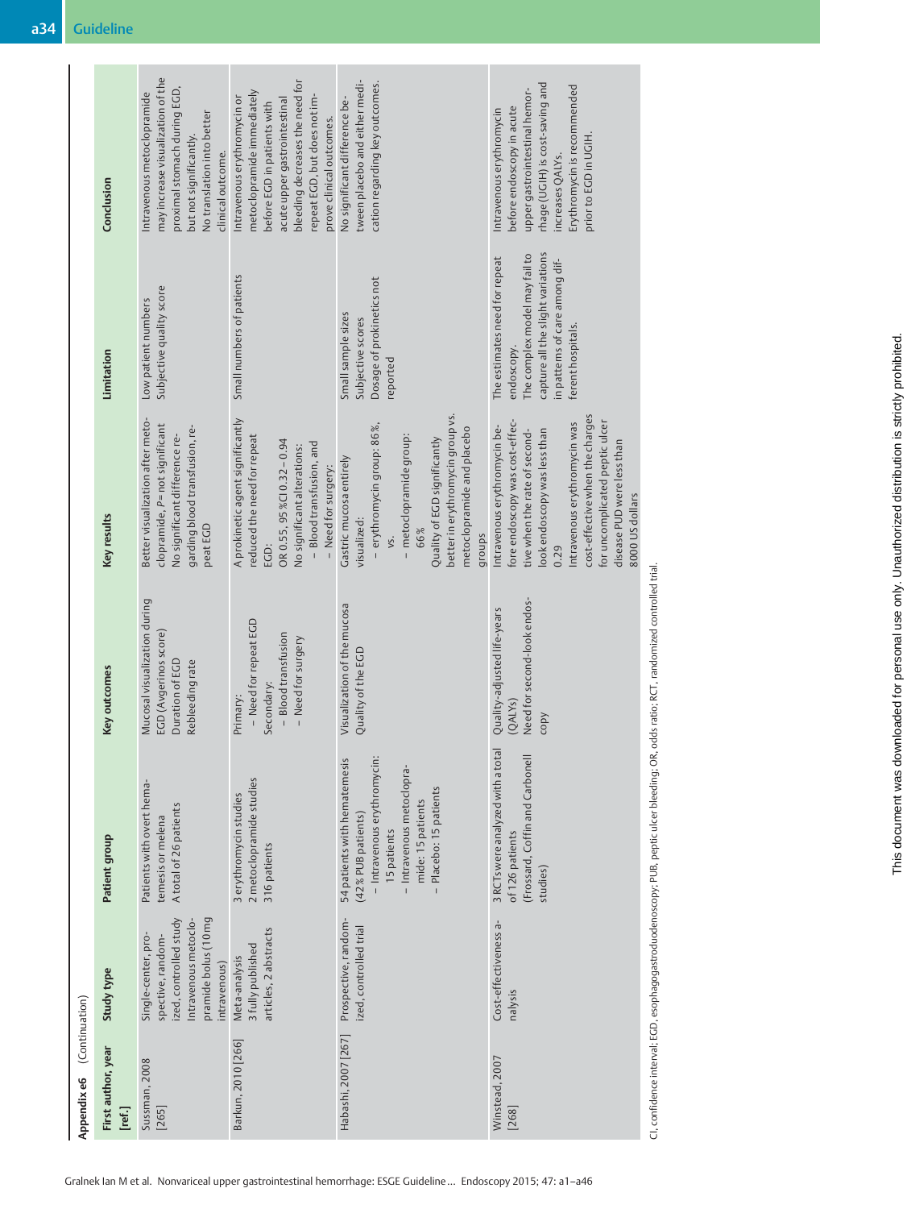**Appendix e6** (Continuation)

| First author, year [ref.] | Study type | Patient group | Key outcomes | Key results | Limitation | Conclusion |
|---|---|---|---|---|---|---|
| Sussman, 2008 [265] | Single-center, prospective, randomized, controlled study Intravenous metoclopramide bolus (10 mg intravenous) | Patients with overt hematemesis or melena A total of 26 patients | Mucosal visualization during EGD (Avgerinos score) Duration of EGD Rebleeding rate | Better visualization after metoclopramide, *P* = not significant No significant difference regarding blood transfusion, repeat EGD | Low patient numbers Subjective quality score | Intravenous metoclopramide may increase visualization of the proximal stomach during EGD, but not significantly. No translation into better clinical outcome. |
| Barkun, 2010 [266] | Meta-analysis 3 fully published articles, 2 abstracts | 3 erythromycin studies 2 metoclopramide studies 316 patients | Primary: – Need for repeat EGD Secondary: – Blood transfusion – Need for surgery | A prokinetic agent significantly reduced the need for repeat EGD: OR 0.55, 95 %CI 0.32–0.94 No significant alterations: – Blood transfusion, and – Need for surgery: | Small numbers of patients | Intravenous erythromycin or metoclopramide immediately before EGD in patients with acute upper gastrointestinal bleeding decreases the need for repeat EGD, but does not improve clinical outcomes. |
| Habashi, 2007 [267] | Prospective, randomized, controlled trial | 54 patients with hematemesis (42 % PUB patients) – Intravenous erythromycin: 15 patients – Intravenous metoclopramide: 15 patients – Placebo: 15 patients | Visualization of the mucosa Quality of the EGD | Gastric mucosa entirely visualized: – erythromycin group: 86 %, vs. – metoclopramide group: 66 % Quality of EGD significantly better in erythromycin group vs. metoclopramide and placebo groups | Small sample sizes Subjective scores Dosage of prokinetics not reported | No significant difference between placebo and either medication regarding key outcomes. |
| Winstead, 2007 [268] | Cost-effectiveness analysis | 3 RCTs were analyzed with a total of 126 patients (Frossard, Coffin and Carbonell studies) | Quality-adjusted life-years (QALYs) Need for second-look endoscopy | Intravenous erythromycin before endoscopy was cost-effective when the rate of second-look endoscopy was less than 0.29 Intravenous erythromycin was cost-effective when the charges for uncomplicated peptic ulcer disease PUD were less than 8000 US dollars | The estimates need for repeat endoscopy. The complex model may fail to capture all the slight variations in patterns of care among different hospitals. | Intravenous erythromycin before endoscopy in acute upper gastrointestinal hemorrhage (UGIH) is cost-saving and increases QALYs. Erythromycin is recommended prior to EGD in UGIH. |

CI, confidence interval; EGD, esophagogastroduodenoscopy; PUB, peptic ulcer bleeding; OR, odds ratio; RCT, randomized controlled trial.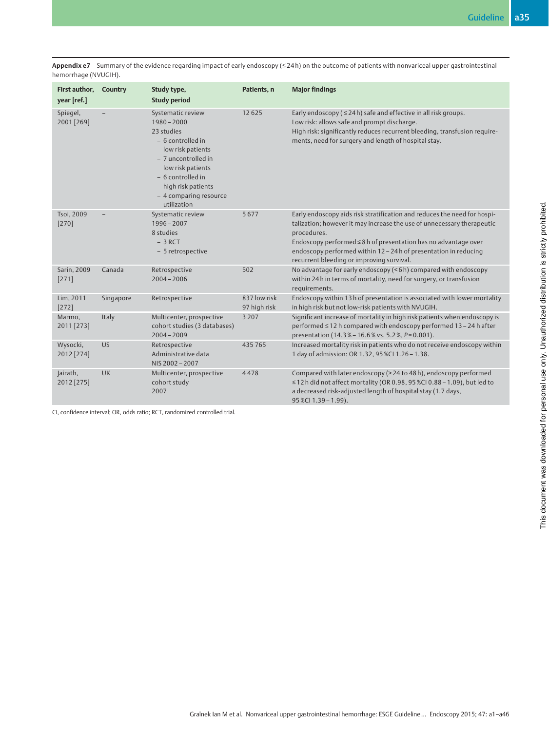**Appendix e7** Summary of the evidence regarding impact of early endoscopy (≤ 24 h) on the outcome of patients with nonvariceal upper gastrointestinal hemorrhage (NVUGIH).

| First author, year [ref.] | Country | Study type, Study period | Patients, n | Major findings |
|---|---|---|---|---|
| Spiegel, 2001 [269] | – | Systematic review 1980 – 2000 23 studies – 6 controlled in low risk patients – 7 uncontrolled in low risk patients – 6 controlled in high risk patients – 4 comparing resource utilization | 12 625 | Early endoscopy (≤ 24 h) safe and effective in all risk groups. Low risk: allows safe and prompt discharge. High risk: significantly reduces recurrent bleeding, transfusion requirements, need for surgery and length of hospital stay. |
| Tsoi, 2009 [270] | – | Systematic review 1996 – 2007 8 studies – 3 RCT – 5 retrospective | 5 677 | Early endoscopy aids risk stratification and reduces the need for hospitalization; however it may increase the use of unnecessary therapeutic procedures. Endoscopy performed ≤ 8 h of presentation has no advantage over endoscopy performed within 12 – 24 h of presentation in reducing recurrent bleeding or improving survival. |
| Sarin, 2009 [271] | Canada | Retrospective 2004 – 2006 | 502 | No advantage for early endoscopy (< 6 h) compared with endoscopy within 24 h in terms of mortality, need for surgery, or transfusion requirements. |
| Lim, 2011 [272] | Singapore | Retrospective | 837 low risk 97 high risk | Endoscopy within 13 h of presentation is associated with lower mortality in high risk but not low-risk patients with NVUGIH. |
| Marmo, 2011 [273] | Italy | Multicenter, prospective cohort studies (3 databases) 2004 – 2009 | 3 207 | Significant increase of mortality in high risk patients when endoscopy is performed ≤ 12 h compared with endoscopy performed 13 – 24 h after presentation (14.3 % – 16.6 % vs. 5.2 %, $P$ = 0.001). |
| Wysocki, 2012 [274] | US | Retrospective Administrative data NIS 2002 – 2007 | 435 765 | Increased mortality risk in patients who do not receive endoscopy within 1 day of admission: OR 1.32, 95 %CI 1.26 – 1.38. |
| Jairath, 2012 [275] | UK | Multicenter, prospective cohort study 2007 | 4 478 | Compared with later endoscopy (> 24 to 48 h), endoscopy performed ≤ 12 h did not affect mortality (OR 0.98, 95 %CI 0.88 – 1.09), but led to a decreased risk-adjusted length of hospital stay (1.7 days, 95 %CI 1.39 – 1.99). |

CI, confidence interval; OR, odds ratio; RCT, randomized controlled trial.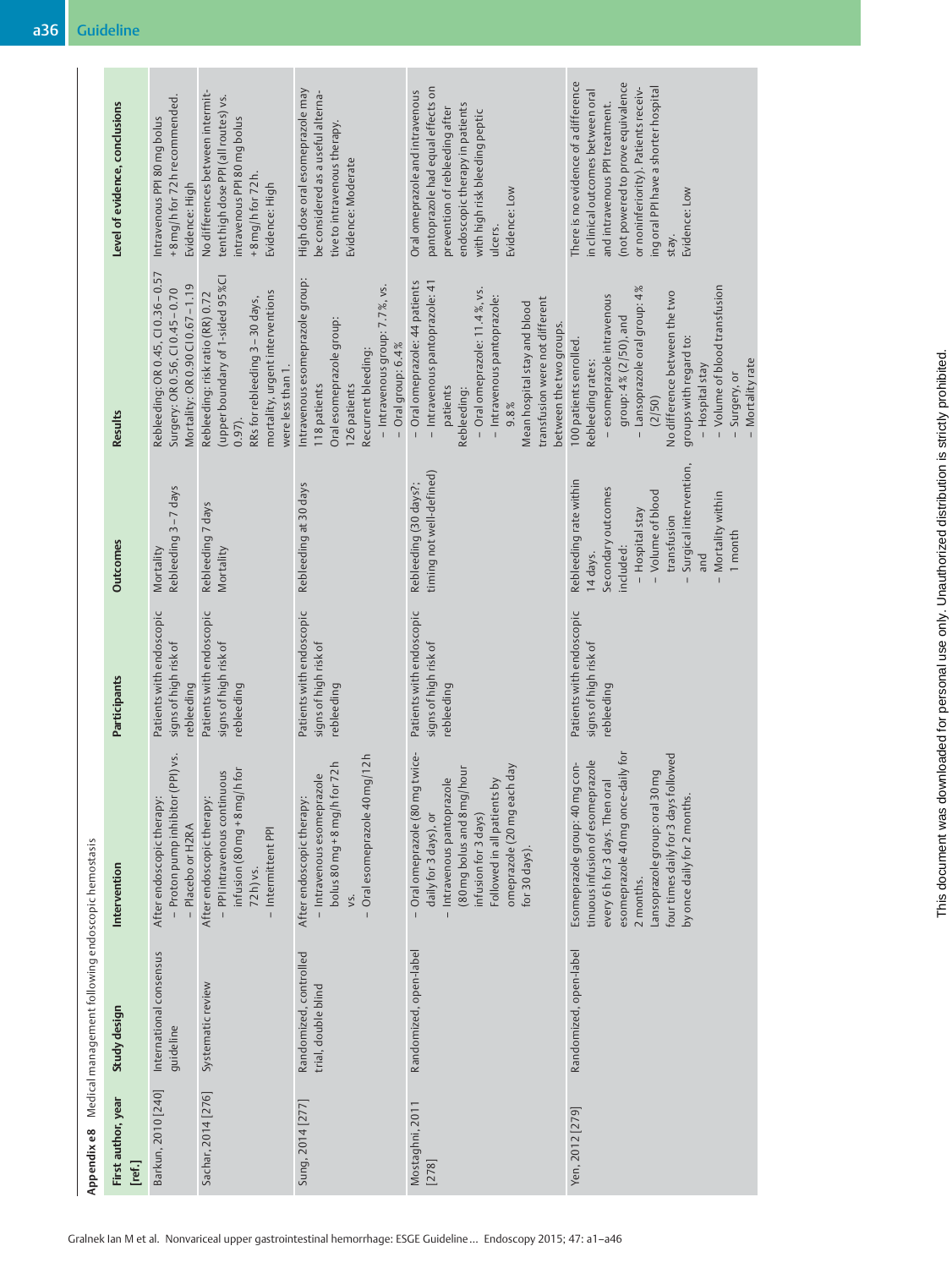**Appendix e8** Medical management following endoscopic hemostasis

| First author, year [ref.] | Study design | Intervention | Participants | Outcomes | Results | Level of evidence, conclusions |
|---|---|---|---|---|---|---|
| Barkun, 2010 [240] | International consensus guideline | After endoscopic therapy: – Proton pump inhibitor (PPI) vs. – Placebo or H2RA | Patients with endoscopic signs of high risk of rebleeding | Mortality Rebleeding 3–7 days | Rebleeding: OR 0.45, CI 0.36–0.57 Surgery: OR 0.56, CI 0.45–0.70 Mortality: OR 0.90 CI 0.67–1.19 | Intravenous PPI 80 mg bolus + 8 mg/h for 72 h recommended. Evidence: High |
| Sachar, 2014 [276] | Systematic review | After endoscopic therapy: – PPI intravenous continuous infusion (80 mg + 8 mg/h for 72 h) vs. – Intermittent PPI | Patients with endoscopic signs of high risk of rebleeding | Rebleeding 7 days Mortality | Rebleeding: risk ratio (RR) 0.72 (upper boundary of 1-sided 95%CI 0.97). RRs for rebleeding 3–30 days, mortality, urgent interventions were less than 1. | No differences between intermittent high dose PPI (all routes) vs. intravenous PPI 80 mg bolus + 8 mg/h for 72 h. Evidence: High |
| Sung, 2014 [277] | Randomized, controlled trial, double blind | After endoscopic therapy: – Intravenous esomeprazole bolus 80 mg + 8 mg/h for 72 h vs. – Oral esomeprazole 40 mg/12 h | Patients with endoscopic signs of high risk of rebleeding | Rebleeding at 30 days | Intravenous esomeprazole group: 118 patients Oral esomeprazole group: 126 patients Recurrent bleeding: – Intravenous group: 7.7%, vs. – Oral group: 6.4% | High dose oral esomeprazole may be considered as a useful alternative to intravenous therapy. Evidence: Moderate |
| Mostaghni, 2011 [278] | Randomized, open-label | – Oral omeprazole (80 mg twice-daily for 3 days), or – Intravenous pantoprazole (80 mg bolus and 8 mg/hour infusion for 3 days) Followed in all patients by omeprazole (20 mg each day for 30 days). | Patients with endoscopic signs of high risk of rebleeding | Rebleeding (30 days?; timing not well-defined) | – Oral omeprazole: 44 patients – Intravenous pantoprazole: 41 patients Rebleeding: – Oral omeprazole: 11.4%, vs. – Intravenous pantoprazole: 9.8% Mean hospital stay and blood transfusion were not different between the two groups. | Oral omeprazole and intravenous pantoprazole had equal effects on prevention of rebleeding after endoscopic therapy in patients with high risk bleeding peptic ulcers. Evidence: Low |
| Yen, 2012 [279] | Randomized, open-label | Esomeprazole group: 40 mg continuous infusion of esomeprazole every 6 h for 3 days. Then oral esomeprazole 40 mg once-daily for 2 months. Lansoprazole group: oral 30 mg four times daily for 3 days followed by once daily for 2 months. | Patients with endoscopic signs of high risk of rebleeding | Rebleeding rate within 14 days. Secondary outcomes included: – Hospital stay – Volume of blood transfusion – Surgical intervention, and – Mortality within 1 month | 100 patients enrolled. Rebleeding rates: – esomeprazole intravenous group: 4% (2/50), and – Lansoprazole oral group: 4% (2/50) No difference between the two groups with regard to: – Hospital stay – Volume of blood transfusion – Surgery, or – Mortality rate | There is no evidence of a difference in clinical outcomes between oral and intravenous PPI treatment. (not powered to prove equivalence or noninferiority). Patients receiving oral PPI have a shorter hospital stay. Evidence: Low |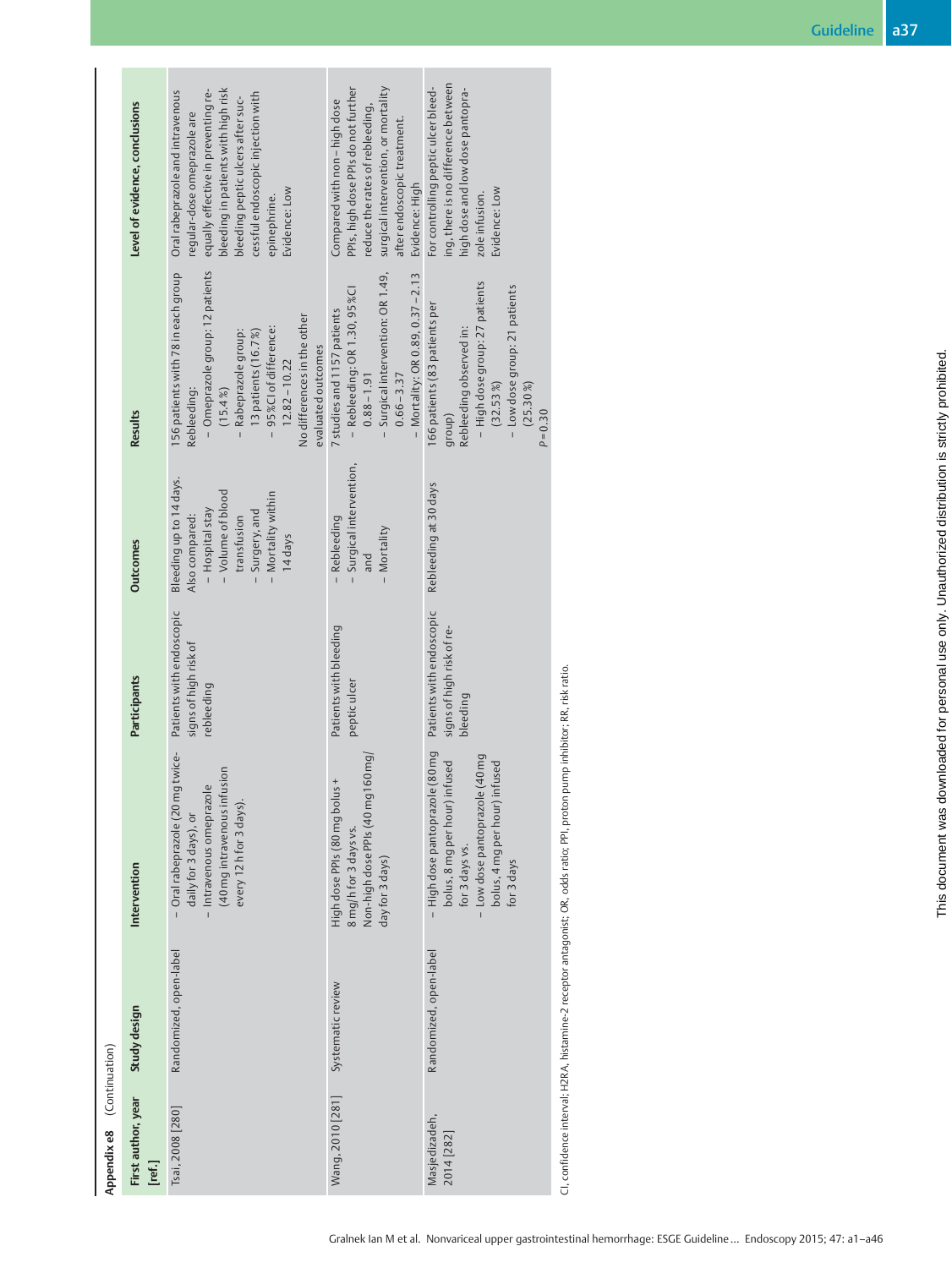**Appendix e8** (Continuation)

| First author, year [ref.] | Study design | Intervention | Participants | Outcomes | Results | Level of evidence, conclusions |
|---|---|---|---|---|---|---|
| Tsai, 2008 [280] | Randomized, open-label | – Oral rabeprazole (20 mg twice-daily for 3 days), or<br>– Intravenous omeprazole (40 mg intravenous infusion every 12 h for 3 days). | Patients with endoscopic signs of high risk of rebleeding | Bleeding up to 14 days.<br>Also compared:<br>– Hospital stay<br>– Volume of blood transfusion<br>– Surgery, and<br>– Mortality within 14 days | 156 patients with 78 in each group<br>Rebleeding:<br>– Omeprazole group: 12 patients (15.4 %)<br>– Rabeprazole group: 13 patients (16.7 %)<br>– 95 %CI of difference: 12.82 – 10.22<br>No differences in the other evaluated outcomes | Oral rabeprazole and intravenous regular-dose omeprazole are equally effective in preventing rebleeding in patients with high risk bleeding peptic ulcers after successful endoscopic injection with epinephrine.<br>Evidence: Low |
| Wang, 2010 [281] | Systematic review | High dose PPIs (80 mg bolus + 8 mg/h for 3 days vs.<br>Non-high dose PPIs (40 mg160 mg/day for 3 days) | Patients with bleeding peptic ulcer | – Rebleeding<br>– Surgical intervention, and<br>– Mortality | 7 studies and 1157 patients<br>– Rebleeding: OR 1.30, 95 %CI 0.88 – 1.91<br>– Surgical intervention: OR 1.49, 0.66 – 3.37<br>– Mortality: OR 0.89, 0.37 – 2.13 | Compared with non – high dose PPIs, high dose PPIs do not further reduce the rates of rebleeding, surgical intervention, or mortality after endoscopic treatment.<br>Evidence: High |
| Masjedizadeh, 2014 [282] | Randomized, open-label | – High dose pantoprazole (80 mg bolus, 8 mg per hour) infused for 3 days vs.<br>– Low dose pantoprazole (40 mg bolus, 4 mg per hour) infused for 3 days | Patients with endoscopic signs of high risk of rebleeding | Rebleeding at 30 days | 166 patients (83 patients per group)<br>Rebleeding observed in:<br>– High dose group: 27 patients (32.53 %)<br>– Low dose group: 21 patients (25.30 %)<br>*P* = 0.30 | For controlling peptic ulcer bleeding, there is no difference between high dose and low dose pantoprazole infusion.<br>Evidence: Low |

CI, confidence interval; H2RA, histamine-2 receptor antagonist; OR, odds ratio; PPI, proton pump inhibitor; RR, risk ratio.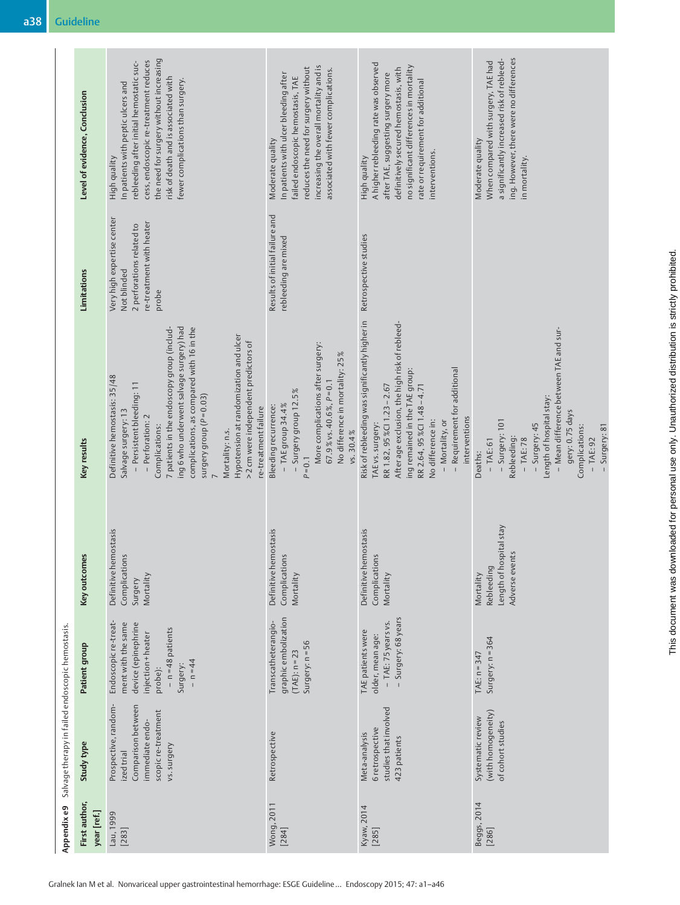**Appendix e9** Salvage therapy in failed endoscopic hemostasis.

| First author, year [ref.] | Study type | Patient group | Key outcomes | Key results | Limitations | Level of evidence, Conclusion |
|---|---|---|---|---|---|---|
| Lau, 1999 [283] | Prospective, randomized trial<br>Comparison between immediate endoscopic re-treatment vs. surgery | Endoscopic re-treatment with the same device (epinephrine injection + heater probe):<br>– n = 48 patients<br>Surgery:<br>– n = 44 | Definitive hemostasis<br>Complications<br>Surgery<br>Mortality | Definitive hemostasis: 35/48<br>Salvage surgery: 13<br>– Persistent bleeding: 11<br>– Perforation: 2<br>Complications:<br>7 patients in the endoscopy group (including 6 who underwent salvage surgery) had complications, as compared with 16 in the surgery group ($P$ = 0.03)<br>7<br>Mortality: n.s.<br>Hypotension at randomization and ulcer > 2 cm were independent predictors of re-treatment failure | Very high expertise center<br>Not blinded<br>2 perforations related to re-treatment with heater probe | High quality<br>In patients with peptic ulcers and rebleeding after initial hemostatic success, endoscopic re-treatment reduces the need for surgery without increasing risk of death and is associated with fewer complications than surgery. |
| Wong, 2011 [284] | Retrospective | Transcatheterangiographic embolization (TAE): n = 23<br>Surgery: n = 56 | Definitive hemostasis<br>Complications<br>Mortality | Bleeding recurrence:<br>– TAE group 34.4 %<br>– Surgery group 12.5 %<br>$P$ = 0.1<br>More complications after surgery: 67.9 % vs. 40.6 %, $P$ = 0.1<br>No difference in mortality: 25 % vs. 30.4 % | Results of initial failure and rebleeding are mixed | Moderate quality<br>In patients with ulcer bleeding after failed endoscopic hemostasis, TAE reduces the need for surgery without increasing the overall mortality and is associated with fewer complications. |
| Kyaw, 2014 [285] | Meta-analysis<br>6 retrospective studies that involved 423 patients | TAE patients were older, mean age:<br>– TAE: 75 years vs.<br>– Surgery: 68 years | Definitive hemostasis<br>Complications<br>Mortality | Risk of rebleeding was significantly higher in TAE vs. surgery:<br>RR 1.82, 95 %CI 1.23 – 2.67<br>After age exclusion, the high risk of rebleeding remained in the TAE group:<br>RR 2.64, 95 %CI 1.48 – 4.71<br>No difference in:<br>– Mortality, or<br>– Requirement for additional interventions | Retrospective studies | High quality<br>A higher rebleeding rate was observed after TAE, suggesting surgery more definitively secured hemostasis, with no significant differences in mortality rate or requirement for additional interventions. |
| Beggs, 2014 [286] | Systematic review (with homogeneity) of cohort studies | TAE: n = 347<br>Surgery: n = 364 | Mortality<br>Rebleeding<br>Length of hospital stay<br>Adverse events | Deaths:<br>– TAE: 61<br>– Surgery: 101<br>Rebleeding:<br>– TAE: 78<br>– Surgery: 45<br>Length of hospital stay:<br>– Mean difference between TAE and surgery: 0.75 days<br>Complications:<br>– TAE: 92<br>– Surgery: 81 | | Moderate quality<br>When compared with surgery, TAE had a significantly increased risk of rebleeding. However, there were no differences in mortality. |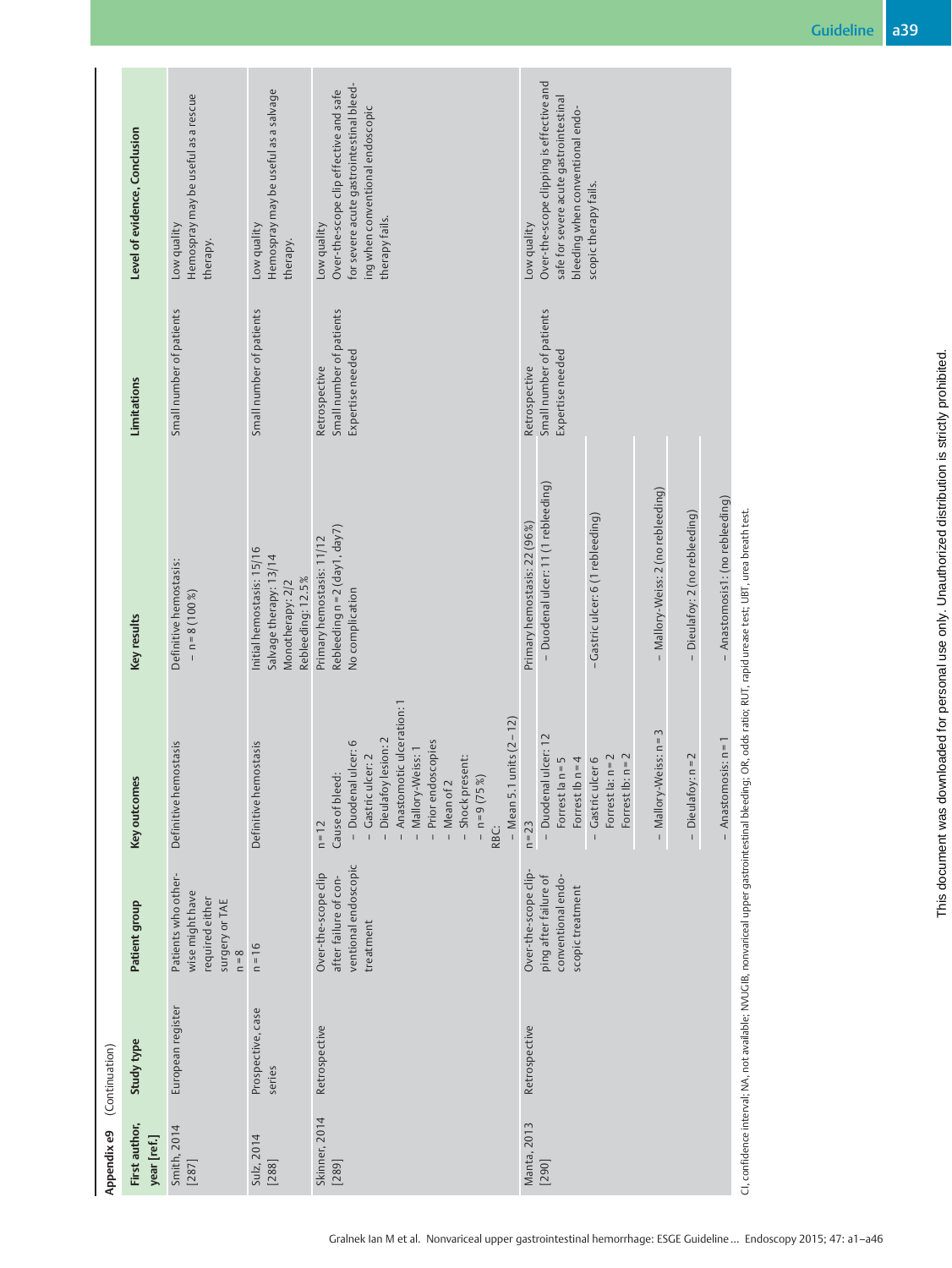**Appendix e9** (Continuation)

| First author, year [ref.] | Study type | Patient group | Key outcomes | Key results | Limitations | Level of evidence, Conclusion |
|---|---|---|---|---|---|---|
| Smith, 2014 [287] | European register | Patients who otherwise might have required either surgery or TAE<br>n = 8 | Definitive hemostasis | Definitive hemostasis:<br>– n = 8 (100 %) | Small number of patients | Low quality<br>Hemospray may be useful as a rescue therapy. |
| Sulz, 2014 [288] | Prospective, case series | n = 16 | Definitive hemostasis | Initial hemostasis: 15/16<br>Salvage therapy: 13/14<br>Monotherapy: 2/2<br>Rebleeding: 12.5 % | Small number of patients | Low quality<br>Hemospray may be useful as a salvage therapy. |
| Skinner, 2014 [289] | Retrospective | Over-the-scope clip after failure of conventional endoscopic treatment | n = 12<br>Cause of bleed:<br>– Duodenal ulcer: 6<br>– Gastric ulcer: 2<br>– Dieulafoy lesion: 2<br>– Anastomotic ulceration: 1<br>– Mallory-Weiss: 1<br>– Prior endoscopies<br>– Mean of 2<br>– Shock present:<br>– n = 9 (75 %)<br>RBC:<br>– Mean 5.1 units (2 – 12) | Primary hemostasis: 11/12<br>Rebleeding n = 2 (day1, day7)<br>No complication | Retrospective<br>Small number of patients<br>Expertise needed | Low quality<br>Over-the-scope clip effective and safe for severe acute gastrointestinal bleeding when conventional endoscopic therapy fails. |
| Manta, 2013 [290] | Retrospective | Over-the-scope clipping after failure of conventional endoscopic treatment | n = 23<br>– Duodenal ulcer: 12<br>Forrest Ia n = 5<br>Forrest Ib n = 4<br>– Gastric ulcer 6<br>Forrest Ia: n = 2<br>Forrest Ib: n = 2<br>– Mallory-Weiss: n = 3<br>– Dieulafoy: n = 2<br>– Anastomosis: n = 1 | Primary hemostasis: 22 (96 %)<br>– Duodenal ulcer: 11 (1 rebleeding)<br>– Gastric ulcer: 6 (1 rebleeding)<br>– Mallory-Weiss: 2 (no rebleeding)<br>– Dieulafoy: 2 (no rebleeding)<br>– Anastomosis1: (no rebleeding) | Retrospective<br>Small number of patients<br>Expertise needed | Low quality<br>Over-the-scope clipping is effective and safe for severe acute gastrointestinal bleeding when conventional endoscopic therapy fails. |

CI, confidence interval; NA, not available; NVUGIB, nonvariceal upper gastrointestinal bleeding; OR, odds ratio; RUT, rapid urease test; UBT, urea breath test.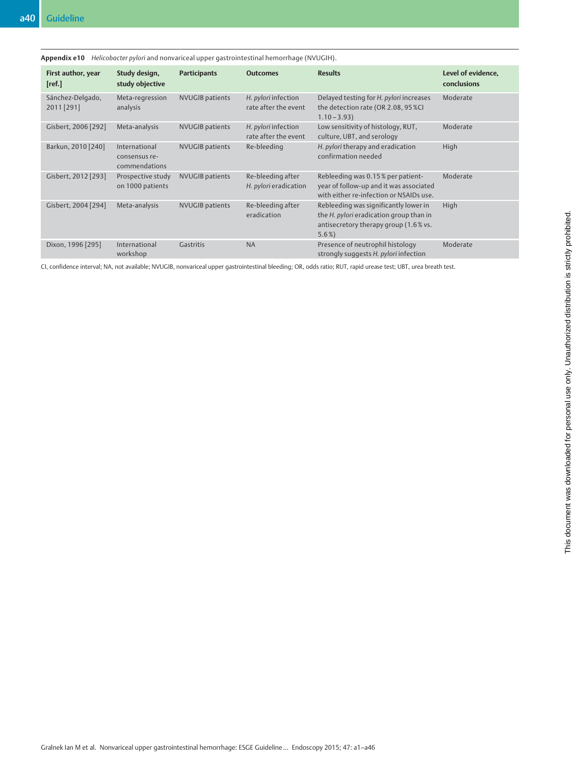**Appendix e10** *Helicobacter pylori* and nonvariceal upper gastrointestinal hemorrhage (NVUGIH).

| First author, year [ref.] | Study design, study objective | Participants | Outcomes | Results | Level of evidence, conclusions |
|---|---|---|---|---|---|
| Sánchez-Delgado, 2011 [291] | Meta-regression analysis | NVUGIB patients | *H. pylori* infection rate after the event | Delayed testing for *H. pylori* increases the detection rate (OR 2.08, 95 %CI 1.10 – 3.93) | Moderate |
| Gisbert, 2006 [292] | Meta-analysis | NVUGIB patients | *H. pylori* infection rate after the event | Low sensitivity of histology, RUT, culture, UBT, and serology | Moderate |
| Barkun, 2010 [240] | International consensus re-commendations | NVUGIB patients | Re-bleeding | *H. pylori* therapy and eradication confirmation needed | High |
| Gisbert, 2012 [293] | Prospective study on 1000 patients | NVUGIB patients | Re-bleeding after *H. pylori* eradication | Rebleeding was 0.15 % per patient-year of follow-up and it was associated with either re-infection or NSAIDs use. | Moderate |
| Gisbert, 2004 [294] | Meta-analysis | NVUGIB patients | Re-bleeding after eradication | Rebleeding was significantly lower in the *H. pylori* eradication group than in antisecretory therapy group (1.6 % vs. 5.6 %) | High |
| Dixon, 1996 [295] | International workshop | Gastritis | NA | Presence of neutrophil histology strongly suggests *H. pylori* infection | Moderate |

CI, confidence interval; NA, not available; NVUGIB, nonvariceal upper gastrointestinal bleeding; OR, odds ratio; RUT, rapid urease test; UBT, urea breath test.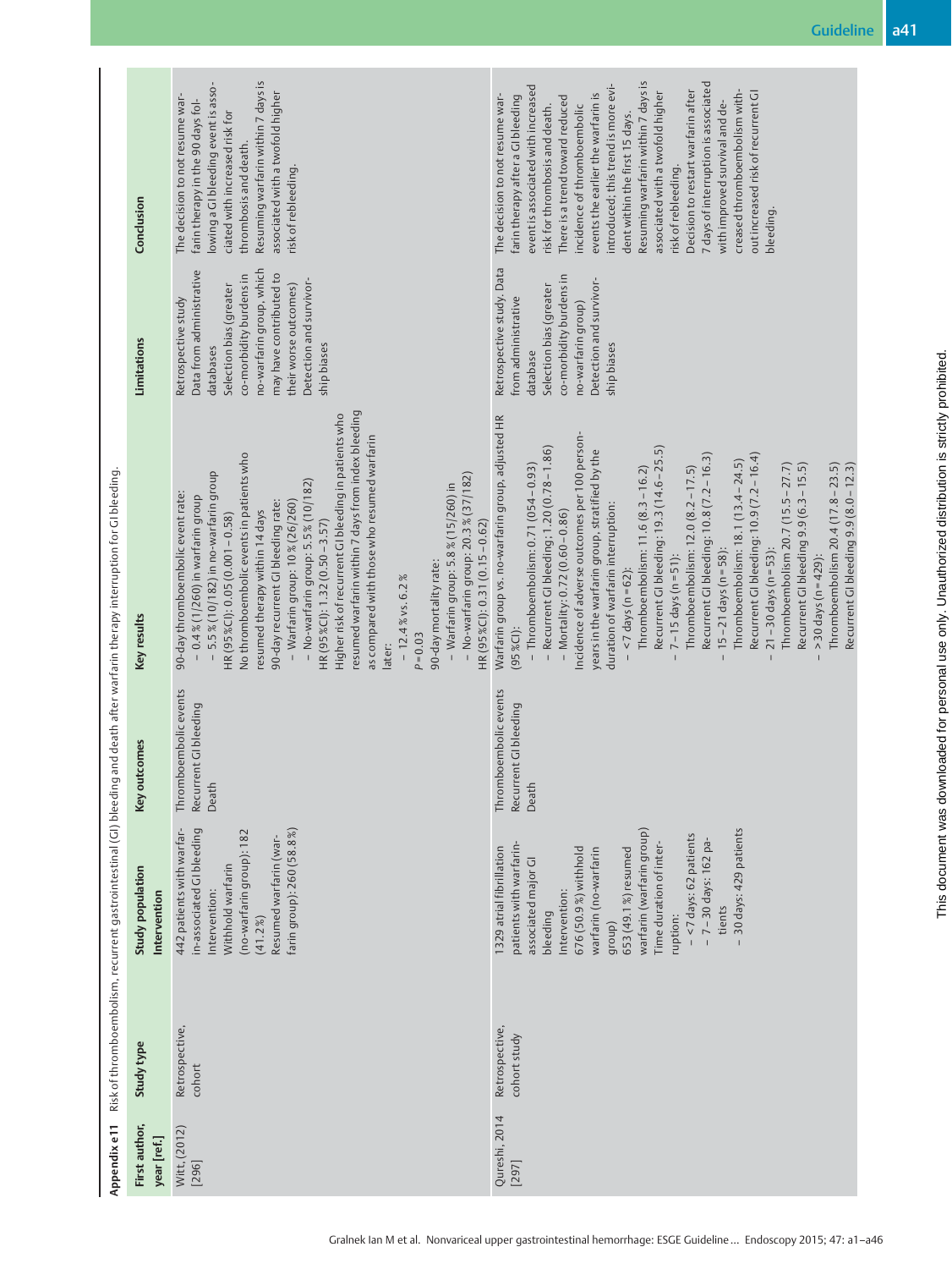**Appendix e11** Risk of thromboembolism, recurrent gastrointestinal (GI) bleeding and death after warfarin therapy interruption for GI bleeding.

| First author, year [ref.] | Study type | Study population<br>Intervention | Key outcomes | Key results | Limitations | Conclusion |
|---|---|---|---|---|---|---|
| Witt, (2012) [296] | Retrospective, cohort | 442 patients with warfarin-associated GI bleeding<br>Intervention:<br>Withhold warfarin (no-warfarin group): 182 (41.2 %)<br>Resumed warfarin (warfarin group): 260 (58.8 %) | Thromboembolic events<br>Recurrent GI bleeding<br>Death | 90-day thromboembolic event rate:<br>– 0.4 % (1/260) in warfarin group<br>– 5.5 % (10/182) in no-warfarin group<br>HR (95 %CI): 0.05 (0.001 – 0.58)<br>No thromboembolic events in patients who resumed therapy within 14 days<br>90-day recurrent GI bleeding rate:<br>– Warfarin group: 10 % (26/260)<br>– No-warfarin group: 5.5 % (10/182)<br>HR (95 %CI): 1.32 (0.50 – 3.57)<br>Higher risk of recurrent GI bleeding in patients who resumed warfarin within 7 days from index bleeding as compared with those who resumed warfarin later:<br>– 12.4 % vs. 6.2 %<br>$P = 0.03$<br>90-day mortality rate:<br>– Warfarin group: 5.8 % (15/260) in<br>– No-warfarin group: 20.3 % (37/182)<br>HR (95 %CI): 0.31 (0.15 – 0.62) | Retrospective study<br>Data from administrative databases<br>Selection bias (greater co-morbidity burdens in no-warfarin group, which may have contributed to their worse outcomes)<br>Detection and survivorship biases | The decision to not resume warfarin therapy in the 90 days following a GI bleeding event is associated with increased risk for thrombosis and death.<br>Resuming warfarin within 7 days is associated with a twofold higher risk of rebleeding. |
| Qureshi, 2014 [297] | Retrospective, cohort study | 1329 atrial fibrillation patients with warfarin-associated major GI bleeding<br>Intervention:<br>676 (50.9 %) withhold warfarin (no-warfarin group)<br>653 (49.1 %) resumed warfarin (warfarin group)<br>Time duration of interruption:<br>– < 7 days: 62 patients<br>– 7 – 30 days: 162 patients<br>– 30 days: 429 patients | Thromboembolic events<br>Recurrent GI bleeding<br>Death | Warfarin group vs. no-warfarin group, adjusted HR (95 %CI):<br>– Thromboembolism: 0.71 (054 – 0.93)<br>– Recurrent GI bleeding: 1.20 (0.78 – 1.86)<br>– Mortality: 0.72 (0.60 – 0.86)<br>Incidence of adverse outcomes per 100 person-years in the warfarin group, stratified by the duration of warfarin interruption:<br>– < 7 days (n = 62):<br>Thromboembolism: 11.6 (8.3 – 16.2)<br>Recurrent GI bleeding: 19.3 (14.6 – 25.5)<br>– 7 – 15 days (n = 51):<br>Thromboembolism: 12.0 (8.2 – 17.5)<br>Recurrent GI bleeding: 10.8 (7.2 – 16.3)<br>– 15 – 21 days (n = 58):<br>Thromboembolism: 18.1 (13.4 – 24.5)<br>Recurrent GI bleeding: 10.9 (7.2 – 16.4)<br>– 21 – 30 days (n = 53):<br>Thromboembolism 20.7 (15.5 – 27.7)<br>Recurrent GI bleeding 9.9 (6.3 – 15.5)<br>– > 30 days (n = 429):<br>Thromboembolism 20.4 (17.8 – 23.5)<br>Recurrent GI bleeding 9.9 (8.0 – 12.3) | Retrospective study. Data from administrative database<br>Selection bias (greater co-morbidity burdens in no-warfarin group)<br>Detection and survivorship biases | The decision to not resume warfarin therapy after a GI bleeding event is associated with increased risk for thrombosis and death.<br>There is a trend toward reduced incidence of thromboembolic events the earlier the warfarin is introduced; this trend is more evident within the first 15 days.<br>Resuming warfarin within 7 days is associated with a twofold higher risk of rebleeding.<br>Decision to restart warfarin after 7 days of interruption is associated with improved survival and decreased thromboembolism without increased risk of recurrent GI bleeding. |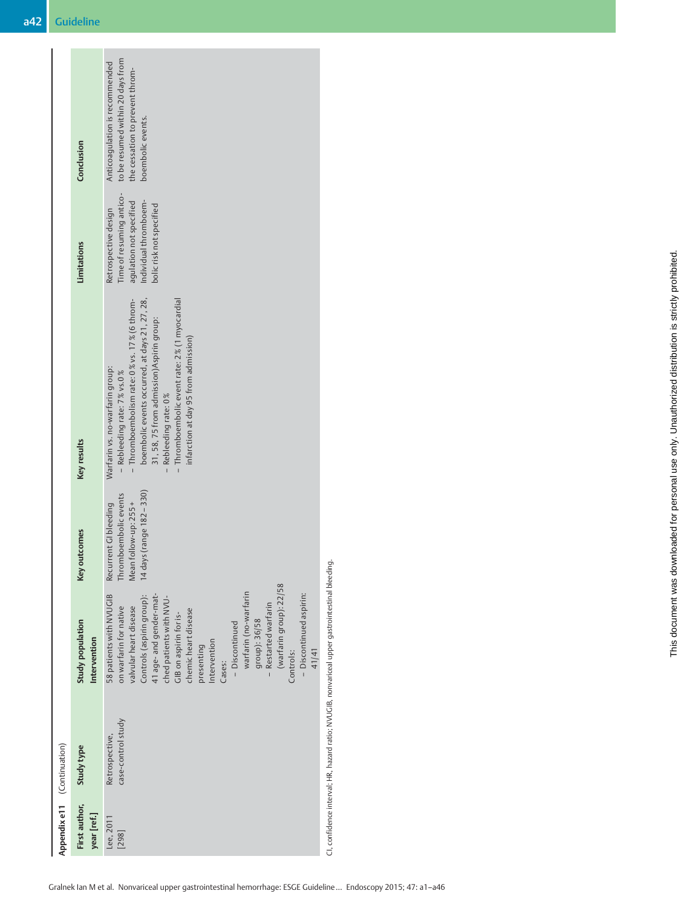**Appendix e11** (Continuation)

| First author, year [ref.] | Study type | Study population<br>Intervention | Key outcomes | Key results | Limitations | Conclusion |
|---|---|---|---|---|---|---|
| Lee, 2011 [298] | Retrospective, case-control study | 58 patients with NVUGIB on warfarin for native valvular heart disease<br>Controls (aspirin group): 41 age- and gender-matched patients with NVUGIB on aspirin for ischemic heart disease presenting<br>Intervention<br>Cases:<br>– Discontinued warfarin (no-warfarin group): 36/58<br>– Restarted warfarin (warfarin group): 22/58<br>Controls:<br>– Discontinued aspirin: 41/41 | Recurrent GI bleeding<br>Thromboembolic events<br>Mean follow-up: 255 + 14 days (range 182 – 330) | Warfarin vs. no-warfarin group:<br>– Rebleeding rate: 7 % vs. 0 %<br>– Thromboembolism rate: 0 % vs. 17 % (6 thromboembolic events occurred, at days 21, 27, 28, 31, 58, 75 from admission)Aspirin group:<br>– Rebleeding rate: 0 %<br>– Thromboembolic event rate: 2 % (1 myocardial infarction at day 95 from admission) | Retrospective design<br>Time of resuming anticoagulation not specified<br>Individual thromboembolic risk not specified | Anticoagulation is recommended to be resumed within 20 days from the cessation to prevent thromboembolic events. |

CI, confidence interval; HR, hazard ratio; NVUGIB, nonvariceal upper gastrointestinal bleeding.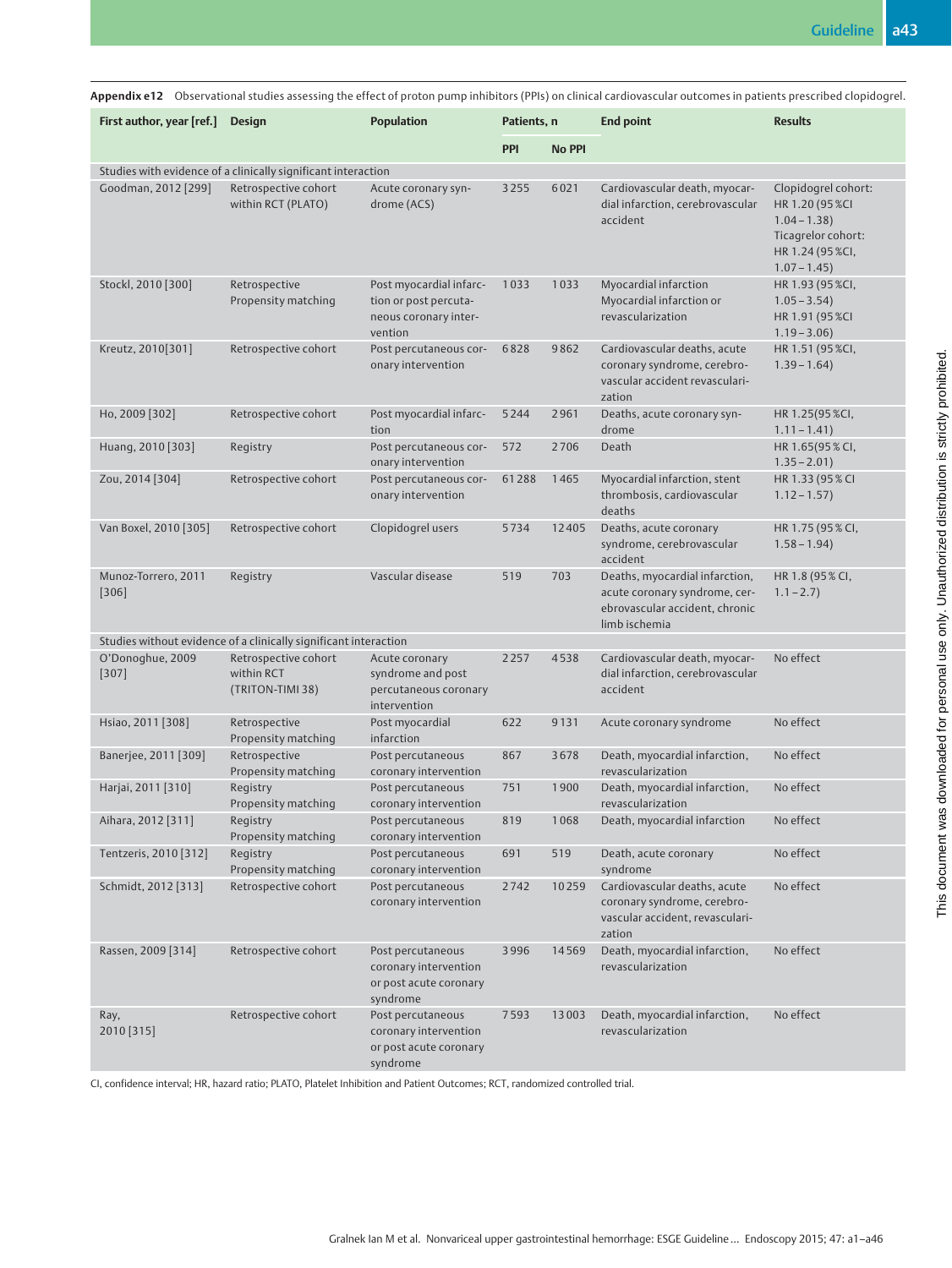**Appendix e12** Observational studies assessing the effect of proton pump inhibitors (PPIs) on clinical cardiovascular outcomes in patients prescribed clopidogrel.

| First author, year [ref.] | Design | Population | Patients, n | | End point | Results |
|---|---|---|---|---|---|---|
| | | | PPI | No PPI | | |
| Studies with evidence of a clinically significant interaction | | | | | | |
| Goodman, 2012 [299] | Retrospective cohort within RCT (PLATO) | Acute coronary syndrome (ACS) | 3255 | 6021 | Cardiovascular death, myocardial infarction, cerebrovascular accident | Clopidogrel cohort: HR 1.20 (95 %CI 1.04 – 1.38) Ticagrelor cohort: HR 1.24 (95 %CI, 1.07 – 1.45) |
| Stockl, 2010 [300] | Retrospective Propensity matching | Post myocardial infarction or post percutaneous coronary intervention | 1033 | 1033 | Myocardial infarction Myocardial infarction or revascularization | HR 1.93 (95 %CI, 1.05 – 3.54) HR 1.91 (95 %CI 1.19 – 3.06) |
| Kreutz, 2010[301] | Retrospective cohort | Post percutaneous coronary intervention | 6828 | 9862 | Cardiovascular deaths, acute coronary syndrome, cerebrovascular accident revascularization | HR 1.51 (95 %CI, 1.39 – 1.64) |
| Ho, 2009 [302] | Retrospective cohort | Post myocardial infarction | 5244 | 2961 | Deaths, acute coronary syndrome | HR 1.25(95 %CI, 1.11 – 1.41) |
| Huang, 2010 [303] | Registry | Post percutaneous coronary intervention | 572 | 2706 | Death | HR 1.65(95 % CI, 1.35 – 2.01) |
| Zou, 2014 [304] | Retrospective cohort | Post percutaneous coronary intervention | 61288 | 1465 | Myocardial infarction, stent thrombosis, cardiovascular deaths | HR 1.33 (95 % CI 1.12 – 1.57) |
| Van Boxel, 2010 [305] | Retrospective cohort | Clopidogrel users | 5734 | 12405 | Deaths, acute coronary syndrome, cerebrovascular accident | HR 1.75 (95 % CI, 1.58 – 1.94) |
| Munoz-Torrero, 2011 [306] | Registry | Vascular disease | 519 | 703 | Deaths, myocardial infarction, acute coronary syndrome, cerebrovascular accident, chronic limb ischemia | HR 1.8 (95 % CI, 1.1 – 2.7) |
| Studies without evidence of a clinically significant interaction | | | | | | |
| O'Donoghue, 2009 [307] | Retrospective cohort within RCT (TRITON-TIMI 38) | Acute coronary syndrome and post percutaneous coronary intervention | 2257 | 4538 | Cardiovascular death, myocardial infarction, cerebrovascular accident | No effect |
| Hsiao, 2011 [308] | Retrospective Propensity matching | Post myocardial infarction | 622 | 9131 | Acute coronary syndrome | No effect |
| Banerjee, 2011 [309] | Retrospective Propensity matching | Post percutaneous coronary intervention | 867 | 3678 | Death, myocardial infarction, revascularization | No effect |
| Harjai, 2011 [310] | Registry Propensity matching | Post percutaneous coronary intervention | 751 | 1900 | Death, myocardial infarction, revascularization | No effect |
| Aihara, 2012 [311] | Registry Propensity matching | Post percutaneous coronary intervention | 819 | 1068 | Death, myocardial infarction | No effect |
| Tentzeris, 2010 [312] | Registry Propensity matching | Post percutaneous coronary intervention | 691 | 519 | Death, acute coronary syndrome | No effect |
| Schmidt, 2012 [313] | Retrospective cohort | Post percutaneous coronary intervention | 2742 | 10259 | Cardiovascular deaths, acute coronary syndrome, cerebrovascular accident, revascularization | No effect |
| Rassen, 2009 [314] | Retrospective cohort | Post percutaneous coronary intervention or post acute coronary syndrome | 3996 | 14569 | Death, myocardial infarction, revascularization | No effect |
| Ray, 2010 [315] | Retrospective cohort | Post percutaneous coronary intervention or post acute coronary syndrome | 7593 | 13003 | Death, myocardial infarction, revascularization | No effect |

CI, confidence interval; HR, hazard ratio; PLATO, Platelet Inhibition and Patient Outcomes; RCT, randomized controlled trial.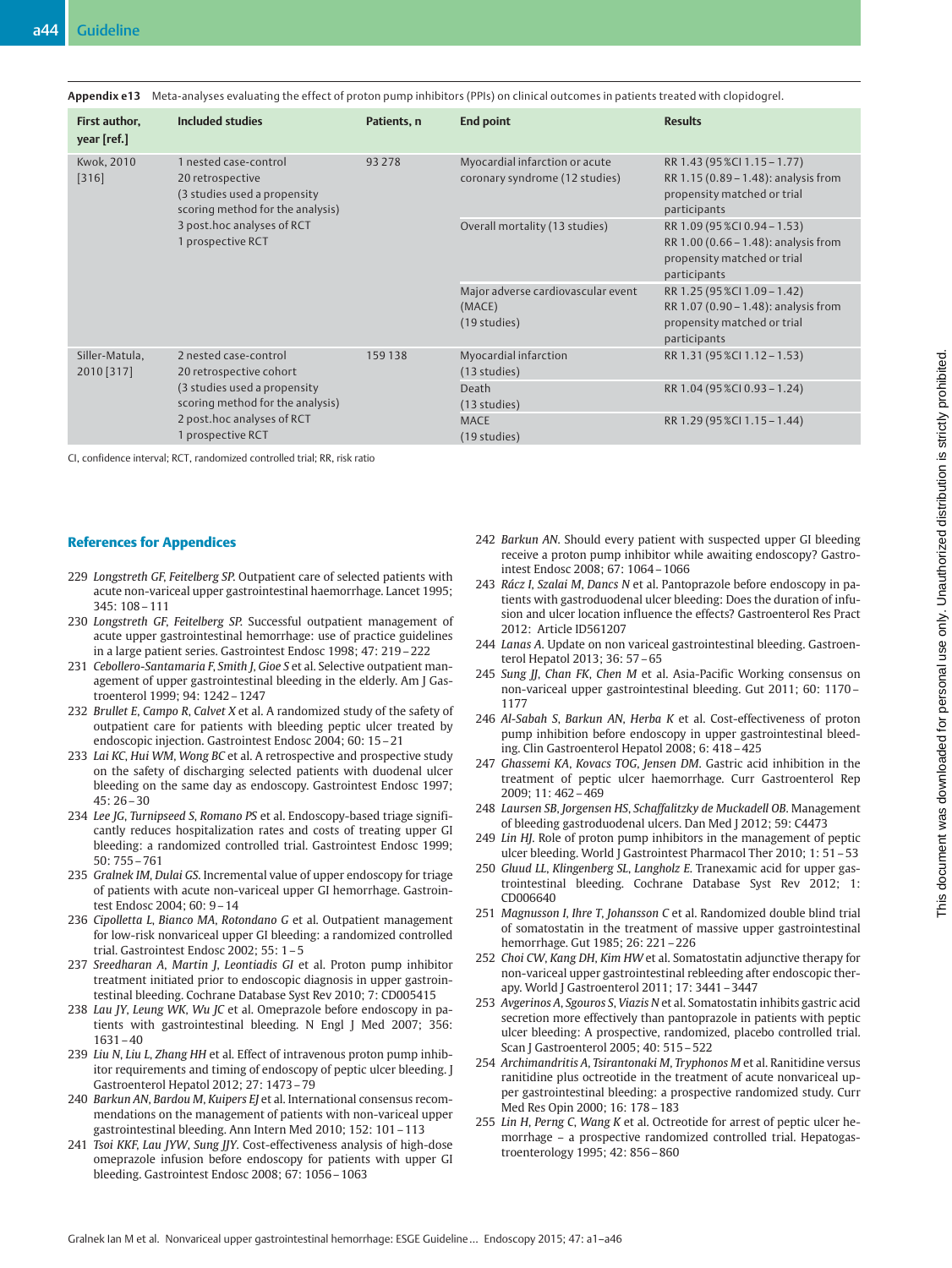**Appendix e13** Meta-analyses evaluating the effect of proton pump inhibitors (PPIs) on clinical outcomes in patients treated with clopidogrel.

| First author, year [ref.] | Included studies | Patients, n | End point | Results |
|---|---|---|---|---|
| Kwok, 2010 [316] | 1 nested case-control<br>20 retrospective<br>(3 studies used a propensity scoring method for the analysis)<br>3 post.hoc analyses of RCT<br>1 prospective RCT | 93 278 | Myocardial infarction or acute coronary syndrome (12 studies) | RR 1.43 (95 %CI 1.15 – 1.77)<br>RR 1.15 (0.89 – 1.48): analysis from propensity matched or trial participants |
| | | | Overall mortality (13 studies) | RR 1.09 (95 %CI 0.94 – 1.53)<br>RR 1.00 (0.66 – 1.48): analysis from propensity matched or trial participants |
| | | | Major adverse cardiovascular event (MACE)<br>(19 studies) | RR 1.25 (95 %CI 1.09 – 1.42)<br>RR 1.07 (0.90 – 1.48): analysis from propensity matched or trial participants |
| Siller-Matula, 2010 [317] | 2 nested case-control<br>20 retrospective cohort<br>(3 studies used a propensity scoring method for the analysis)<br>2 post.hoc analyses of RCT<br>1 prospective RCT | 159 138 | Myocardial infarction<br>(13 studies) | RR 1.31 (95 %CI 1.12 – 1.53) |
| | | | Death<br>(13 studies) | RR 1.04 (95 %CI 0.93 – 1.24) |
| | | | MACE<br>(19 studies) | RR 1.29 (95 %CI 1.15 – 1.44) |

CI, confidence interval; RCT, randomized controlled trial; RR, risk ratio

## References for Appendices

229 *Longstreth GF, Feitelberg SP.* Outpatient care of selected patients with acute non-variceal upper gastrointestinal haemorrhage. Lancet 1995; 345: 108 – 111

230 *Longstreth GF, Feitelberg SP.* Successful outpatient management of acute upper gastrointestinal hemorrhage: use of practice guidelines in a large patient series. Gastrointest Endosc 1998; 47: 219 – 222

231 *Cebollero-Santamaria F, Smith J, Gioe S* et al. Selective outpatient management of upper gastrointestinal bleeding in the elderly. Am J Gastroenterol 1999; 94: 1242 – 1247

232 *Brullet E, Campo R, Calvet X* et al. A randomized study of the safety of outpatient care for patients with bleeding peptic ulcer treated by endoscopic injection. Gastrointest Endosc 2004; 60: 15 – 21

233 *Lai KC, Hui WM, Wong BC* et al. A retrospective and prospective study on the safety of discharging selected patients with duodenal ulcer bleeding on the same day as endoscopy. Gastrointest Endosc 1997; 45: 26 – 30

234 *Lee JG, Turnipseed S, Romano PS* et al. Endoscopy-based triage significantly reduces hospitalization rates and costs of treating upper GI bleeding: a randomized controlled trial. Gastrointest Endosc 1999; 50: 755 – 761

235 *Gralnek IM, Dulai GS.* Incremental value of upper endoscopy for triage of patients with acute non-variceal upper GI hemorrhage. Gastrointest Endosc 2004; 60: 9 – 14

236 *Cipolletta L, Bianco MA, Rotondano G* et al. Outpatient management for low-risk nonvariceal upper GI bleeding: a randomized controlled trial. Gastrointest Endosc 2002; 55: 1 – 5

237 *Sreedharan A, Martin J, Leontiadis GI* et al. Proton pump inhibitor treatment initiated prior to endoscopic diagnosis in upper gastrointestinal bleeding. Cochrane Database Syst Rev 2010; 7: CD005415

238 *Lau JY, Leung WK, Wu JC* et al. Omeprazole before endoscopy in patients with gastrointestinal bleeding. N Engl J Med 2007; 356: 1631 – 40

239 *Liu N, Liu L, Zhang HH* et al. Effect of intravenous proton pump inhibitor requirements and timing of endoscopy of peptic ulcer bleeding. J Gastroenterol Hepatol 2012; 27: 1473 – 79

240 *Barkun AN, Bardou M, Kuipers EJ* et al. International consensus recommendations on the management of patients with non-variceal upper gastrointestinal bleeding. Ann Intern Med 2010; 152: 101 – 113

241 *Tsoi KKF, Lau JYW, Sung JJY.* Cost-effectiveness analysis of high-dose omeprazole infusion before endoscopy for patients with upper GI bleeding. Gastrointest Endosc 2008; 67: 1056 – 1063

242 *Barkun AN.* Should every patient with suspected upper GI bleeding receive a proton pump inhibitor while awaiting endoscopy? Gastrointest Endosc 2008; 67: 1064 – 1066

243 *Rácz I, Szalai M, Dancs N* et al. Pantoprazole before endoscopy in patients with gastroduodenal ulcer bleeding: Does the duration of infusion and ulcer location influence the effects? Gastroenterol Res Pract 2012: Article ID561207

244 *Lanas A.* Update on non variceal gastrointestinal bleeding. Gastroenterol Hepatol 2013; 36: 57 – 65

245 *Sung JJ, Chan FK, Chen M* et al. Asia-Pacific Working consensus on non-variceal upper gastrointestinal bleeding. Gut 2011; 60: 1170 – 1177

246 *Al-Sabah S, Barkun AN, Herba K* et al. Cost-effectiveness of proton pump inhibition before endoscopy in upper gastrointestinal bleeding. Clin Gastroenterol Hepatol 2008; 6: 418 – 425

247 *Ghassemi KA, Kovacs TOG, Jensen DM.* Gastric acid inhibition in the treatment of peptic ulcer haemorrhage. Curr Gastroenterol Rep 2009; 11: 462 – 469

248 *Laursen SB, Jorgensen HS, Schaffalitzky de Muckadell OB.* Management of bleeding gastroduodenal ulcers. Dan Med J 2012; 59: C4473

249 *Lin HJ.* Role of proton pump inhibitors in the management of peptic ulcer bleeding. World J Gastrointest Pharmacol Ther 2010; 1: 51 – 53

250 *Gluud LL, Klingenberg SL, Langholz E.* Tranexamic acid for upper gastrointestinal bleeding. Cochrane Database Syst Rev 2012; 1: CD006640

251 *Magnusson I, Ihre T, Johansson C* et al. Randomized double blind trial of somatostatin in the treatment of massive upper gastrointestinal hemorrhage. Gut 1985; 26: 221 – 226

252 *Choi CW, Kang DH, Kim HW* et al. Somatostatin adjunctive therapy for non-variceal upper gastrointestinal rebleeding after endoscopic therapy. World J Gastroenterol 2011; 17: 3441 – 3447

253 *Avgerinos A, Sgouros S, Viazis N* et al. Somatostatin inhibits gastric acid secretion more effectively than pantoprazole in patients with peptic ulcer bleeding: A prospective, randomized, placebo controlled trial. Scan J Gastroenterol 2005; 40: 515 – 522

254 *Archimandritis A, Tsirantonaki M, Tryphonos M* et al. Ranitidine versus ranitidine plus octreotide in the treatment of acute nonvariceal upper gastrointestinal bleeding: a prospective randomized study. Curr Med Res Opin 2000; 16: 178 – 183

255 *Lin H, Perng C, Wang K* et al. Octreotide for arrest of peptic ulcer hemorrhage – a prospective randomized controlled trial. Hepatogastroenterology 1995; 42: 856 – 860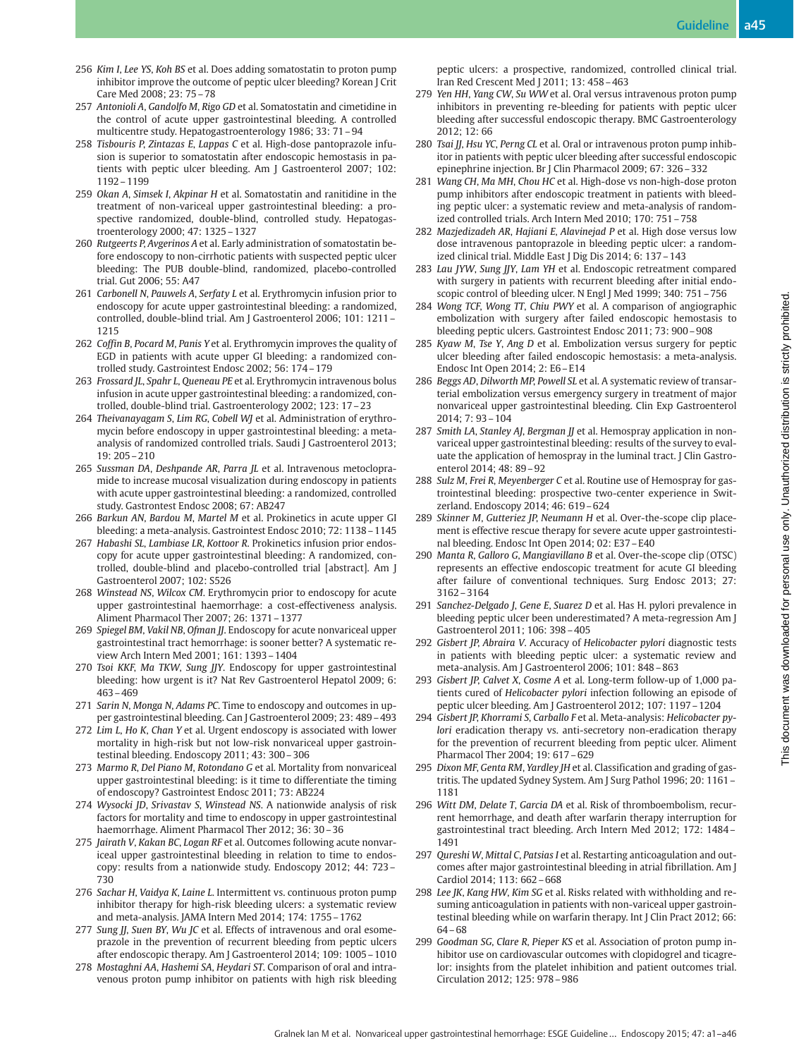256 *Kim I, Lee YS, Koh BS* et al. Does adding somatostatin to proton pump inhibitor improve the outcome of peptic ulcer bleeding? Korean J Crit Care Med 2008; 23: 75 – 78

257 *Antonioli A, Gandolfo M, Rigo GD* et al. Somatostatin and cimetidine in the control of acute upper gastrointestinal bleeding. A controlled multicentre study. Hepatogastroenterology 1986; 33: 71 – 94

258 *Tisbouris P, Zintazas E, Lappas C* et al. High-dose pantoprazole infusion is superior to somatostatin after endoscopic hemostasis in patients with peptic ulcer bleeding. Am J Gastroenterol 2007; 102: 1192 – 1199

259 *Okan A, Simsek I, Akpinar H* et al. Somatostatin and ranitidine in the treatment of non-variceal upper gastrointestinal bleeding: a prospective randomized, double-blind, controlled study. Hepatogastroenterology 2000; 47: 1325 – 1327

260 *Rutgeerts P, Avgerinos A* et al. Early administration of somatostatin before endoscopy to non-cirrhotic patients with suspected peptic ulcer bleeding: The PUB double-blind, randomized, placebo-controlled trial. Gut 2006; 55: A47

261 *Carbonell N, Pauwels A, Serfaty L* et al. Erythromycin infusion prior to endoscopy for acute upper gastrointestinal bleeding: a randomized, controlled, double-blind trial. Am J Gastroenterol 2006; 101: 1211 – 1215

262 *Coffin B, Pocard M, Panis Y* et al. Erythromycin improves the quality of EGD in patients with acute upper GI bleeding: a randomized controlled study. Gastrointest Endosc 2002; 56: 174 – 179

263 *Frossard JL, Spahr L, Queneau PE* et al. Erythromycin intravenous bolus infusion in acute upper gastrointestinal bleeding: a randomized, controlled, double-blind trial. Gastroenterology 2002; 123: 17 – 23

264 *Theivanayagam S, Lim RG, Cobell WJ* et al. Administration of erythromycin before endoscopy in upper gastrointestinal bleeding: a meta-analysis of randomized controlled trials. Saudi J Gastroenterol 2013; 19: 205 – 210

265 *Sussman DA, Deshpande AR, Parra JL* et al. Intravenous metoclopramide to increase mucosal visualization during endoscopy in patients with acute upper gastrointestinal bleeding: a randomized, controlled study. Gastrontest Endosc 2008; 67: AB247

266 *Barkun AN, Bardou M, Martel M* et al. Prokinetics in acute upper GI bleeding: a meta-analysis. Gastrointest Endosc 2010; 72: 1138 – 1145

267 *Habashi SL, Lambiase LR, Kottoor R.* Prokinetics infusion prior endoscopy for acute upper gastrointestinal bleeding: A randomized, controlled, double-blind and placebo-controlled trial [abstract]. Am J Gastroenterol 2007; 102: S526

268 *Winstead NS, Wilcox CM.* Erythromycin prior to endoscopy for acute upper gastrointestinal haemorrhage: a cost-effectiveness analysis. Aliment Pharmacol Ther 2007; 26: 1371 – 1377

269 *Spiegel BM, Vakil NB, Ofman JJ.* Endoscopy for acute nonvariceal upper gastrointestinal tract hemorrhage: is sooner better? A systematic review Arch Intern Med 2001; 161: 1393 – 1404

270 *Tsoi KKF, Ma TKW, Sung JJY.* Endoscopy for upper gastrointestinal bleeding: how urgent is it? Nat Rev Gastroenterol Hepatol 2009; 6: 463 – 469

271 *Sarin N, Monga N, Adams PC.* Time to endoscopy and outcomes in upper gastrointestinal bleeding. Can J Gastroenterol 2009; 23: 489 – 493

272 *Lim L, Ho K, Chan Y* et al. Urgent endoscopy is associated with lower mortality in high-risk but not low-risk nonvariceal upper gastrointestinal bleeding. Endoscopy 2011; 43: 300 – 306

273 *Marmo R, Del Piano M, Rotondano G* et al. Mortality from nonvariceal upper gastrointestinal bleeding: is it time to differentiate the timing of endoscopy? Gastrointest Endosc 2011; 73: AB224

274 *Wysocki JD, Srivastav S, Winstead NS.* A nationwide analysis of risk factors for mortality and time to endoscopy in upper gastrointestinal haemorrhage. Aliment Pharmacol Ther 2012; 36: 30 – 36

275 *Jairath V, Kakan BC, Logan RF* et al. Outcomes following acute nonvariceal upper gastrointestinal bleeding in relation to time to endoscopy: results from a nationwide study. Endoscopy 2012; 44: 723 – 730

276 *Sachar H, Vaidya K, Laine L.* Intermittent vs. continuous proton pump inhibitor therapy for high-risk bleeding ulcers: a systematic review and meta-analysis. JAMA Intern Med 2014; 174: 1755 – 1762

277 *Sung JJ, Suen BY, Wu JC* et al. Effects of intravenous and oral esomeprazole in the prevention of recurrent bleeding from peptic ulcers after endoscopic therapy. Am J Gastroenterol 2014; 109: 1005 – 1010

278 *Mostaghni AA, Hashemi SA, Heydari ST.* Comparison of oral and intravenous proton pump inhibitor on patients with high risk bleeding peptic ulcers: a prospective, randomized, controlled clinical trial. Iran Red Crescent Med J 2011; 13: 458 – 463

279 *Yen HH, Yang CW, Su WW* et al. Oral versus intravenous proton pump inhibitors in preventing re-bleeding for patients with peptic ulcer bleeding after successful endoscopic therapy. BMC Gastroenterology 2012; 12: 66

280 *Tsai JJ, Hsu YC, Perng CL* et al. Oral or intravenous proton pump inhibitor in patients with peptic ulcer bleeding after successful endoscopic epinephrine injection. Br J Clin Pharmacol 2009; 67: 326 – 332

281 *Wang CH, Ma MH, Chou HC* et al. High-dose vs non-high-dose proton pump inhibitors after endoscopic treatment in patients with bleeding peptic ulcer: a systematic review and meta-analysis of randomized controlled trials. Arch Intern Med 2010; 170: 751 – 758

282 *Mazjedizadeh AR, Hajiani E, Alavinejad P* et al. High dose versus low dose intravenous pantoprazole in bleeding peptic ulcer: a randomized clinical trial. Middle East J Dig Dis 2014; 6: 137 – 143

283 *Lau JYW, Sung JJY, Lam YH* et al. Endoscopic retreatment compared with surgery in patients with recurrent bleeding after initial endoscopic control of bleeding ulcer. N Engl J Med 1999; 340: 751 – 756

284 *Wong TCF, Wong TT, Chiu PWY* et al. A comparison of angiographic embolization with surgery after failed endoscopic hemostasis to bleeding peptic ulcers. Gastrointest Endosc 2011; 73: 900 – 908

285 *Kyaw M, Tse Y, Ang D* et al. Embolization versus surgery for peptic ulcer bleeding after failed endoscopic hemostasis: a meta-analysis. Endosc Int Open 2014; 2: E6 – E14

286 *Beggs AD, Dilworth MP, Powell SL* et al. A systematic review of transarterial embolization versus emergency surgery in treatment of major nonvariceal upper gastrointestinal bleeding. Clin Exp Gastroenterol 2014; 7: 93 – 104

287 *Smith LA, Stanley AJ, Bergman JJ* et al. Hemospray application in nonvariceal upper gastrointestinal bleeding: results of the survey to evaluate the application of hemospray in the luminal tract. J Clin Gastroenterol 2014; 48: 89 – 92

288 *Sulz M, Frei R, Meyenberger C* et al. Routine use of Hemospray for gastrointestinal bleeding: prospective two-center experience in Switzerland. Endoscopy 2014; 46: 619 – 624

289 *Skinner M, Gutteriez JP, Neumann H* et al. Over-the-scope clip placement is effective rescue therapy for severe acute upper gastrointestinal bleeding. Endosc Int Open 2014; 02: E37 – E40

290 *Manta R, Galloro G, Mangiavillano B* et al. Over-the-scope clip (OTSC) represents an effective endoscopic treatment for acute GI bleeding after failure of conventional techniques. Surg Endosc 2013; 27: 3162 – 3164

291 *Sanchez-Delgado J, Gene E, Suarez D* et al. Has H. pylori prevalence in bleeding peptic ulcer been underestimated? A meta-regression Am J Gastroenterol 2011; 106: 398 – 405

292 *Gisbert JP, Abraira V.* Accuracy of *Helicobacter pylori* diagnostic tests in patients with bleeding peptic ulcer: a systematic review and meta-analysis. Am J Gastroenterol 2006; 101: 848 – 863

293 *Gisbert JP, Calvet X, Cosme A* et al. Long-term follow-up of 1,000 patients cured of *Helicobacter pylori* infection following an episode of peptic ulcer bleeding. Am J Gastroenterol 2012; 107: 1197 – 1204

294 *Gisbert JP, Khorrami S, Carballo F* et al. Meta-analysis: *Helicobacter pylori* eradication therapy vs. anti-secretory non-eradication therapy for the prevention of recurrent bleeding from peptic ulcer. Aliment Pharmacol Ther 2004; 19: 617 – 629

295 *Dixon MF, Genta RM, Yardley JH* et al. Classification and grading of gastritis. The updated Sydney System. Am J Surg Pathol 1996; 20: 1161 – 1181

296 *Witt DM, Delate T, Garcia DA* et al. Risk of thromboembolism, recurrent hemorrhage, and death after warfarin therapy interruption for gastrointestinal tract bleeding. Arch Intern Med 2012; 172: 1484 – 1491

297 *Qureshi W, Mittal C, Patsias I* et al. Restarting anticoagulation and outcomes after major gastrointestinal bleeding in atrial fibrillation. Am J Cardiol 2014; 113: 662 – 668

298 *Lee JK, Kang HW, Kim SG* et al. Risks related with withholding and resuming anticoagulation in patients with non-variceal upper gastrointestinal bleeding while on warfarin therapy. Int J Clin Pract 2012; 66: 64 – 68

299 *Goodman SG, Clare R, Pieper KS* et al. Association of proton pump inhibitor use on cardiovascular outcomes with clopidogrel and ticagrelor: insights from the platelet inhibition and patient outcomes trial. Circulation 2012; 125: 978 – 986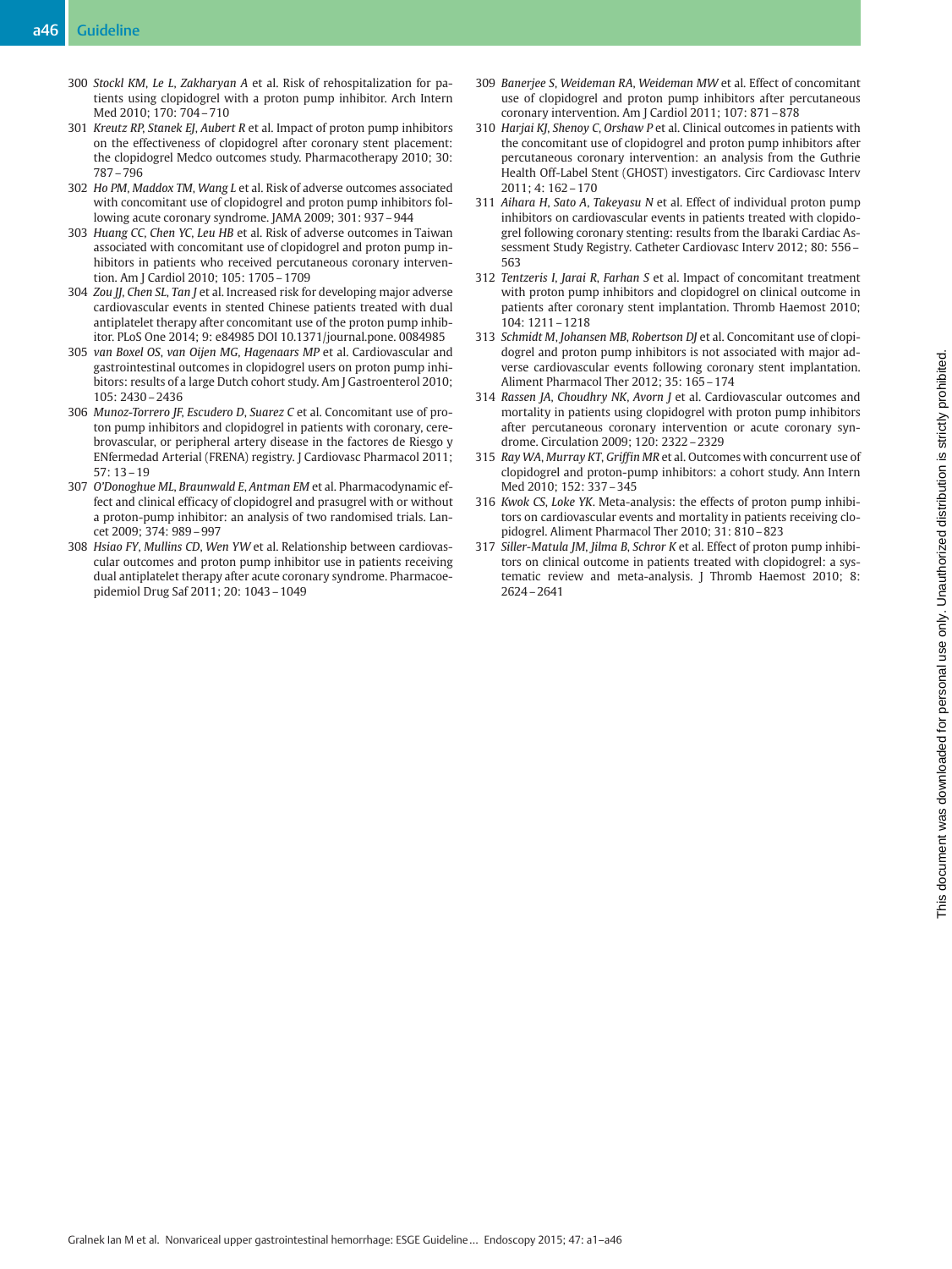300 *Stockl KM, Le L, Zakharyan A* et al. Risk of rehospitalization for patients using clopidogrel with a proton pump inhibitor. Arch Intern Med 2010; 170: 704 – 710

301 *Kreutz RP, Stanek EJ, Aubert R* et al. Impact of proton pump inhibitors on the effectiveness of clopidogrel after coronary stent placement: the clopidogrel Medco outcomes study. Pharmacotherapy 2010; 30: 787 – 796

302 *Ho PM, Maddox TM, Wang L* et al. Risk of adverse outcomes associated with concomitant use of clopidogrel and proton pump inhibitors following acute coronary syndrome. JAMA 2009; 301: 937 – 944

303 *Huang CC, Chen YC, Leu HB* et al. Risk of adverse outcomes in Taiwan associated with concomitant use of clopidogrel and proton pump inhibitors in patients who received percutaneous coronary intervention. Am J Cardiol 2010; 105: 1705 – 1709

304 *Zou JJ, Chen SL, Tan J* et al. Increased risk for developing major adverse cardiovascular events in stented Chinese patients treated with dual antiplatelet therapy after concomitant use of the proton pump inhibitor. PLoS One 2014; 9: e84985 DOI 10.1371/journal.pone. 0084985

305 *van Boxel OS, van Oijen MG, Hagenaars MP* et al. Cardiovascular and gastrointestinal outcomes in clopidogrel users on proton pump inhibitors: results of a large Dutch cohort study. Am J Gastroenterol 2010; 105: 2430 – 2436

306 *Munoz-Torrero JF, Escudero D, Suarez C* et al. Concomitant use of proton pump inhibitors and clopidogrel in patients with coronary, cerebrovascular, or peripheral artery disease in the factores de Riesgo y ENfermedad Arterial (FRENA) registry. J Cardiovasc Pharmacol 2011; 57: 13 – 19

307 *O'Donoghue ML, Braunwald E, Antman EM* et al. Pharmacodynamic effect and clinical efficacy of clopidogrel and prasugrel with or without a proton-pump inhibitor: an analysis of two randomised trials. Lancet 2009; 374: 989 – 997

308 *Hsiao FY, Mullins CD, Wen YW* et al. Relationship between cardiovascular outcomes and proton pump inhibitor use in patients receiving dual antiplatelet therapy after acute coronary syndrome. Pharmacoepidemiol Drug Saf 2011; 20: 1043 – 1049

309 *Banerjee S, Weideman RA, Weideman MW* et al. Effect of concomitant use of clopidogrel and proton pump inhibitors after percutaneous coronary intervention. Am J Cardiol 2011; 107: 871 – 878

310 *Harjai KJ, Shenoy C, Orshaw P* et al. Clinical outcomes in patients with the concomitant use of clopidogrel and proton pump inhibitors after percutaneous coronary intervention: an analysis from the Guthrie Health Off-Label Stent (GHOST) investigators. Circ Cardiovasc Interv 2011; 4: 162 – 170

311 *Aihara H, Sato A, Takeyasu N* et al. Effect of individual proton pump inhibitors on cardiovascular events in patients treated with clopidogrel following coronary stenting: results from the Ibaraki Cardiac Assessment Study Registry. Catheter Cardiovasc Interv 2012; 80: 556 – 563

312 *Tentzeris I, Jarai R, Farhan S* et al. Impact of concomitant treatment with proton pump inhibitors and clopidogrel on clinical outcome in patients after coronary stent implantation. Thromb Haemost 2010; 104: 1211 – 1218

313 *Schmidt M, Johansen MB, Robertson DJ* et al. Concomitant use of clopidogrel and proton pump inhibitors is not associated with major adverse cardiovascular events following coronary stent implantation. Aliment Pharmacol Ther 2012; 35: 165 – 174

314 *Rassen JA, Choudhry NK, Avorn J* et al. Cardiovascular outcomes and mortality in patients using clopidogrel with proton pump inhibitors after percutaneous coronary intervention or acute coronary syndrome. Circulation 2009; 120: 2322 – 2329

315 *Ray WA, Murray KT, Griffin MR* et al. Outcomes with concurrent use of clopidogrel and proton-pump inhibitors: a cohort study. Ann Intern Med 2010; 152: 337 – 345

316 *Kwok CS, Loke YK*. Meta-analysis: the effects of proton pump inhibitors on cardiovascular events and mortality in patients receiving clopidogrel. Aliment Pharmacol Ther 2010; 31: 810 – 823

317 *Siller-Matula JM, Jilma B, Schror K* et al. Effect of proton pump inhibitors on clinical outcome in patients treated with clopidogrel: a systematic review and meta-analysis. J Thromb Haemost 2010; 8: 2624 – 2641